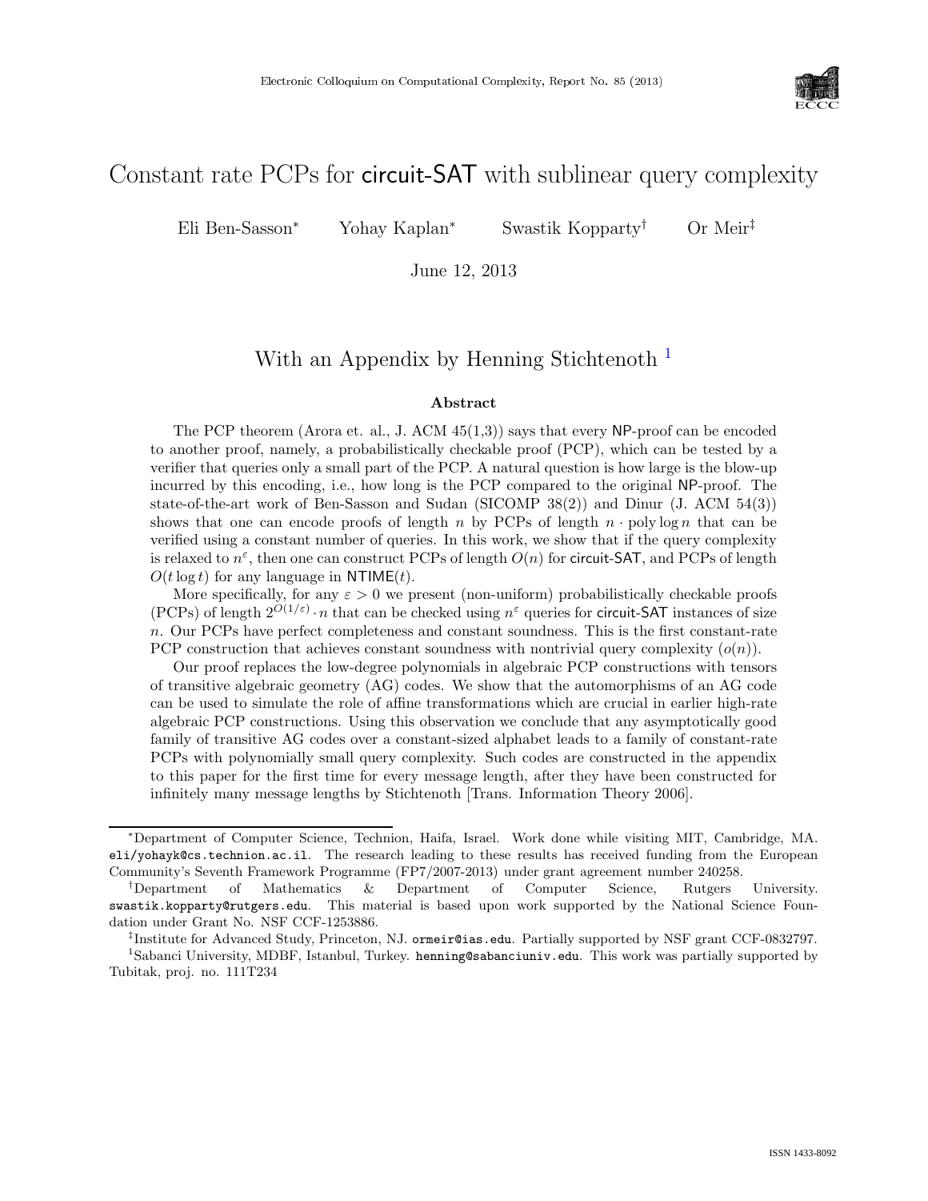# Constant rate PCPs for circuit-SAT with sublinear query complexity

Eli Ben-Sasson[*] Yohay Kaplan[*] Swastik Kopparty[†] Or Meir[‡]

June 12, 2013

## With an Appendix by Henning Stichtenoth [1]

### Abstract

The PCP theorem (Arora et. al., J. ACM 45(1,3)) says that every NP-proof can be encoded to another proof, namely, a probabilistically checkable proof (PCP), which can be tested by a verifier that queries only a small part of the PCP. A natural question is how large is the blow-up incurred by this encoding, i.e., how long is the PCP compared to the original NP-proof. The state-of-the-art work of Ben-Sasson and Sudan (SICOMP 38(2)) and Dinur (J. ACM 54(3)) shows that one can encode proofs of length $n$ by PCPs of length $n \cdot \mathrm{poly}\log n$ that can be verified using a constant number of queries. In this work, we show that if the query complexity is relaxed to $n^{\varepsilon}$, then one can construct PCPs of length $O(n)$ for circuit-SAT, and PCPs of length $O(t \log t)$ for any language in $\mathsf{NTIME}(t)$.

More specifically, for any $\varepsilon > 0$ we present (non-uniform) probabilistically checkable proofs (PCPs) of length $2^{O(1/\varepsilon)} \cdot n$ that can be checked using $n^{\varepsilon}$ queries for circuit-SAT instances of size $n$. Our PCPs have perfect completeness and constant soundness. This is the first constant-rate PCP construction that achieves constant soundness with nontrivial query complexity ($o(n)$).

Our proof replaces the low-degree polynomials in algebraic PCP constructions with tensors of transitive algebraic geometry (AG) codes. We show that the automorphisms of an AG code can be used to simulate the role of affine transformations which are crucial in earlier high-rate algebraic PCP constructions. Using this observation we conclude that any asymptotically good family of transitive AG codes over a constant-sized alphabet leads to a family of constant-rate PCPs with polynomially small query complexity. Such codes are constructed in the appendix to this paper for the first time for every message length, after they have been constructed for infinitely many message lengths by Stichtenoth [Trans. Information Theory 2006].

---

[*] Department of Computer Science, Technion, Haifa, Israel. Work done while visiting MIT, Cambridge, MA. eli/yohayk@cs.technion.ac.il. The research leading to these results has received funding from the European Community's Seventh Framework Programme (FP7/2007-2013) under grant agreement number 240258.

[†] Department of Mathematics & Department of Computer Science, Rutgers University. swastik.kopparty@rutgers.edu. This material is based upon work supported by the National Science Foundation under Grant No. NSF CCF-1253886.

[‡] Institute for Advanced Study, Princeton, NJ. ormeir@ias.edu. Partially supported by NSF grant CCF-0832797.

[1] Sabanci University, MDBF, Istanbul, Turkey. henning@sabanciuniv.edu. This work was partially supported by Tubitak, proj. no. 111T234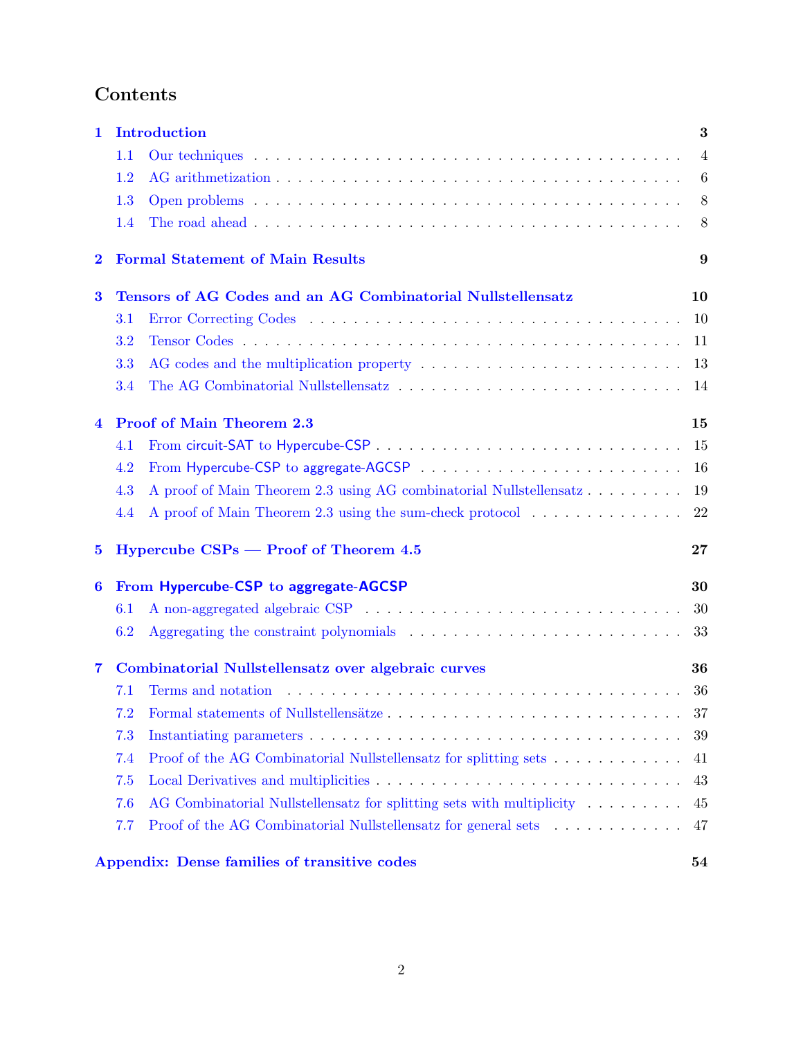# Contents

**1 Introduction** — 3
- 1.1 Our techniques — 4
- 1.2 AG arithmetization — 6
- 1.3 Open problems — 8
- 1.4 The road ahead — 8

**2 Formal Statement of Main Results** — 9

**3 Tensors of AG Codes and an AG Combinatorial Nullstellensatz** — 10
- 3.1 Error Correcting Codes — 10
- 3.2 Tensor Codes — 11
- 3.3 AG codes and the multiplication property — 13
- 3.4 The AG Combinatorial Nullstellensatz — 14

**4 Proof of Main Theorem 2.3** — 15
- 4.1 From circuit-SAT to Hypercube-CSP — 15
- 4.2 From Hypercube-CSP to aggregate-AGCSP — 16
- 4.3 A proof of Main Theorem 2.3 using AG combinatorial Nullstellensatz — 19
- 4.4 A proof of Main Theorem 2.3 using the sum-check protocol — 22

**5 Hypercube CSPs — Proof of Theorem 4.5** — 27

**6 From Hypercube-CSP to aggregate-AGCSP** — 30
- 6.1 A non-aggregated algebraic CSP — 30
- 6.2 Aggregating the constraint polynomials — 33

**7 Combinatorial Nullstellensatz over algebraic curves** — 36
- 7.1 Terms and notation — 36
- 7.2 Formal statements of Nullstellensätze — 37
- 7.3 Instantiating parameters — 39
- 7.4 Proof of the AG Combinatorial Nullstellensatz for splitting sets — 41
- 7.5 Local Derivatives and multiplicities — 43
- 7.6 AG Combinatorial Nullstellensatz for splitting sets with multiplicity — 45
- 7.7 Proof of the AG Combinatorial Nullstellensatz for general sets — 47

**Appendix: Dense families of transitive codes** — 54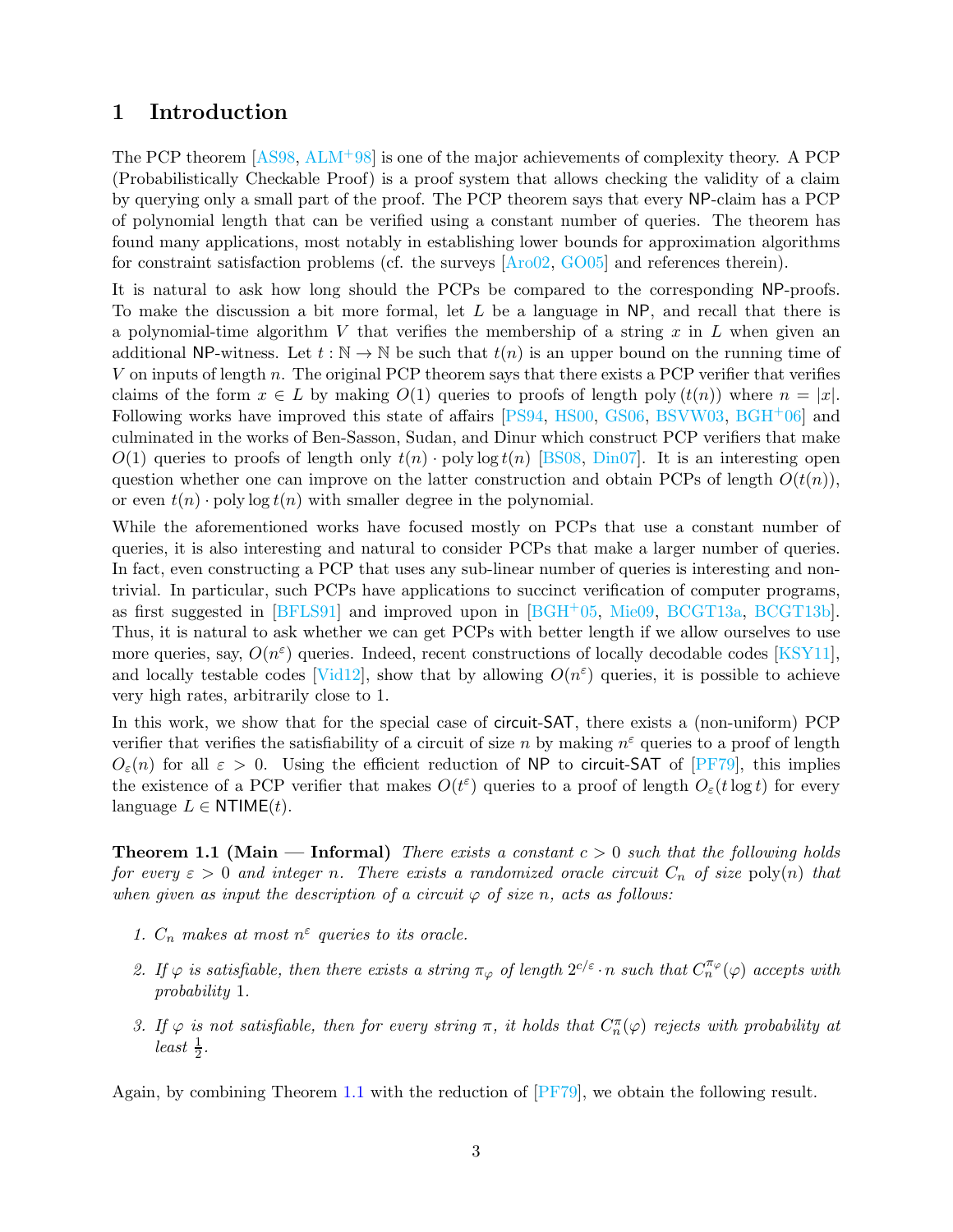# 1 Introduction

The PCP theorem [AS98, ALM+98] is one of the major achievements of complexity theory. A PCP (Probabilistically Checkable Proof) is a proof system that allows checking the validity of a claim by querying only a small part of the proof. The PCP theorem says that every NP-claim has a PCP of polynomial length that can be verified using a constant number of queries. The theorem has found many applications, most notably in establishing lower bounds for approximation algorithms for constraint satisfaction problems (cf. the surveys [Aro02, GO05] and references therein).

It is natural to ask how long should the PCPs be compared to the corresponding NP-proofs. To make the discussion a bit more formal, let $L$ be a language in NP, and recall that there is a polynomial-time algorithm $V$ that verifies the membership of a string $x$ in $L$ when given an additional NP-witness. Let $t : \mathbb{N} \to \mathbb{N}$ be such that $t(n)$ is an upper bound on the running time of $V$ on inputs of length $n$. The original PCP theorem says that there exists a PCP verifier that verifies claims of the form $x \in L$ by making $O(1)$ queries to proofs of length $\mathrm{poly}(t(n))$ where $n = |x|$. Following works have improved this state of affairs [PS94, HS00, GS06, BSVW03, BGH+06] and culminated in the works of Ben-Sasson, Sudan, and Dinur which construct PCP verifiers that make $O(1)$ queries to proofs of length only $t(n) \cdot \mathrm{poly}\log t(n)$ [BS08, Din07]. It is an interesting open question whether one can improve on the latter construction and obtain PCPs of length $O(t(n))$, or even $t(n) \cdot \mathrm{poly}\log t(n)$ with smaller degree in the polynomial.

While the aforementioned works have focused mostly on PCPs that use a constant number of queries, it is also interesting and natural to consider PCPs that make a larger number of queries. In fact, even constructing a PCP that uses any sub-linear number of queries is interesting and non-trivial. In particular, such PCPs have applications to succinct verification of computer programs, as first suggested in [BFLS91] and improved upon in [BGH+05, Mie09, BCGT13a, BCGT13b]. Thus, it is natural to ask whether we can get PCPs with better length if we allow ourselves to use more queries, say, $O(n^{\varepsilon})$ queries. Indeed, recent constructions of locally decodable codes [KSY11], and locally testable codes [Vid12], show that by allowing $O(n^{\varepsilon})$ queries, it is possible to achieve very high rates, arbitrarily close to 1.

In this work, we show that for the special case of circuit-SAT, there exists a (non-uniform) PCP verifier that verifies the satisfiability of a circuit of size $n$ by making $n^{\varepsilon}$ queries to a proof of length $O_{\varepsilon}(n)$ for all $\varepsilon > 0$. Using the efficient reduction of NP to circuit-SAT of [PF79], this implies the existence of a PCP verifier that makes $O(t^{\varepsilon})$ queries to a proof of length $O_{\varepsilon}(t \log t)$ for every language $L \in \mathsf{NTIME}(t)$.

**Theorem 1.1 (Main — Informal)** *There exists a constant $c > 0$ such that the following holds for every $\varepsilon > 0$ and integer $n$. There exists a randomized oracle circuit $C_n$ of size $\mathrm{poly}(n)$ that when given as input the description of a circuit $\varphi$ of size $n$, acts as follows:*

1. *$C_n$ makes at most $n^{\varepsilon}$ queries to its oracle.*
2. *If $\varphi$ is satisfiable, then there exists a string $\pi_{\varphi}$ of length $2^{c/\varepsilon} \cdot n$ such that $C_n^{\pi_{\varphi}}(\varphi)$ accepts with probability 1.*
3. *If $\varphi$ is not satisfiable, then for every string $\pi$, it holds that $C_n^{\pi}(\varphi)$ rejects with probability at least $\frac{1}{2}$.*

Again, by combining Theorem 1.1 with the reduction of [PF79], we obtain the following result.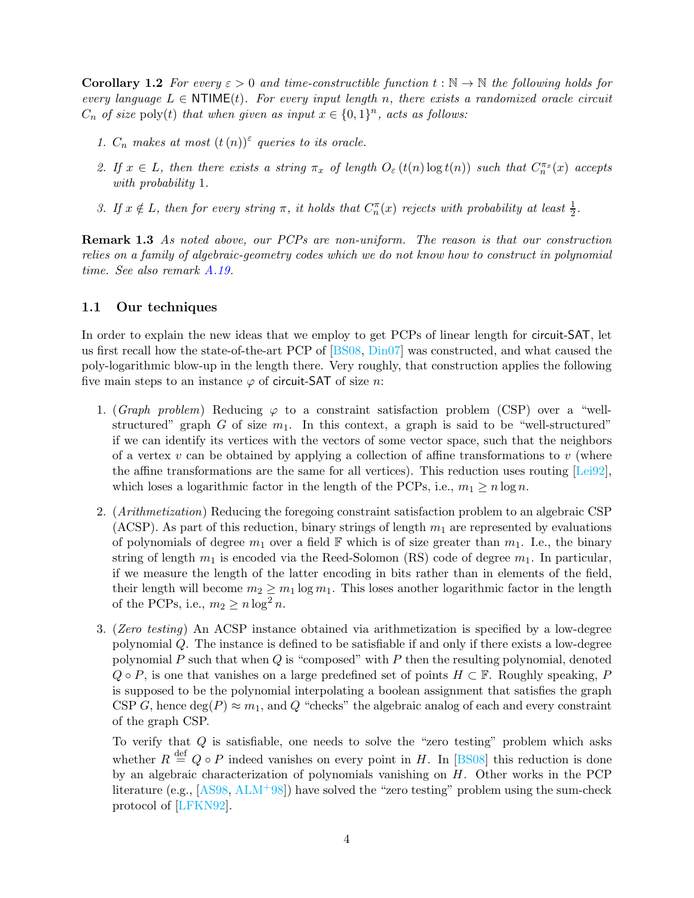**Corollary 1.2** *For every $\varepsilon > 0$ and time-constructible function $t : \mathbb{N} \to \mathbb{N}$ the following holds for every language $L \in \mathsf{NTIME}(t)$. For every input length $n$, there exists a randomized oracle circuit $C_n$ of size $\mathrm{poly}(t)$ that when given as input $x \in \{0,1\}^n$, acts as follows:*

1. *$C_n$ makes at most $(t(n))^{\varepsilon}$ queries to its oracle.*
2. *If $x \in L$, then there exists a string $\pi_x$ of length $O_{\varepsilon}(t(n) \log t(n))$ such that $C_n^{\pi_x}(x)$ accepts with probability 1.*
3. *If $x \notin L$, then for every string $\pi$, it holds that $C_n^{\pi}(x)$ rejects with probability at least $\frac{1}{2}$.*

**Remark 1.3** *As noted above, our PCPs are non-uniform. The reason is that our construction relies on a family of algebraic-geometry codes which we do not know how to construct in polynomial time. See also remark A.19.*

### 1.1 Our techniques

In order to explain the new ideas that we employ to get PCPs of linear length for circuit-SAT, let us first recall how the state-of-the-art PCP of [BS08, Din07] was constructed, and what caused the poly-logarithmic blow-up in the length there. Very roughly, that construction applies the following five main steps to an instance $\varphi$ of circuit-SAT of size $n$:

1. (*Graph problem*) Reducing $\varphi$ to a constraint satisfaction problem (CSP) over a "well-structured" graph $G$ of size $m_1$. In this context, a graph is said to be "well-structured" if we can identify its vertices with the vectors of some vector space, such that the neighbors of a vertex $v$ can be obtained by applying a collection of affine transformations to $v$ (where the affine transformations are the same for all vertices). This reduction uses routing [Lei92], which loses a logarithmic factor in the length of the PCPs, i.e., $m_1 \geq n \log n$.

2. (*Arithmetization*) Reducing the foregoing constraint satisfaction problem to an algebraic CSP (ACSP). As part of this reduction, binary strings of length $m_1$ are represented by evaluations of polynomials of degree $m_1$ over a field $\mathbb{F}$ which is of size greater than $m_1$. I.e., the binary string of length $m_1$ is encoded via the Reed-Solomon (RS) code of degree $m_1$. In particular, if we measure the length of the latter encoding in bits rather than in elements of the field, their length will become $m_2 \geq m_1 \log m_1$. This loses another logarithmic factor in the length of the PCPs, i.e., $m_2 \geq n \log^2 n$.

3. (*Zero testing*) An ACSP instance obtained via arithmetization is specified by a low-degree polynomial $Q$. The instance is defined to be satisfiable if and only if there exists a low-degree polynomial $P$ such that when $Q$ is "composed" with $P$ then the resulting polynomial, denoted $Q \circ P$, is one that vanishes on a large predefined set of points $H \subset \mathbb{F}$. Roughly speaking, $P$ is supposed to be the polynomial interpolating a boolean assignment that satisfies the graph CSP $G$, hence $\deg(P) \approx m_1$, and $Q$ "checks" the algebraic analog of each and every constraint of the graph CSP.

   To verify that $Q$ is satisfiable, one needs to solve the "zero testing" problem which asks whether $R \stackrel{\text{def}}{=} Q \circ P$ indeed vanishes on every point in $H$. In [BS08] this reduction is done by an algebraic characterization of polynomials vanishing on $H$. Other works in the PCP literature (e.g., [AS98, ALM+98]) have solved the "zero testing" problem using the sum-check protocol of [LFKN92].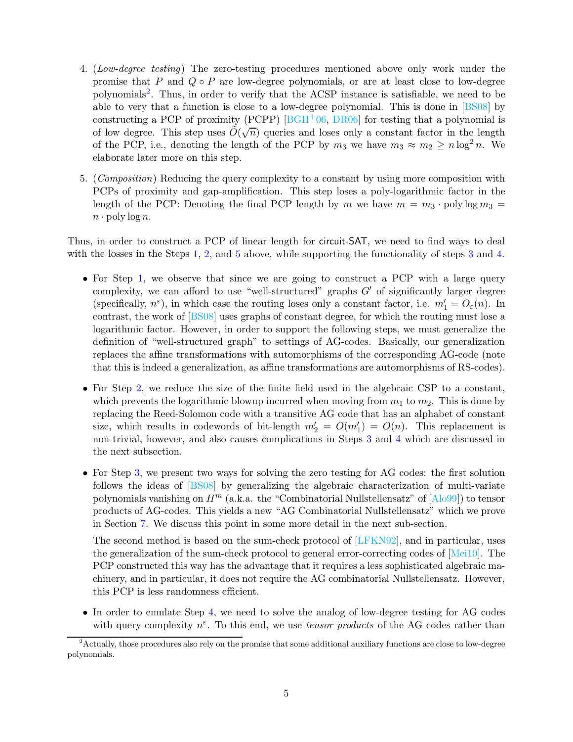4. (*Low-degree testing*) The zero-testing procedures mentioned above only work under the promise that $P$ and $Q \circ P$ are low-degree polynomials, or are at least close to low-degree polynomials[2]. Thus, in order to verify that the ACSP instance is satisfiable, we need to be able to very that a function is close to a low-degree polynomial. This is done in [BS08] by constructing a PCP of proximity (PCPP) [BGH+06, DR06] for testing that a polynomial is of low degree. This step uses $\tilde{O}(\sqrt{n})$ queries and loses only a constant factor in the length of the PCP, i.e., denoting the length of the PCP by $m_3$ we have $m_3 \approx m_2 \geq n \log^2 n$. We elaborate later more on this step.

5. (*Composition*) Reducing the query complexity to a constant by using more composition with PCPs of proximity and gap-amplification. This step loses a poly-logarithmic factor in the length of the PCP: Denoting the final PCP length by $m$ we have $m = m_3 \cdot \text{poly} \log m_3 = n \cdot \text{poly} \log n$.

Thus, in order to construct a PCP of linear length for circuit-SAT, we need to find ways to deal with the losses in the Steps 1, 2, and 5 above, while supporting the functionality of steps 3 and 4.

- For Step 1, we observe that since we are going to construct a PCP with a large query complexity, we can afford to use "well-structured" graphs $G'$ of significantly larger degree (specifically, $n^{\varepsilon}$), in which case the routing loses only a constant factor, i.e. $m_1' = O_{\varepsilon}(n)$. In contrast, the work of [BS08] uses graphs of constant degree, for which the routing must lose a logarithmic factor. However, in order to support the following steps, we must generalize the definition of "well-structured graph" to settings of AG-codes. Basically, our generalization replaces the affine transformations with automorphisms of the corresponding AG-code (note that this is indeed a generalization, as affine transformations are automorphisms of RS-codes).

- For Step 2, we reduce the size of the finite field used in the algebraic CSP to a constant, which prevents the logarithmic blowup incurred when moving from $m_1$ to $m_2$. This is done by replacing the Reed-Solomon code with a transitive AG code that has an alphabet of constant size, which results in codewords of bit-length $m_2' = O(m_1') = O(n)$. This replacement is non-trivial, however, and also causes complications in Steps 3 and 4 which are discussed in the next subsection.

- For Step 3, we present two ways for solving the zero testing for AG codes: the first solution follows the ideas of [BS08] by generalizing the algebraic characterization of multi-variate polynomials vanishing on $H^m$ (a.k.a. the "Combinatorial Nullstellensatz" of [Alo99]) to tensor products of AG-codes. This yields a new "AG Combinatorial Nullstellensatz" which we prove in Section 7. We discuss this point in some more detail in the next sub-section.

  The second method is based on the sum-check protocol of [LFKN92], and in particular, uses the generalization of the sum-check protocol to general error-correcting codes of [Mei10]. The PCP constructed this way has the advantage that it requires a less sophisticated algebraic machinery, and in particular, it does not require the AG combinatorial Nullstellensatz. However, this PCP is less randomness efficient.

- In order to emulate Step 4, we need to solve the analog of low-degree testing for AG codes with query complexity $n^{\varepsilon}$. To this end, we use *tensor products* of the AG codes rather than

[2] Actually, those procedures also rely on the promise that some additional auxiliary functions are close to low-degree polynomials.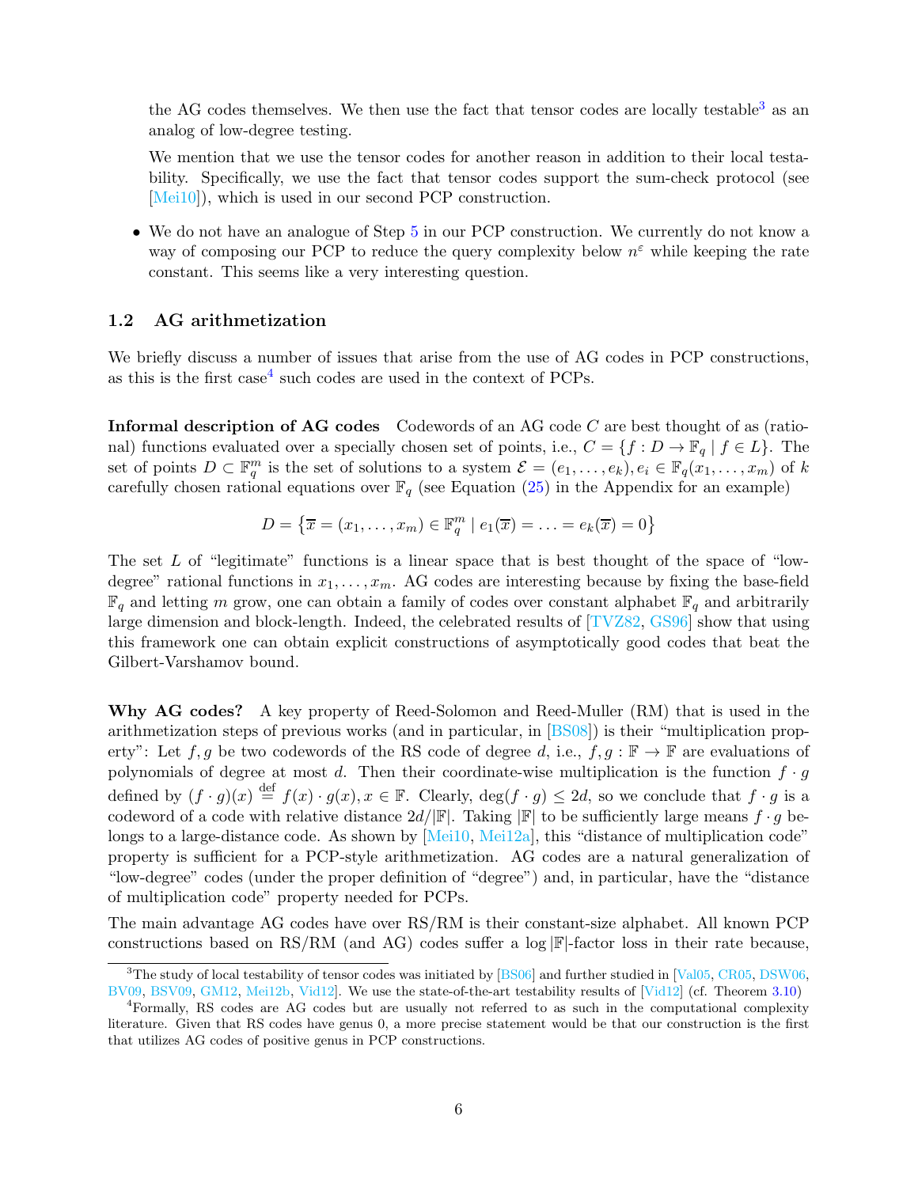the AG codes themselves. We then use the fact that tensor codes are locally testable[3] as an analog of low-degree testing.

We mention that we use the tensor codes for another reason in addition to their local testability. Specifically, we use the fact that tensor codes support the sum-check protocol (see [Mei10]), which is used in our second PCP construction.

- We do not have an analogue of Step 5 in our PCP construction. We currently do not know a way of composing our PCP to reduce the query complexity below $n^{\varepsilon}$ while keeping the rate constant. This seems like a very interesting question.

### 1.2 AG arithmetization

We briefly discuss a number of issues that arise from the use of AG codes in PCP constructions, as this is the first case[4] such codes are used in the context of PCPs.

**Informal description of AG codes** Codewords of an AG code $C$ are best thought of as (rational) functions evaluated over a specially chosen set of points, i.e., $C = \{f : D \to \mathbb{F}_q \mid f \in L\}$. The set of points $D \subset \mathbb{F}_q^m$ is the set of solutions to a system $\mathcal{E} = (e_1, \ldots, e_k), e_i \in \mathbb{F}_q(x_1, \ldots, x_m)$ of $k$ carefully chosen rational equations over $\mathbb{F}_q$ (see Equation (25) in the Appendix for an example)

$$D = \left\{ \overline{x} = (x_1, \ldots, x_m) \in \mathbb{F}_q^m \mid e_1(\overline{x}) = \ldots = e_k(\overline{x}) = 0 \right\}$$

The set $L$ of "legitimate" functions is a linear space that is best thought of the space of "low-degree" rational functions in $x_1, \ldots, x_m$. AG codes are interesting because by fixing the base-field $\mathbb{F}_q$ and letting $m$ grow, one can obtain a family of codes over constant alphabet $\mathbb{F}_q$ and arbitrarily large dimension and block-length. Indeed, the celebrated results of [TVZ82, GS96] show that using this framework one can obtain explicit constructions of asymptotically good codes that beat the Gilbert-Varshamov bound.

**Why AG codes?** A key property of Reed-Solomon and Reed-Muller (RM) that is used in the arithmetization steps of previous works (and in particular, in [BS08]) is their "multiplication property": Let $f, g$ be two codewords of the RS code of degree $d$, i.e., $f, g : \mathbb{F} \to \mathbb{F}$ are evaluations of polynomials of degree at most $d$. Then their coordinate-wise multiplication is the function $f \cdot g$ defined by $(f \cdot g)(x) \stackrel{\text{def}}{=} f(x) \cdot g(x), x \in \mathbb{F}$. Clearly, $\deg(f \cdot g) \leq 2d$, so we conclude that $f \cdot g$ is a codeword of a code with relative distance $2d/|\mathbb{F}|$. Taking $|\mathbb{F}|$ to be sufficiently large means $f \cdot g$ belongs to a large-distance code. As shown by [Mei10, Mei12a], this "distance of multiplication code" property is sufficient for a PCP-style arithmetization. AG codes are a natural generalization of "low-degree" codes (under the proper definition of "degree") and, in particular, have the "distance of multiplication code" property needed for PCPs.

The main advantage AG codes have over RS/RM is their constant-size alphabet. All known PCP constructions based on RS/RM (and AG) codes suffer a $\log|\mathbb{F}|$-factor loss in their rate because,

---

[3] The study of local testability of tensor codes was initiated by [BS06] and further studied in [Val05, CR05, DSW06, BV09, BSV09, GM12, Mei12b, Vid12]. We use the state-of-the-art testability results of [Vid12] (cf. Theorem 3.10)

[4] Formally, RS codes are AG codes but are usually not referred to as such in the computational complexity literature. Given that RS codes have genus 0, a more precise statement would be that our construction is the first that utilizes AG codes of positive genus in PCP constructions.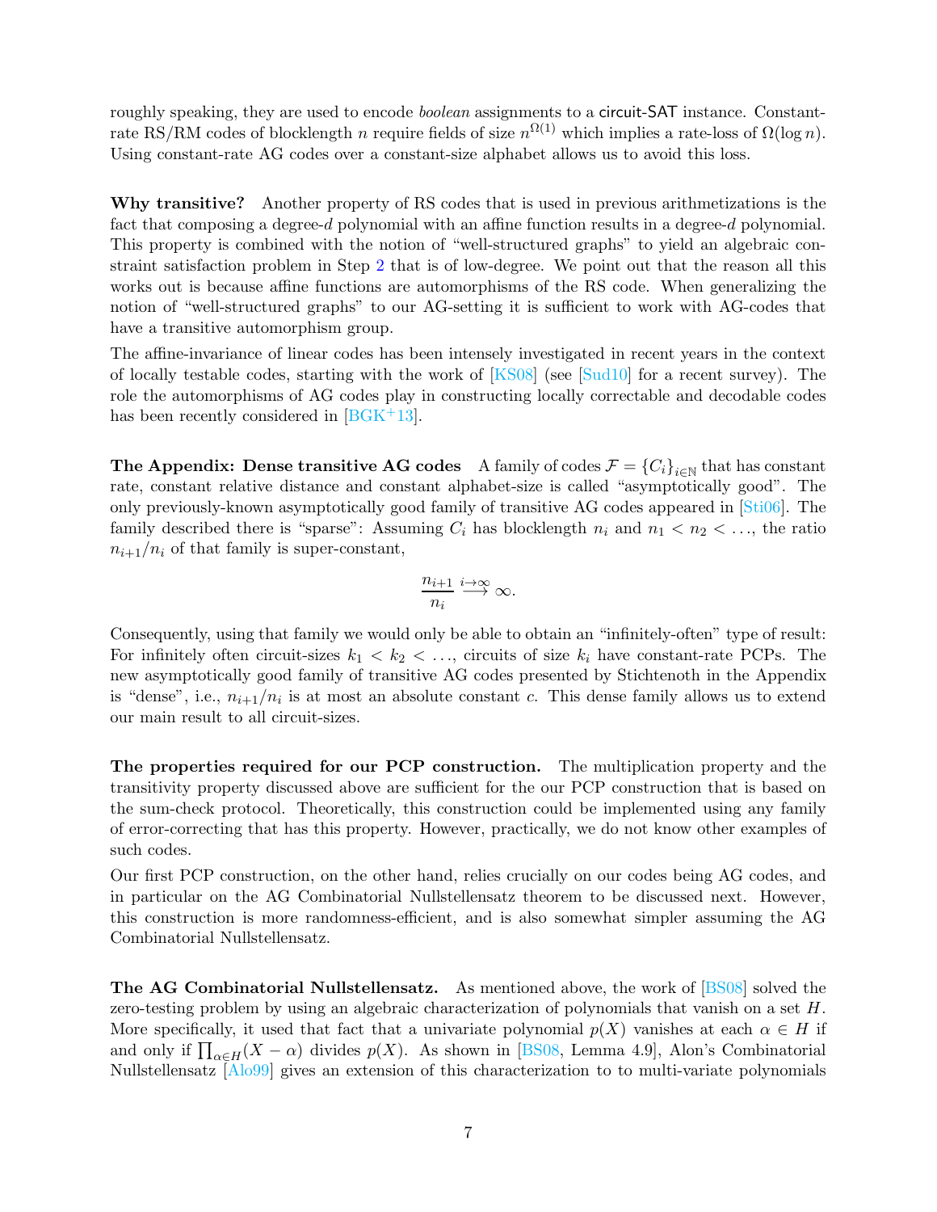roughly speaking, they are used to encode *boolean* assignments to a circuit-SAT instance. Constant-rate RS/RM codes of blocklength $n$ require fields of size $n^{\Omega(1)}$ which implies a rate-loss of $\Omega(\log n)$. Using constant-rate AG codes over a constant-size alphabet allows us to avoid this loss.

**Why transitive?** Another property of RS codes that is used in previous arithmetizations is the fact that composing a degree-$d$ polynomial with an affine function results in a degree-$d$ polynomial. This property is combined with the notion of "well-structured graphs" to yield an algebraic constraint satisfaction problem in Step 2 that is of low-degree. We point out that the reason all this works out is because affine functions are automorphisms of the RS code. When generalizing the notion of "well-structured graphs" to our AG-setting it is sufficient to work with AG-codes that have a transitive automorphism group.

The affine-invariance of linear codes has been intensely investigated in recent years in the context of locally testable codes, starting with the work of [KS08] (see [Sud10] for a recent survey). The role the automorphisms of AG codes play in constructing locally correctable and decodable codes has been recently considered in [BGK+13].

**The Appendix: Dense transitive AG codes** A family of codes $\mathcal{F} = \{C_i\}_{i\in\mathbb{N}}$ that has constant rate, constant relative distance and constant alphabet-size is called "asymptotically good". The only previously-known asymptotically good family of transitive AG codes appeared in [Sti06]. The family described there is "sparse": Assuming $C_i$ has blocklength $n_i$ and $n_1 < n_2 < \ldots$, the ratio $n_{i+1}/n_i$ of that family is super-constant,

$$\frac{n_{i+1}}{n_i} \stackrel{i\to\infty}{\longrightarrow} \infty.$$

Consequently, using that family we would only be able to obtain an "infinitely-often" type of result: For infinitely often circuit-sizes $k_1 < k_2 < \ldots$, circuits of size $k_i$ have constant-rate PCPs. The new asymptotically good family of transitive AG codes presented by Stichtenoth in the Appendix is "dense", i.e., $n_{i+1}/n_i$ is at most an absolute constant $c$. This dense family allows us to extend our main result to all circuit-sizes.

**The properties required for our PCP construction.** The multiplication property and the transitivity property discussed above are sufficient for the our PCP construction that is based on the sum-check protocol. Theoretically, this construction could be implemented using any family of error-correcting that has this property. However, practically, we do not know other examples of such codes.

Our first PCP construction, on the other hand, relies crucially on our codes being AG codes, and in particular on the AG Combinatorial Nullstellensatz theorem to be discussed next. However, this construction is more randomness-efficient, and is also somewhat simpler assuming the AG Combinatorial Nullstellensatz.

**The AG Combinatorial Nullstellensatz.** As mentioned above, the work of [BS08] solved the zero-testing problem by using an algebraic characterization of polynomials that vanish on a set $H$. More specifically, it used that fact that a univariate polynomial $p(X)$ vanishes at each $\alpha \in H$ if and only if $\prod_{\alpha\in H}(X - \alpha)$ divides $p(X)$. As shown in [BS08, Lemma 4.9], Alon's Combinatorial Nullstellensatz [Alo99] gives an extension of this characterization to to multi-variate polynomials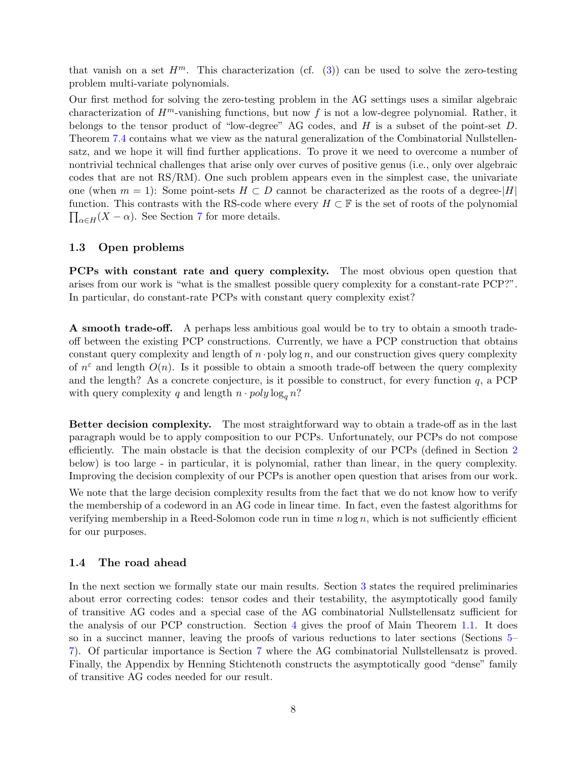that vanish on a set $H^m$. This characterization (cf. (3)) can be used to solve the zero-testing problem multi-variate polynomials.

Our first method for solving the zero-testing problem in the AG settings uses a similar algebraic characterization of $H^m$-vanishing functions, but now $f$ is not a low-degree polynomial. Rather, it belongs to the tensor product of "low-degree" AG codes, and $H$ is a subset of the point-set $D$. Theorem 7.4 contains what we view as the natural generalization of the Combinatorial Nullstellensatz, and we hope it will find further applications. To prove it we need to overcome a number of nontrivial technical challenges that arise only over curves of positive genus (i.e., only over algebraic codes that are not RS/RM). One such problem appears even in the simplest case, the univariate one (when $m = 1$): Some point-sets $H \subset D$ cannot be characterized as the roots of a degree-$|H|$ function. This contrasts with the RS-code where every $H \subset \mathbb{F}$ is the set of roots of the polynomial $\prod_{\alpha \in H}(X - \alpha)$. See Section 7 for more details.

### 1.3 Open problems

**PCPs with constant rate and query complexity.** The most obvious open question that arises from our work is "what is the smallest possible query complexity for a constant-rate PCP?". In particular, do constant-rate PCPs with constant query complexity exist?

**A smooth trade-off.** A perhaps less ambitious goal would be to try to obtain a smooth trade-off between the existing PCP constructions. Currently, we have a PCP construction that obtains constant query complexity and length of $n \cdot \mathrm{poly} \log n$, and our construction gives query complexity of $n^{\varepsilon}$ and length $O(n)$. Is it possible to obtain a smooth trade-off between the query complexity and the length? As a concrete conjecture, is it possible to construct, for every function $q$, a PCP with query complexity $q$ and length $n \cdot \mathit{poly} \log_q n$?

**Better decision complexity.** The most straightforward way to obtain a trade-off as in the last paragraph would be to apply composition to our PCPs. Unfortunately, our PCPs do not compose efficiently. The main obstacle is that the decision complexity of our PCPs (defined in Section 2 below) is too large - in particular, it is polynomial, rather than linear, in the query complexity. Improving the decision complexity of our PCPs is another open question that arises from our work.

We note that the large decision complexity results from the fact that we do not know how to verify the membership of a codeword in an AG code in linear time. In fact, even the fastest algorithms for verifying membership in a Reed-Solomon code run in time $n \log n$, which is not sufficiently efficient for our purposes.

### 1.4 The road ahead

In the next section we formally state our main results. Section 3 states the required preliminaries about error correcting codes: tensor codes and their testability, the asymptotically good family of transitive AG codes and a special case of the AG combinatorial Nullstellensatz sufficient for the analysis of our PCP construction. Section 4 gives the proof of Main Theorem 1.1. It does so in a succinct manner, leaving the proofs of various reductions to later sections (Sections 5–7). Of particular importance is Section 7 where the AG combinatorial Nullstellensatz is proved. Finally, the Appendix by Henning Stichtenoth constructs the asymptotically good "dense" family of transitive AG codes needed for our result.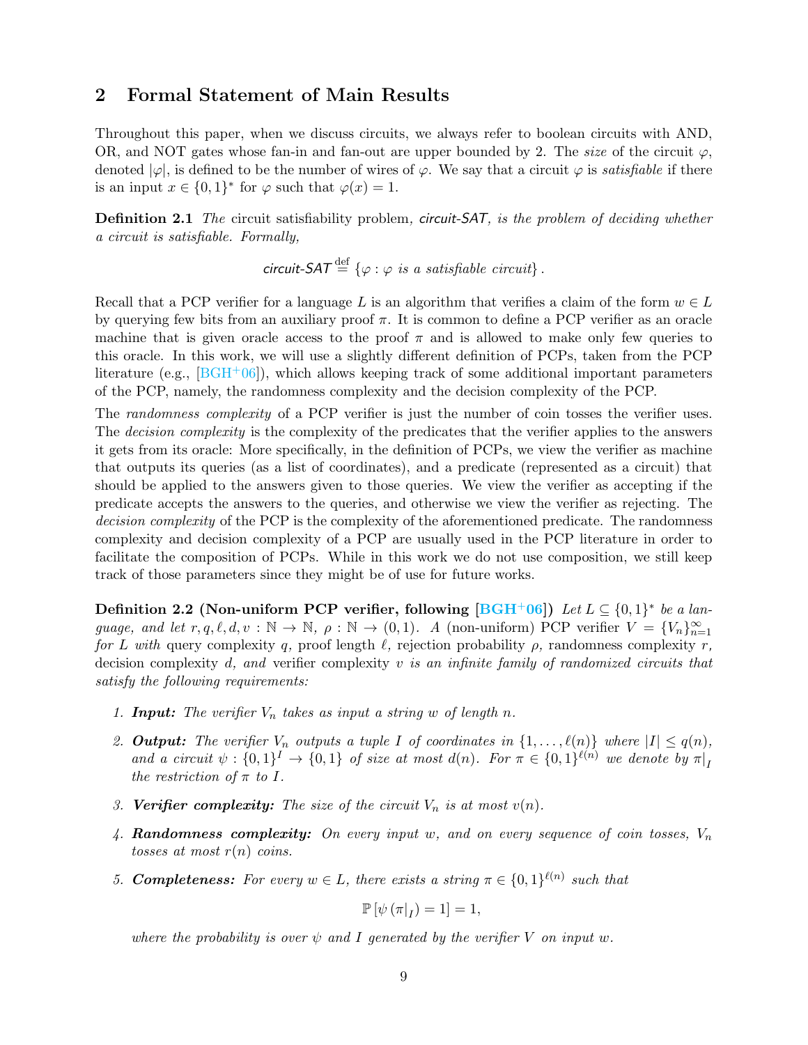## 2 Formal Statement of Main Results

Throughout this paper, when we discuss circuits, we always refer to boolean circuits with AND, OR, and NOT gates whose fan-in and fan-out are upper bounded by 2. The *size* of the circuit $\varphi$, denoted $|\varphi|$, is defined to be the number of wires of $\varphi$. We say that a circuit $\varphi$ is *satisfiable* if there is an input $x \in \{0,1\}^*$ for $\varphi$ such that $\varphi(x) = 1$.

**Definition 2.1** *The* circuit satisfiability problem*, circuit-SAT, is the problem of deciding whether a circuit is satisfiable. Formally,*

$$\textsf{circuit-SAT} \stackrel{\text{def}}{=} \{\varphi : \varphi \text{ is a satisfiable circuit}\}.$$

Recall that a PCP verifier for a language $L$ is an algorithm that verifies a claim of the form $w \in L$ by querying few bits from an auxiliary proof $\pi$. It is common to define a PCP verifier as an oracle machine that is given oracle access to the proof $\pi$ and is allowed to make only few queries to this oracle. In this work, we will use a slightly different definition of PCPs, taken from the PCP literature (e.g., [BGH+06]), which allows keeping track of some additional important parameters of the PCP, namely, the randomness complexity and the decision complexity of the PCP.

The *randomness complexity* of a PCP verifier is just the number of coin tosses the verifier uses. The *decision complexity* is the complexity of the predicates that the verifier applies to the answers it gets from its oracle: More specifically, in the definition of PCPs, we view the verifier as machine that outputs its queries (as a list of coordinates), and a predicate (represented as a circuit) that should be applied to the answers given to those queries. We view the verifier as accepting if the predicate accepts the answers to the queries, and otherwise we view the verifier as rejecting. The *decision complexity* of the PCP is the complexity of the aforementioned predicate. The randomness complexity and decision complexity of a PCP are usually used in the PCP literature in order to facilitate the composition of PCPs. While in this work we do not use composition, we still keep track of those parameters since they might be of use for future works.

**Definition 2.2 (Non-uniform PCP verifier, following [BGH+06])** *Let $L \subseteq \{0,1\}^*$ be a language, and let $r, q, \ell, d, v : \mathbb{N} \to \mathbb{N}$, $\rho : \mathbb{N} \to (0,1)$. A (non-uniform) PCP verifier $V = \{V_n\}_{n=1}^{\infty}$ for $L$ with* query complexity *$q$,* proof length *$\ell$,* rejection probability *$\rho$,* randomness complexity *$r$,* decision complexity *$d$, and* verifier complexity *$v$ is an infinite family of randomized circuits that satisfy the following requirements:*

1. ***Input:*** *The verifier $V_n$ takes as input a string $w$ of length $n$.*
2. ***Output:*** *The verifier $V_n$ outputs a tuple $I$ of coordinates in $\{1, \ldots, \ell(n)\}$ where $|I| \le q(n)$, and a circuit $\psi : \{0,1\}^I \to \{0,1\}$ of size at most $d(n)$. For $\pi \in \{0,1\}^{\ell(n)}$ we denote by $\pi|_I$ the restriction of $\pi$ to $I$.*
3. ***Verifier complexity:*** *The size of the circuit $V_n$ is at most $v(n)$.*
4. ***Randomness complexity:*** *On every input $w$, and on every sequence of coin tosses, $V_n$ tosses at most $r(n)$ coins.*
5. ***Completeness:*** *For every $w \in L$, there exists a string $\pi \in \{0,1\}^{\ell(n)}$ such that*

$$\mathbb{P}\left[\psi\left(\pi|_I\right) = 1\right] = 1,$$

*where the probability is over $\psi$ and $I$ generated by the verifier $V$ on input $w$.*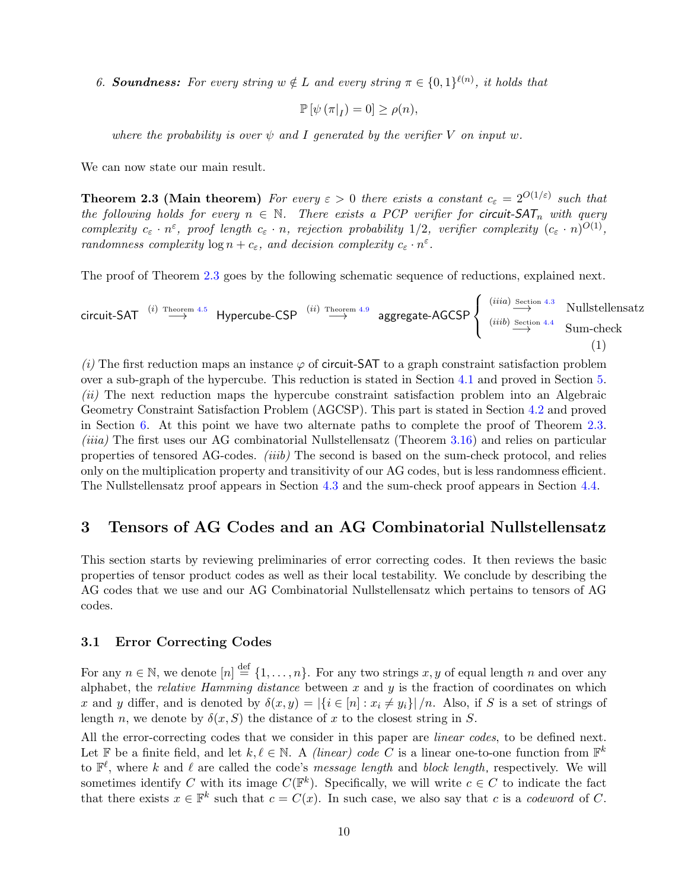6. ***Soundness:*** *For every string $w \notin L$ and every string $\pi \in \{0,1\}^{\ell(n)}$, it holds that*

$$\mathbb{P}\left[\psi\left(\pi|_I\right) = 0\right] \geq \rho(n),$$

*where the probability is over $\psi$ and $I$ generated by the verifier $V$ on input $w$.*

We can now state our main result.

**Theorem 2.3 (Main theorem)** *For every $\varepsilon > 0$ there exists a constant $c_\varepsilon = 2^{O(1/\varepsilon)}$ such that the following holds for every $n \in \mathbb{N}$. There exists a PCP verifier for $\textsf{circuit-SAT}_n$ with query complexity $c_\varepsilon \cdot n^\varepsilon$, proof length $c_\varepsilon \cdot n$, rejection probability $1/2$, verifier complexity $(c_\varepsilon \cdot n)^{O(1)}$, randomness complexity $\log n + c_\varepsilon$, and decision complexity $c_\varepsilon \cdot n^\varepsilon$.*

The proof of Theorem 2.3 goes by the following schematic sequence of reductions, explained next.

$$\textsf{circuit-SAT} \overset{(i)\ \text{Theorem 4.5}}{\longrightarrow} \textsf{Hypercube-CSP} \overset{(ii)\ \text{Theorem 4.9}}{\longrightarrow} \textsf{aggregate-AGCSP} \begin{cases} \overset{(iiia)\ \text{Section 4.3}}{\longrightarrow} & \text{Nullstellensatz} \\ \overset{(iiib)\ \text{Section 4.4}}{\longrightarrow} & \text{Sum-check} \end{cases} \tag{1}$$

*(i)* The first reduction maps an instance $\varphi$ of $\textsf{circuit-SAT}$ to a graph constraint satisfaction problem over a sub-graph of the hypercube. This reduction is stated in Section 4.1 and proved in Section 5. *(ii)* The next reduction maps the hypercube constraint satisfaction problem into an Algebraic Geometry Constraint Satisfaction Problem (AGCSP). This part is stated in Section 4.2 and proved in Section 6. At this point we have two alternate paths to complete the proof of Theorem 2.3. *(iiia)* The first uses our AG combinatorial Nullstellensatz (Theorem 3.16) and relies on particular properties of tensored AG-codes. *(iiib)* The second is based on the sum-check protocol, and relies only on the multiplication property and transitivity of our AG codes, but is less randomness efficient. The Nullstellensatz proof appears in Section 4.3 and the sum-check proof appears in Section 4.4.

# 3 Tensors of AG Codes and an AG Combinatorial Nullstellensatz

This section starts by reviewing preliminaries of error correcting codes. It then reviews the basic properties of tensor product codes as well as their local testability. We conclude by describing the AG codes that we use and our AG Combinatorial Nullstellensatz which pertains to tensors of AG codes.

## 3.1 Error Correcting Codes

For any $n \in \mathbb{N}$, we denote $[n] \overset{\text{def}}{=} \{1, \ldots, n\}$. For any two strings $x, y$ of equal length $n$ and over any alphabet, the *relative Hamming distance* between $x$ and $y$ is the fraction of coordinates on which $x$ and $y$ differ, and is denoted by $\delta(x, y) = |\{i \in [n] : x_i \neq y_i\}|/n$. Also, if $S$ is a set of strings of length $n$, we denote by $\delta(x, S)$ the distance of $x$ to the closest string in $S$.

All the error-correcting codes that we consider in this paper are *linear codes*, to be defined next. Let $\mathbb{F}$ be a finite field, and let $k, \ell \in \mathbb{N}$. A *(linear) code* $C$ is a linear one-to-one function from $\mathbb{F}^k$ to $\mathbb{F}^\ell$, where $k$ and $\ell$ are called the code's *message length* and *block length*, respectively. We will sometimes identify $C$ with its image $C(\mathbb{F}^k)$. Specifically, we will write $c \in C$ to indicate the fact that there exists $x \in \mathbb{F}^k$ such that $c = C(x)$. In such case, we also say that $c$ is a *codeword* of $C$.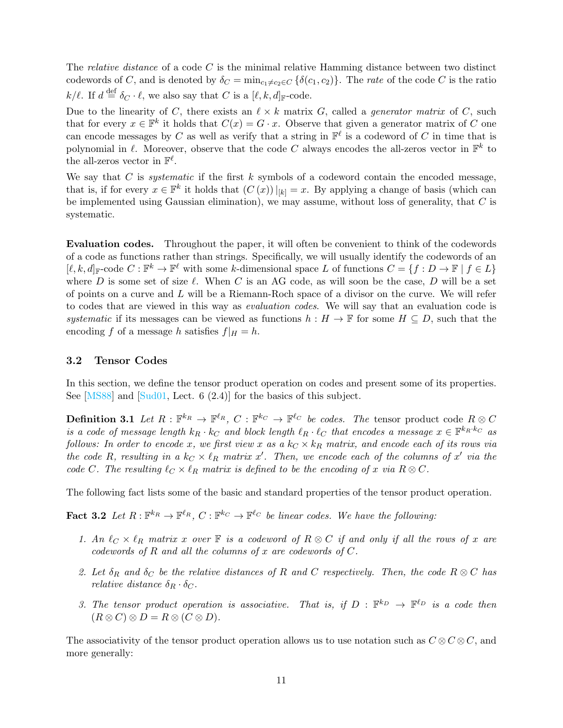The *relative distance* of a code $C$ is the minimal relative Hamming distance between two distinct codewords of $C$, and is denoted by $\delta_C = \min_{c_1 \neq c_2 \in C} \{\delta(c_1, c_2)\}$. The *rate* of the code $C$ is the ratio $k/\ell$. If $d \stackrel{\text{def}}{=} \delta_C \cdot \ell$, we also say that $C$ is a $[\ell, k, d]_{\mathbb{F}}$-code.

Due to the linearity of $C$, there exists an $\ell \times k$ matrix $G$, called a *generator matrix* of $C$, such that for every $x \in \mathbb{F}^k$ it holds that $C(x) = G \cdot x$. Observe that given a generator matrix of $C$ one can encode messages by $C$ as well as verify that a string in $\mathbb{F}^\ell$ is a codeword of $C$ in time that is polynomial in $\ell$. Moreover, observe that the code $C$ always encodes the all-zeros vector in $\mathbb{F}^k$ to the all-zeros vector in $\mathbb{F}^\ell$.

We say that $C$ is *systematic* if the first $k$ symbols of a codeword contain the encoded message, that is, if for every $x \in \mathbb{F}^k$ it holds that $(C(x))|_{[k]} = x$. By applying a change of basis (which can be implemented using Gaussian elimination), we may assume, without loss of generality, that $C$ is systematic.

**Evaluation codes.** Throughout the paper, it will often be convenient to think of the codewords of a code as functions rather than strings. Specifically, we will usually identify the codewords of an $[\ell, k, d]_{\mathbb{F}}$-code $C : \mathbb{F}^k \to \mathbb{F}^\ell$ with some $k$-dimensional space $L$ of functions $C = \{f : D \to \mathbb{F} \mid f \in L\}$ where $D$ is some set of size $\ell$. When $C$ is an AG code, as will soon be the case, $D$ will be a set of points on a curve and $L$ will be a Riemann-Roch space of a divisor on the curve. We will refer to codes that are viewed in this way as *evaluation codes.* We will say that an evaluation code is *systematic* if its messages can be viewed as functions $h : H \to \mathbb{F}$ for some $H \subseteq D$, such that the encoding $f$ of a message $h$ satisfies $f|_H = h$.

### 3.2 Tensor Codes

In this section, we define the tensor product operation on codes and present some of its properties. See [MS88] and [Sud01, Lect. 6 (2.4)] for the basics of this subject.

**Definition 3.1** *Let $R : \mathbb{F}^{k_R} \to \mathbb{F}^{\ell_R}$, $C : \mathbb{F}^{k_C} \to \mathbb{F}^{\ell_C}$ be codes. The* tensor product code $R \otimes C$ *is a code of message length $k_R \cdot k_C$ and block length $\ell_R \cdot \ell_C$ that encodes a message $x \in \mathbb{F}^{k_R \cdot k_C}$ as follows: In order to encode $x$, we first view $x$ as a $k_C \times k_R$ matrix, and encode each of its rows via the code $R$, resulting in a $k_C \times \ell_R$ matrix $x'$. Then, we encode each of the columns of $x'$ via the code $C$. The resulting $\ell_C \times \ell_R$ matrix is defined to be the encoding of $x$ via $R \otimes C$.*

The following fact lists some of the basic and standard properties of the tensor product operation.

**Fact 3.2** *Let $R : \mathbb{F}^{k_R} \to \mathbb{F}^{\ell_R}$, $C : \mathbb{F}^{k_C} \to \mathbb{F}^{\ell_C}$ be linear codes. We have the following:*

1. *An $\ell_C \times \ell_R$ matrix $x$ over $\mathbb{F}$ is a codeword of $R \otimes C$ if and only if all the rows of $x$ are codewords of $R$ and all the columns of $x$ are codewords of $C$.*
2. *Let $\delta_R$ and $\delta_C$ be the relative distances of $R$ and $C$ respectively. Then, the code $R \otimes C$ has relative distance $\delta_R \cdot \delta_C$.*
3. *The tensor product operation is associative. That is, if $D : \mathbb{F}^{k_D} \to \mathbb{F}^{\ell_D}$ is a code then $(R \otimes C) \otimes D = R \otimes (C \otimes D)$.*

The associativity of the tensor product operation allows us to use notation such as $C \otimes C \otimes C$, and more generally: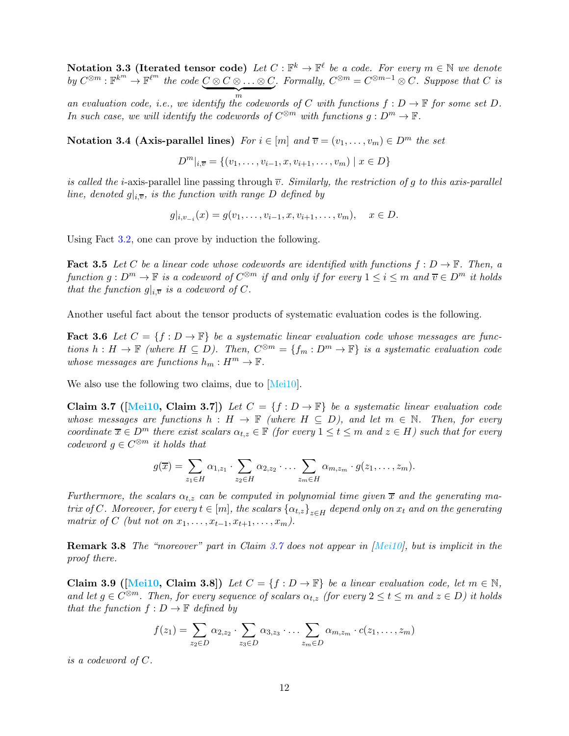**Notation 3.3 (Iterated tensor code)** *Let $C : \mathbb{F}^k \to \mathbb{F}^\ell$ be a code. For every $m \in \mathbb{N}$ we denote by $C^{\otimes m} : \mathbb{F}^{k^m} \to \mathbb{F}^{\ell^m}$ the code $\underbrace{C \otimes C \otimes \ldots \otimes C}_{m}$. Formally, $C^{\otimes m} = C^{\otimes m-1} \otimes C$. Suppose that $C$ is an evaluation code, i.e., we identify the codewords of $C$ with functions $f : D \to \mathbb{F}$ for some set $D$. In such case, we will identify the codewords of $C^{\otimes m}$ with functions $g : D^m \to \mathbb{F}$.*

**Notation 3.4 (Axis-parallel lines)** *For $i \in [m]$ and $\overline{v} = (v_1, \ldots, v_m) \in D^m$ the set*

$$D^m|_{i,\overline{v}} = \{(v_1, \ldots, v_{i-1}, x, v_{i+1}, \ldots, v_m) \mid x \in D\}$$

*is called the $i$-axis-parallel line passing through $\overline{v}$. Similarly, the restriction of $g$ to this axis-parallel line, denoted $g|_{i,\overline{v}}$, is the function with range $D$ defined by*

$$g|_{i,v_{-i}}(x) = g(v_1, \ldots, v_{i-1}, x, v_{i+1}, \ldots, v_m), \quad x \in D.$$

Using Fact 3.2, one can prove by induction the following.

**Fact 3.5** *Let $C$ be a linear code whose codewords are identified with functions $f : D \to \mathbb{F}$. Then, a function $g : D^m \to \mathbb{F}$ is a codeword of $C^{\otimes m}$ if and only if for every $1 \le i \le m$ and $\overline{v} \in D^m$ it holds that the function $g|_{i,\overline{v}}$ is a codeword of $C$.*

Another useful fact about the tensor products of systematic evaluation codes is the following.

**Fact 3.6** *Let $C = \{f : D \to \mathbb{F}\}$ be a systematic linear evaluation code whose messages are functions $h : H \to \mathbb{F}$ (where $H \subseteq D$). Then, $C^{\otimes m} = \{f_m : D^m \to \mathbb{F}\}$ is a systematic evaluation code whose messages are functions $h_m : H^m \to \mathbb{F}$.*

We also use the following two claims, due to [Mei10].

**Claim 3.7 ([Mei10, Claim 3.7])** *Let $C = \{f : D \to \mathbb{F}\}$ be a systematic linear evaluation code whose messages are functions $h : H \to \mathbb{F}$ (where $H \subseteq D$), and let $m \in \mathbb{N}$. Then, for every coordinate $\overline{x} \in D^m$ there exist scalars $\alpha_{t,z} \in \mathbb{F}$ (for every $1 \le t \le m$ and $z \in H$) such that for every codeword $g \in C^{\otimes m}$ it holds that*

$$g(\overline{x}) = \sum_{z_1 \in H} \alpha_{1,z_1} \cdot \sum_{z_2 \in H} \alpha_{2,z_2} \cdot \ldots \sum_{z_m \in H} \alpha_{m,z_m} \cdot g(z_1, \ldots, z_m).$$

*Furthermore, the scalars $\alpha_{t,z}$ can be computed in polynomial time given $\overline{x}$ and the generating matrix of $C$. Moreover, for every $t \in [m]$, the scalars $\{\alpha_{t,z}\}_{z \in H}$ depend only on $x_t$ and on the generating matrix of $C$ (but not on $x_1, \ldots, x_{t-1}, x_{t+1}, \ldots, x_m$).*

**Remark 3.8** *The "moreover" part in Claim 3.7 does not appear in [Mei10], but is implicit in the proof there.*

**Claim 3.9 ([Mei10, Claim 3.8])** *Let $C = \{f : D \to \mathbb{F}\}$ be a linear evaluation code, let $m \in \mathbb{N}$, and let $g \in C^{\otimes m}$. Then, for every sequence of scalars $\alpha_{t,z}$ (for every $2 \le t \le m$ and $z \in D$) it holds that the function $f : D \to \mathbb{F}$ defined by*

$$f(z_1) = \sum_{z_2 \in D} \alpha_{2,z_2} \cdot \sum_{z_3 \in D} \alpha_{3,z_3} \cdot \ldots \sum_{z_m \in D} \alpha_{m,z_m} \cdot c(z_1, \ldots, z_m)$$

*is a codeword of $C$.*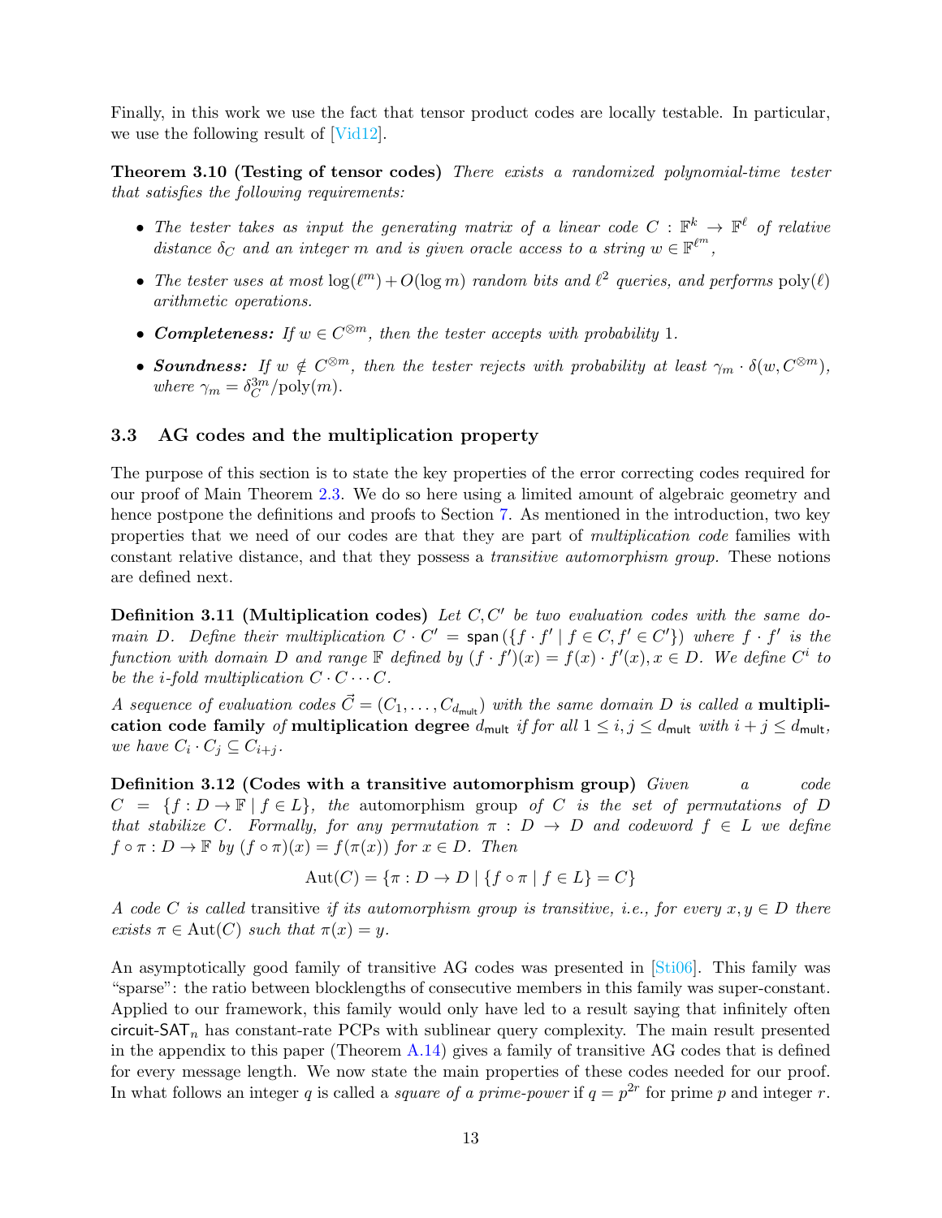Finally, in this work we use the fact that tensor product codes are locally testable. In particular, we use the following result of [Vid12].

**Theorem 3.10 (Testing of tensor codes)** *There exists a randomized polynomial-time tester that satisfies the following requirements:*

- *The tester takes as input the generating matrix of a linear code $C : \mathbb{F}^k \to \mathbb{F}^\ell$ of relative distance $\delta_C$ and an integer $m$ and is given oracle access to a string $w \in \mathbb{F}^{\ell^m}$,*
- *The tester uses at most $\log(\ell^m) + O(\log m)$ random bits and $\ell^2$ queries, and performs $\mathrm{poly}(\ell)$ arithmetic operations.*
- ***Completeness:** If $w \in C^{\otimes m}$, then the tester accepts with probability 1.*
- ***Soundness:** If $w \notin C^{\otimes m}$, then the tester rejects with probability at least $\gamma_m \cdot \delta(w, C^{\otimes m})$, where $\gamma_m = \delta_C^{3m}/\mathrm{poly}(m)$.*

### 3.3 AG codes and the multiplication property

The purpose of this section is to state the key properties of the error correcting codes required for our proof of Main Theorem 2.3. We do so here using a limited amount of algebraic geometry and hence postpone the definitions and proofs to Section 7. As mentioned in the introduction, two key properties that we need of our codes are that they are part of *multiplication code* families with constant relative distance, and that they possess a *transitive automorphism group*. These notions are defined next.

**Definition 3.11 (Multiplication codes)** *Let $C, C'$ be two evaluation codes with the same domain $D$. Define their multiplication $C \cdot C' = \mathsf{span}(\{f \cdot f' \mid f \in C, f' \in C'\})$ where $f \cdot f'$ is the function with domain $D$ and range $\mathbb{F}$ defined by $(f \cdot f')(x) = f(x) \cdot f'(x), x \in D$. We define $C^i$ to be the $i$-fold multiplication $C \cdot C \cdots C$.*

*A sequence of evaluation codes $\vec{C} = (C_1, \ldots, C_{d_{\mathsf{mult}}})$ with the same domain $D$ is called a* **multiplication code family** *of* **multiplication degree** *$d_{\mathsf{mult}}$ if for all $1 \leq i, j \leq d_{\mathsf{mult}}$ with $i + j \leq d_{\mathsf{mult}}$, we have $C_i \cdot C_j \subseteq C_{i+j}$.*

**Definition 3.12 (Codes with a transitive automorphism group)** *Given a code $C = \{f : D \to \mathbb{F} \mid f \in L\}$, the* automorphism group *of $C$ is the set of permutations of $D$ that stabilize $C$. Formally, for any permutation $\pi : D \to D$ and codeword $f \in L$ we define $f \circ \pi : D \to \mathbb{F}$ by $(f \circ \pi)(x) = f(\pi(x))$ for $x \in D$. Then*

$$\mathrm{Aut}(C) = \{\pi : D \to D \mid \{f \circ \pi \mid f \in L\} = C\}$$

*A code $C$ is called* transitive *if its automorphism group is transitive, i.e., for every $x, y \in D$ there exists $\pi \in \mathrm{Aut}(C)$ such that $\pi(x) = y$.*

An asymptotically good family of transitive AG codes was presented in [Sti06]. This family was "sparse": the ratio between blocklengths of consecutive members in this family was super-constant. Applied to our framework, this family would only have led to a result saying that infinitely often $\mathsf{circuit\text{-}SAT}_n$ has constant-rate PCPs with sublinear query complexity. The main result presented in the appendix to this paper (Theorem A.14) gives a family of transitive AG codes that is defined for every message length. We now state the main properties of these codes needed for our proof. In what follows an integer $q$ is called a *square of a prime-power* if $q = p^{2r}$ for prime $p$ and integer $r$.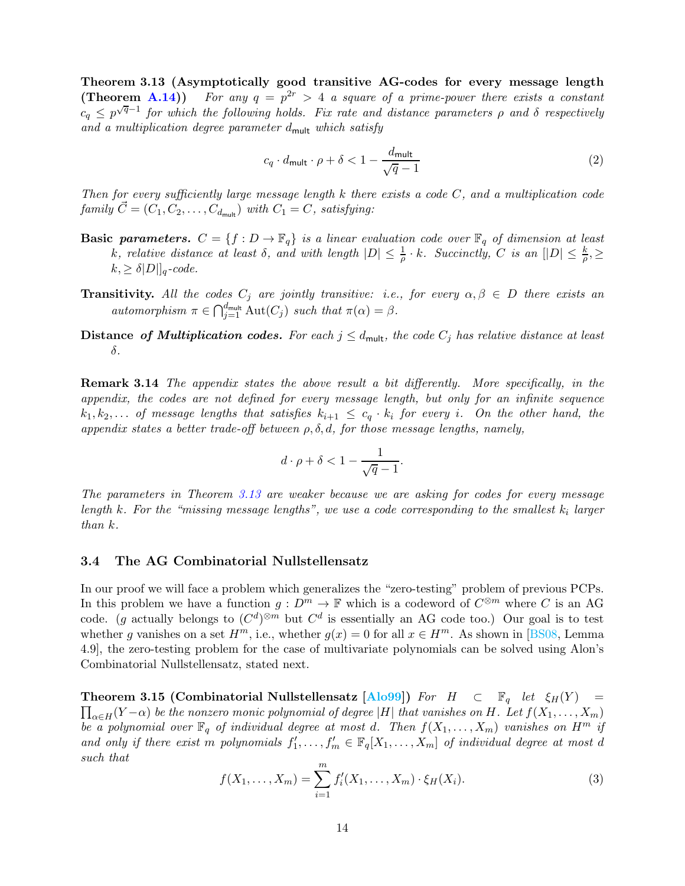**Theorem 3.13 (Asymptotically good transitive AG-codes for every message length (Theorem A.14))** *For any $q = p^{2r} > 4$ a square of a prime-power there exists a constant $c_q \leq p^{\sqrt{q}-1}$ for which the following holds. Fix rate and distance parameters $\rho$ and $\delta$ respectively and a multiplication degree parameter $d_{\mathsf{mult}}$ which satisfy*

$$c_q \cdot d_{\mathsf{mult}} \cdot \rho + \delta < 1 - \frac{d_{\mathsf{mult}}}{\sqrt{q}-1} \tag{2}$$

*Then for every sufficiently large message length $k$ there exists a code $C$, and a multiplication code family $\vec{C} = (C_1, C_2, \ldots, C_{d_{\mathsf{mult}}})$ with $C_1 = C$, satisfying:*

**Basic *parameters.*** *$C = \{f : D \to \mathbb{F}_q\}$ is a linear evaluation code over $\mathbb{F}_q$ of dimension at least $k$, relative distance at least $\delta$, and with length $|D| \leq \frac{1}{\rho} \cdot k$. Succinctly, $C$ is an $[|D| \leq \frac{k}{\rho}, \geq k, \geq \delta|D|]_q$-code.*

**Transitivity.** *All the codes $C_j$ are jointly transitive: i.e., for every $\alpha, \beta \in D$ there exists an automorphism $\pi \in \bigcap_{j=1}^{d_{\mathsf{mult}}} \mathrm{Aut}(C_j)$ such that $\pi(\alpha) = \beta$.*

**Distance *of Multiplication codes.*** *For each $j \leq d_{\mathsf{mult}}$, the code $C_j$ has relative distance at least $\delta$.*

**Remark 3.14** *The appendix states the above result a bit differently. More specifically, in the appendix, the codes are not defined for every message length, but only for an infinite sequence $k_1, k_2, \ldots$ of message lengths that satisfies $k_{i+1} \leq c_q \cdot k_i$ for every $i$. On the other hand, the appendix states a better trade-off between $\rho, \delta, d$, for those message lengths, namely,*

$$d \cdot \rho + \delta < 1 - \frac{1}{\sqrt{q}-1}.$$

*The parameters in Theorem 3.13 are weaker because we are asking for codes for every message length $k$. For the "missing message lengths", we use a code corresponding to the smallest $k_i$ larger than $k$.*

### 3.4 The AG Combinatorial Nullstellensatz

In our proof we will face a problem which generalizes the "zero-testing" problem of previous PCPs. In this problem we have a function $g : D^m \to \mathbb{F}$ which is a codeword of $C^{\otimes m}$ where $C$ is an AG code. ($g$ actually belongs to $(C^d)^{\otimes m}$ but $C^d$ is essentially an AG code too.) Our goal is to test whether $g$ vanishes on a set $H^m$, i.e., whether $g(x) = 0$ for all $x \in H^m$. As shown in [BS08, Lemma 4.9], the zero-testing problem for the case of multivariate polynomials can be solved using Alon's Combinatorial Nullstellensatz, stated next.

**Theorem 3.15 (Combinatorial Nullstellensatz [Alo99])** *For $H \subset \mathbb{F}_q$ let $\xi_H(Y) = \prod_{\alpha \in H}(Y - \alpha)$ be the nonzero monic polynomial of degree $|H|$ that vanishes on $H$. Let $f(X_1, \ldots, X_m)$ be a polynomial over $\mathbb{F}_q$ of individual degree at most $d$. Then $f(X_1, \ldots, X_m)$ vanishes on $H^m$ if and only if there exist $m$ polynomials $f_1', \ldots, f_m' \in \mathbb{F}_q[X_1, \ldots, X_m]$ of individual degree at most $d$ such that*

$$f(X_1, \ldots, X_m) = \sum_{i=1}^{m} f_i'(X_1, \ldots, X_m) \cdot \xi_H(X_i). \tag{3}$$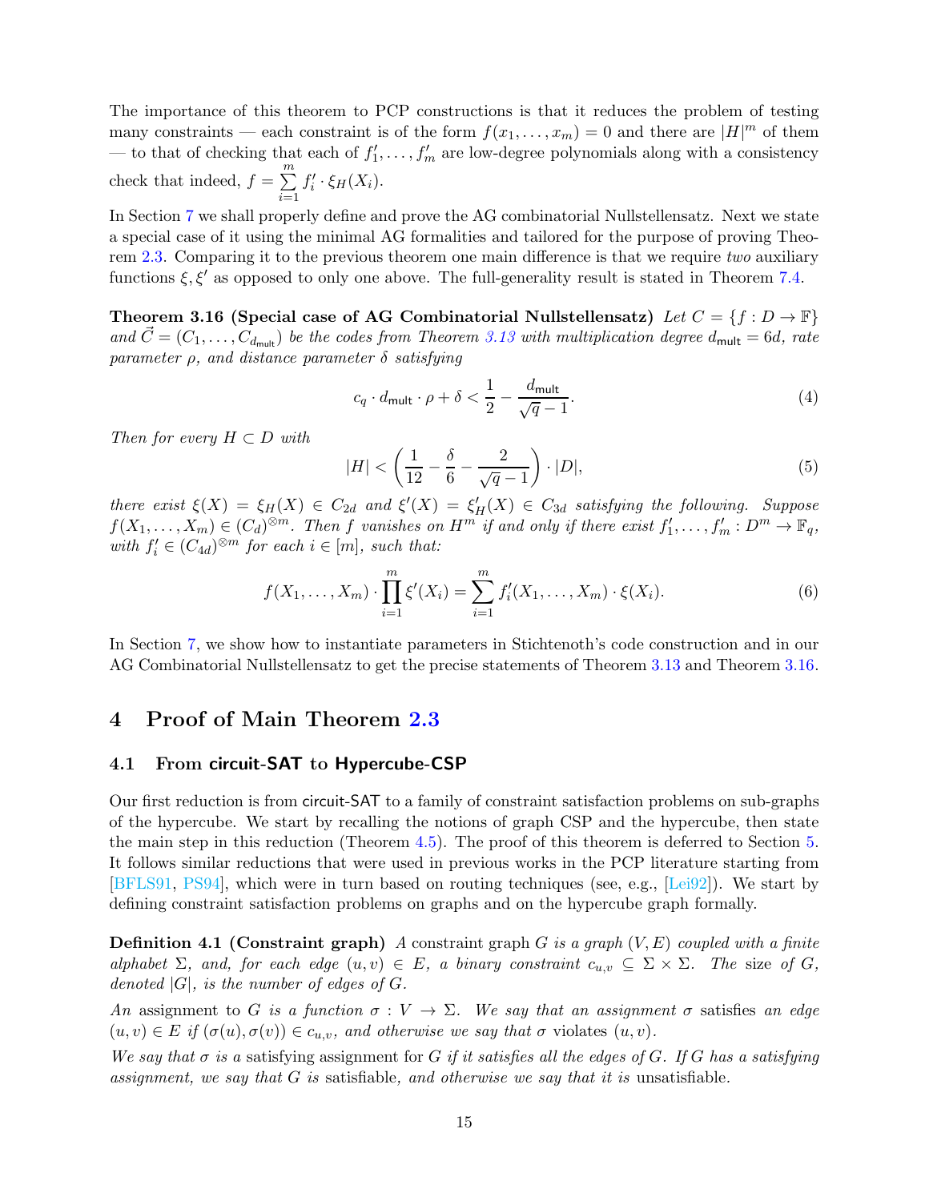The importance of this theorem to PCP constructions is that it reduces the problem of testing many constraints — each constraint is of the form $f(x_1, \dots, x_m) = 0$ and there are $|H|^m$ of them — to that of checking that each of $f'_1, \dots, f'_m$ are low-degree polynomials along with a consistency check that indeed, $f = \sum_{i=1}^{m} f'_i \cdot \xi_H(X_i)$.

In Section 7 we shall properly define and prove the AG combinatorial Nullstellensatz. Next we state a special case of it using the minimal AG formalities and tailored for the purpose of proving Theorem 2.3. Comparing it to the previous theorem one main difference is that we require *two* auxiliary functions $\xi, \xi'$ as opposed to only one above. The full-generality result is stated in Theorem 7.4.

**Theorem 3.16 (Special case of AG Combinatorial Nullstellensatz)** *Let $C = \{f : D \to \mathbb{F}\}$ and $\vec{C} = (C_1, \dots, C_{d_{\mathsf{mult}}})$ be the codes from Theorem 3.13 with multiplication degree $d_{\mathsf{mult}} = 6d$, rate parameter $\rho$, and distance parameter $\delta$ satisfying*

$$c_q \cdot d_{\mathsf{mult}} \cdot \rho + \delta < \frac{1}{2} - \frac{d_{\mathsf{mult}}}{\sqrt{q} - 1}. \tag{4}$$

*Then for every $H \subset D$ with*

$$|H| < \left( \frac{1}{12} - \frac{\delta}{6} - \frac{2}{\sqrt{q} - 1} \right) \cdot |D|, \tag{5}$$

*there exist $\xi(X) = \xi_H(X) \in C_{2d}$ and $\xi'(X) = \xi'_H(X) \in C_{3d}$ satisfying the following. Suppose $f(X_1, \dots, X_m) \in (C_d)^{\otimes m}$. Then $f$ vanishes on $H^m$ if and only if there exist $f'_1, \dots, f'_m : D^m \to \mathbb{F}_q$, with $f'_i \in (C_{4d})^{\otimes m}$ for each $i \in [m]$, such that:*

$$f(X_1, \dots, X_m) \cdot \prod_{i=1}^{m} \xi'(X_i) = \sum_{i=1}^{m} f'_i(X_1, \dots, X_m) \cdot \xi(X_i). \tag{6}$$

In Section 7, we show how to instantiate parameters in Stichtenoth's code construction and in our AG Combinatorial Nullstellensatz to get the precise statements of Theorem 3.13 and Theorem 3.16.

# 4 Proof of Main Theorem 2.3

## 4.1 From circuit-SAT to Hypercube-CSP

Our first reduction is from circuit-SAT to a family of constraint satisfaction problems on sub-graphs of the hypercube. We start by recalling the notions of graph CSP and the hypercube, then state the main step in this reduction (Theorem 4.5). The proof of this theorem is deferred to Section 5. It follows similar reductions that were used in previous works in the PCP literature starting from [BFLS91, PS94], which were in turn based on routing techniques (see, e.g., [Lei92]). We start by defining constraint satisfaction problems on graphs and on the hypercube graph formally.

**Definition 4.1 (Constraint graph)** *A* constraint graph *$G$ is a graph $(V, E)$ coupled with a finite alphabet $\Sigma$, and, for each edge $(u, v) \in E$, a binary constraint $c_{u,v} \subseteq \Sigma \times \Sigma$. The* size *of $G$, denoted $|G|$, is the number of edges of $G$.*

*An* assignment *to $G$ is a function $\sigma : V \to \Sigma$. We say that an assignment $\sigma$* satisfies *an edge $(u, v) \in E$ if $(\sigma(u), \sigma(v)) \in c_{u,v}$, and otherwise we say that $\sigma$* violates *$(u, v)$.*

*We say that $\sigma$ is a* satisfying assignment *for $G$ if it satisfies all the edges of $G$. If $G$ has a satisfying assignment, we say that $G$ is* satisfiable*, and otherwise we say that it is* unsatisfiable*.*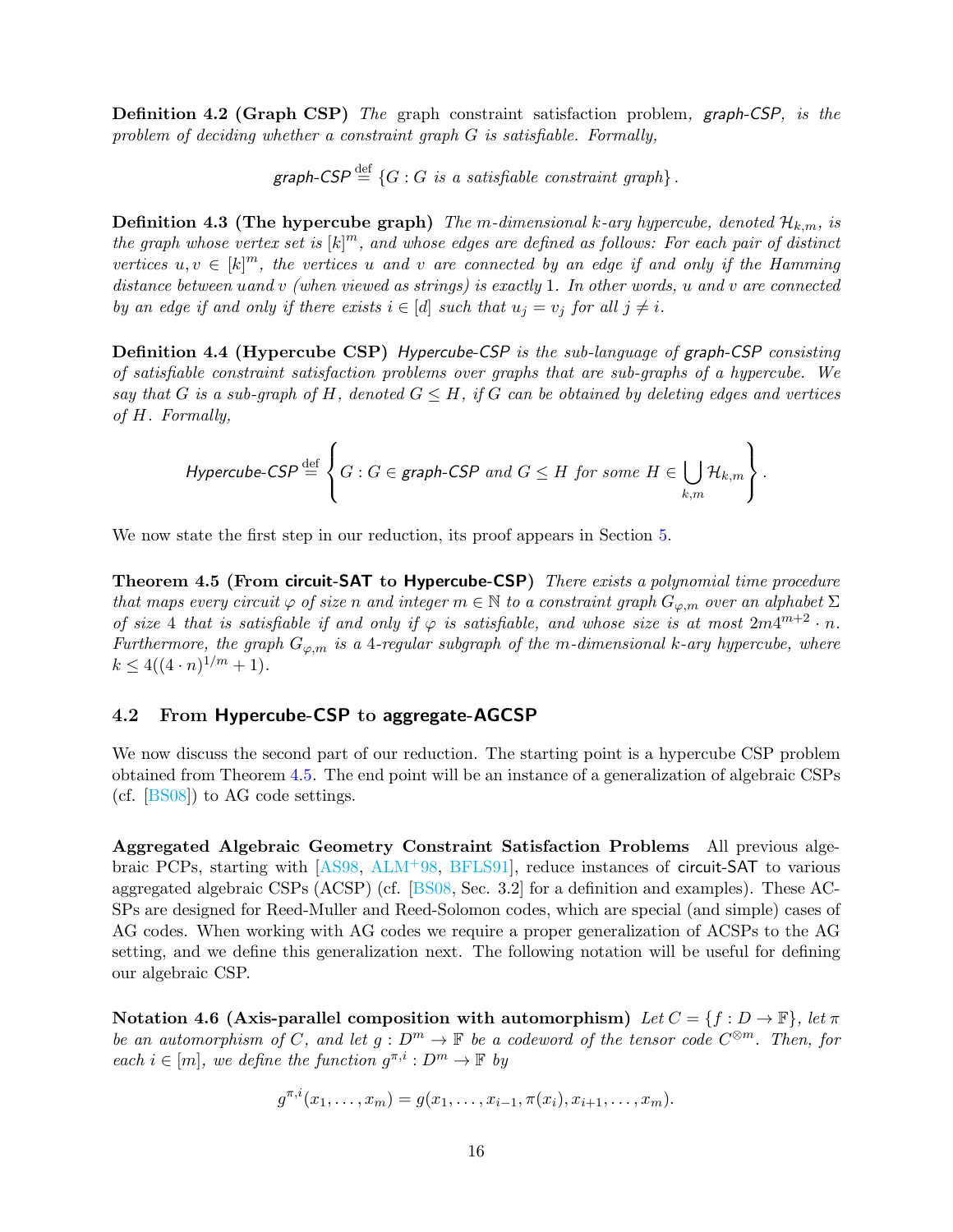**Definition 4.2 (Graph CSP)** *The* graph constraint satisfaction problem*, graph-CSP, is the problem of deciding whether a constraint graph $G$ is satisfiable. Formally,*

$$\textsf{graph-CSP} \stackrel{\text{def}}{=} \{G : G \text{ is a satisfiable constraint graph}\}.$$

**Definition 4.3 (The hypercube graph)** *The $m$-dimensional $k$-ary hypercube, denoted $\mathcal{H}_{k,m}$, is the graph whose vertex set is $[k]^m$, and whose edges are defined as follows: For each pair of distinct vertices $u, v \in [k]^m$, the vertices $u$ and $v$ are connected by an edge if and only if the Hamming distance between $u$ and $v$ (when viewed as strings) is exactly 1. In other words, $u$ and $v$ are connected by an edge if and only if there exists $i \in [d]$ such that $u_j = v_j$ for all $j \neq i$.*

**Definition 4.4 (Hypercube CSP)** *Hypercube-CSP is the sub-language of graph-CSP consisting of satisfiable constraint satisfaction problems over graphs that are sub-graphs of a hypercube. We say that $G$ is a sub-graph of $H$, denoted $G \leq H$, if $G$ can be obtained by deleting edges and vertices of $H$. Formally,*

$$\textsf{Hypercube-CSP} \stackrel{\text{def}}{=} \left\{ G : G \in \textsf{graph-CSP} \text{ and } G \leq H \text{ for some } H \in \bigcup_{k,m} \mathcal{H}_{k,m} \right\}.$$

We now state the first step in our reduction, its proof appears in Section 5.

**Theorem 4.5 (From circuit-SAT to Hypercube-CSP)** *There exists a polynomial time procedure that maps every circuit $\varphi$ of size $n$ and integer $m \in \mathbb{N}$ to a constraint graph $G_{\varphi,m}$ over an alphabet $\Sigma$ of size 4 that is satisfiable if and only if $\varphi$ is satisfiable, and whose size is at most $2m4^{m+2} \cdot n$. Furthermore, the graph $G_{\varphi,m}$ is a 4-regular subgraph of the $m$-dimensional $k$-ary hypercube, where $k \leq 4((4 \cdot n)^{1/m} + 1)$.*

## 4.2 From Hypercube-CSP to aggregate-AGCSP

We now discuss the second part of our reduction. The starting point is a hypercube CSP problem obtained from Theorem 4.5. The end point will be an instance of a generalization of algebraic CSPs (cf. [BS08]) to AG code settings.

**Aggregated Algebraic Geometry Constraint Satisfaction Problems** All previous algebraic PCPs, starting with [AS98, ALM+98, BFLS91], reduce instances of circuit-SAT to various aggregated algebraic CSPs (ACSP) (cf. [BS08, Sec. 3.2] for a definition and examples). These ACSPs are designed for Reed-Muller and Reed-Solomon codes, which are special (and simple) cases of AG codes. When working with AG codes we require a proper generalization of ACSPs to the AG setting, and we define this generalization next. The following notation will be useful for defining our algebraic CSP.

**Notation 4.6 (Axis-parallel composition with automorphism)** *Let $C = \{f : D \to \mathbb{F}\}$, let $\pi$ be an automorphism of $C$, and let $g : D^m \to \mathbb{F}$ be a codeword of the tensor code $C^{\otimes m}$. Then, for each $i \in [m]$, we define the function $g^{\pi,i} : D^m \to \mathbb{F}$ by*

$$g^{\pi,i}(x_1, \ldots, x_m) = g(x_1, \ldots, x_{i-1}, \pi(x_i), x_{i+1}, \ldots, x_m).$$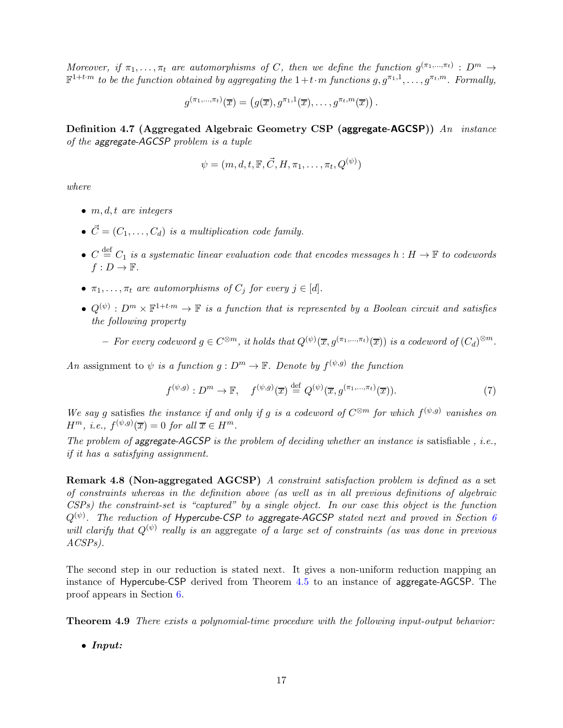*Moreover, if $\pi_1, \ldots, \pi_t$ are automorphisms of $C$, then we define the function $g^{(\pi_1,\ldots,\pi_t)} : D^m \to \mathbb{F}^{1+t\cdot m}$ to be the function obtained by aggregating the $1+t\cdot m$ functions $g, g^{\pi_1,1}, \ldots, g^{\pi_t,m}$. Formally,*

$$g^{(\pi_1,\ldots,\pi_t)}(\overline{x}) = \left(g(\overline{x}), g^{\pi_1,1}(\overline{x}), \ldots, g^{\pi_t,m}(\overline{x})\right).$$

**Definition 4.7 (Aggregated Algebraic Geometry CSP (aggregate-AGCSP))** *An instance of the aggregate-AGCSP problem is a tuple*

$$\psi = (m, d, t, \mathbb{F}, \vec{C}, H, \pi_1, \ldots, \pi_t, Q^{(\psi)})$$

*where*

- *$m, d, t$ are integers*
- *$\vec{C} = (C_1, \ldots, C_d)$ is a multiplication code family.*
- *$C \stackrel{\text{def}}{=} C_1$ is a systematic linear evaluation code that encodes messages $h : H \to \mathbb{F}$ to codewords $f : D \to \mathbb{F}$.*
- *$\pi_1, \ldots, \pi_t$ are automorphisms of $C_j$ for every $j \in [d]$.*
- *$Q^{(\psi)} : D^m \times \mathbb{F}^{1+t\cdot m} \to \mathbb{F}$ is a function that is represented by a Boolean circuit and satisfies the following property*
  - *For every codeword $g \in C^{\otimes m}$, it holds that $Q^{(\psi)}(\overline{x}, g^{(\pi_1,\ldots,\pi_t)}(\overline{x}))$ is a codeword of $(C_d)^{\otimes m}$.*

*An* assignment *to $\psi$ is a function $g : D^m \to \mathbb{F}$. Denote by $f^{(\psi,g)}$ the function*

$$f^{(\psi,g)} : D^m \to \mathbb{F}, \quad f^{(\psi,g)}(\overline{x}) \stackrel{\text{def}}{=} Q^{(\psi)}(\overline{x}, g^{(\pi_1,\ldots,\pi_t)}(\overline{x})). \tag{7}$$

*We say $g$* satisfies *the instance if and only if $g$ is a codeword of $C^{\otimes m}$ for which $f^{(\psi,g)}$ vanishes on $H^m$, i.e., $f^{(\psi,g)}(\overline{x}) = 0$ for all $\overline{x} \in H^m$.*

*The problem of aggregate-AGCSP is the problem of deciding whether an instance is* satisfiable *, i.e., if it has a satisfying assignment.*

**Remark 4.8 (Non-aggregated AGCSP)** *A constraint satisfaction problem is defined as a* set *of constraints whereas in the definition above (as well as in all previous definitions of algebraic CSPs) the constraint-set is "captured" by a single object. In our case this object is the function $Q^{(\psi)}$. The reduction of Hypercube-CSP to aggregate-AGCSP stated next and proved in Section 6 will clarify that $Q^{(\psi)}$ really is an* aggregate *of a large set of constraints (as was done in previous ACSPs).*

The second step in our reduction is stated next. It gives a non-uniform reduction mapping an instance of Hypercube-CSP derived from Theorem 4.5 to an instance of aggregate-AGCSP. The proof appears in Section 6.

**Theorem 4.9** *There exists a polynomial-time procedure with the following input-output behavior:*

- ***Input:***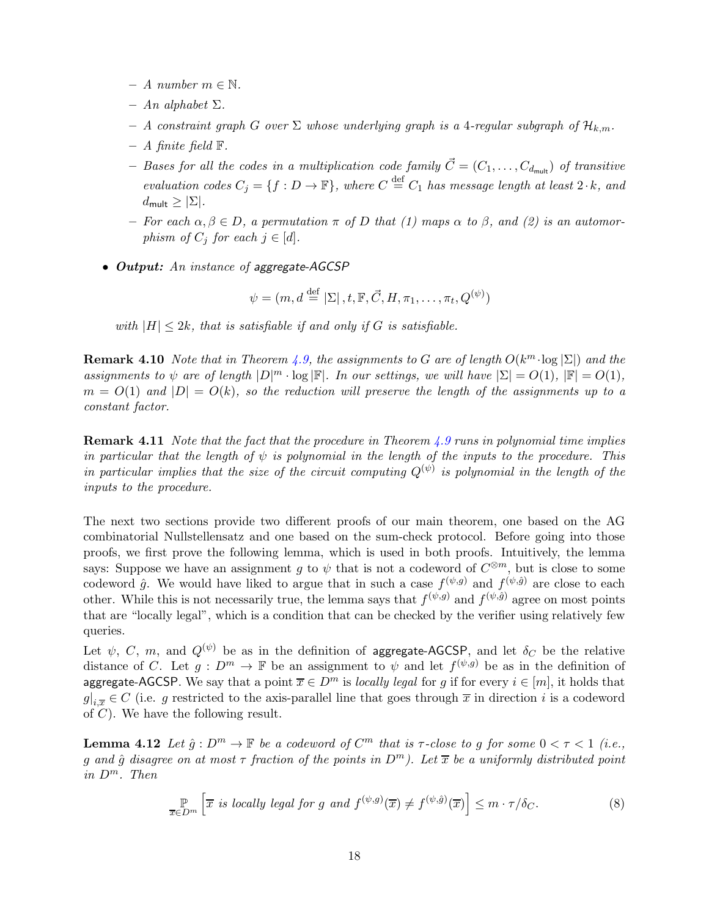- *A number* $m \in \mathbb{N}$.
  - *An alphabet* $\Sigma$.
  - *A constraint graph* $G$ *over* $\Sigma$ *whose underlying graph is a 4-regular subgraph of* $\mathcal{H}_{k,m}$.
  - *A finite field* $\mathbb{F}$.
  - *Bases for all the codes in a multiplication code family* $\vec{C} = (C_1, \ldots, C_{d_{\mathsf{mult}}})$ *of transitive evaluation codes* $C_j = \{f : D \to \mathbb{F}\}$*, where* $C \stackrel{\text{def}}{=} C_1$ *has message length at least* $2 \cdot k$*, and* $d_{\mathsf{mult}} \geq |\Sigma|$.
  - *For each* $\alpha, \beta \in D$*, a permutation* $\pi$ *of* $D$ *that (1) maps* $\alpha$ *to* $\beta$*, and (2) is an automorphism of* $C_j$ *for each* $j \in [d]$.

- ***Output:*** *An instance of* aggregate-AGCSP

$$\psi = (m, d \stackrel{\text{def}}{=} |\Sigma|, t, \mathbb{F}, \vec{C}, H, \pi_1, \ldots, \pi_t, Q^{(\psi)})$$

*with* $|H| \leq 2k$*, that is satisfiable if and only if* $G$ *is satisfiable.*

**Remark 4.10** *Note that in Theorem 4.9, the assignments to* $G$ *are of length* $O(k^m \cdot \log |\Sigma|)$ *and the assignments to* $\psi$ *are of length* $|D|^m \cdot \log |\mathbb{F}|$*. In our settings, we will have* $|\Sigma| = O(1)$*,* $|\mathbb{F}| = O(1)$*,* $m = O(1)$ *and* $|D| = O(k)$*, so the reduction will preserve the length of the assignments up to a constant factor.*

**Remark 4.11** *Note that the fact that the procedure in Theorem 4.9 runs in polynomial time implies in particular that the length of* $\psi$ *is polynomial in the length of the inputs to the procedure. This in particular implies that the size of the circuit computing* $Q^{(\psi)}$ *is polynomial in the length of the inputs to the procedure.*

The next two sections provide two different proofs of our main theorem, one based on the AG combinatorial Nullstellensatz and one based on the sum-check protocol. Before going into those proofs, we first prove the following lemma, which is used in both proofs. Intuitively, the lemma says: Suppose we have an assignment $g$ to $\psi$ that is not a codeword of $C^{\otimes m}$, but is close to some codeword $\hat{g}$. We would have liked to argue that in such a case $f^{(\psi,g)}$ and $f^{(\psi,\hat{g})}$ are close to each other. While this is not necessarily true, the lemma says that $f^{(\psi,g)}$ and $f^{(\psi,\hat{g})}$ agree on most points that are "locally legal", which is a condition that can be checked by the verifier using relatively few queries.

Let $\psi$, $C$, $m$, and $Q^{(\psi)}$ be as in the definition of aggregate-AGCSP, and let $\delta_C$ be the relative distance of $C$. Let $g : D^m \to \mathbb{F}$ be an assignment to $\psi$ and let $f^{(\psi,g)}$ be as in the definition of aggregate-AGCSP. We say that a point $\overline{x} \in D^m$ is *locally legal* for $g$ if for every $i \in [m]$, it holds that $g|_{i,\overline{x}} \in C$ (i.e. $g$ restricted to the axis-parallel line that goes through $\overline{x}$ in direction $i$ is a codeword of $C$). We have the following result.

**Lemma 4.12** *Let* $\hat{g} : D^m \to \mathbb{F}$ *be a codeword of* $C^m$ *that is* $\tau$*-close to* $g$ *for some* $0 < \tau < 1$ *(i.e.,* $g$ *and* $\hat{g}$ *disagree on at most* $\tau$ *fraction of the points in* $D^m$*). Let* $\overline{x}$ *be a uniformly distributed point in* $D^m$*. Then*

$$\underset{\overline{x} \in D^m}{\mathbb{P}} \left[ \overline{x} \text{ is locally legal for } g \text{ and } f^{(\psi,g)}(\overline{x}) \neq f^{(\psi,\hat{g})}(\overline{x}) \right] \leq m \cdot \tau / \delta_C. \tag{8}$$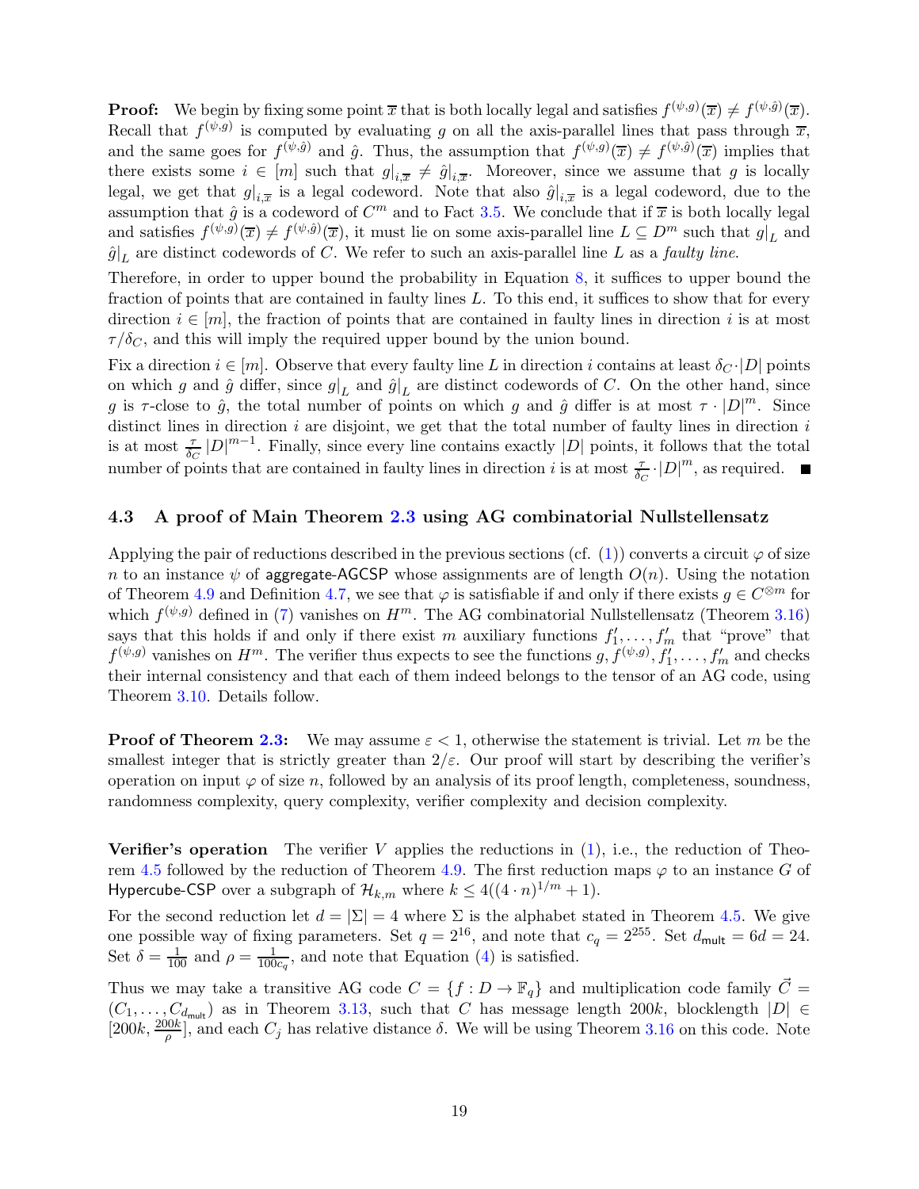**Proof:** We begin by fixing some point $\overline{x}$ that is both locally legal and satisfies $f^{(\psi,g)}(\overline{x}) \neq f^{(\psi,\hat{g})}(\overline{x})$. Recall that $f^{(\psi,g)}$ is computed by evaluating $g$ on all the axis-parallel lines that pass through $\overline{x}$, and the same goes for $f^{(\psi,\hat{g})}$ and $\hat{g}$. Thus, the assumption that $f^{(\psi,g)}(\overline{x}) \neq f^{(\psi,\hat{g})}(\overline{x})$ implies that there exists some $i \in [m]$ such that $g|_{i,\overline{x}} \neq \hat{g}|_{i,\overline{x}}$. Moreover, since we assume that $g$ is locally legal, we get that $g|_{i,\overline{x}}$ is a legal codeword. Note that also $\hat{g}|_{i,\overline{x}}$ is a legal codeword, due to the assumption that $\hat{g}$ is a codeword of $C^m$ and to Fact 3.5. We conclude that if $\overline{x}$ is both locally legal and satisfies $f^{(\psi,g)}(\overline{x}) \neq f^{(\psi,\hat{g})}(\overline{x})$, it must lie on some axis-parallel line $L \subseteq D^m$ such that $g|_L$ and $\hat{g}|_L$ are distinct codewords of $C$. We refer to such an axis-parallel line $L$ as a *faulty line*.

Therefore, in order to upper bound the probability in Equation 8, it suffices to upper bound the fraction of points that are contained in faulty lines $L$. To this end, it suffices to show that for every direction $i \in [m]$, the fraction of points that are contained in faulty lines in direction $i$ is at most $\tau/\delta_C$, and this will imply the required upper bound by the union bound.

Fix a direction $i \in [m]$. Observe that every faulty line $L$ in direction $i$ contains at least $\delta_C \cdot |D|$ points on which $g$ and $\hat{g}$ differ, since $g|_L$ and $\hat{g}|_L$ are distinct codewords of $C$. On the other hand, since $g$ is $\tau$-close to $\hat{g}$, the total number of points on which $g$ and $\hat{g}$ differ is at most $\tau \cdot |D|^m$. Since distinct lines in direction $i$ are disjoint, we get that the total number of faulty lines in direction $i$ is at most $\frac{\tau}{\delta_C}|D|^{m-1}$. Finally, since every line contains exactly $|D|$ points, it follows that the total number of points that are contained in faulty lines in direction $i$ is at most $\frac{\tau}{\delta_C} \cdot |D|^m$, as required. ■

### 4.3 A proof of Main Theorem 2.3 using AG combinatorial Nullstellensatz

Applying the pair of reductions described in the previous sections (cf. (1)) converts a circuit $\varphi$ of size $n$ to an instance $\psi$ of aggregate-AGCSP whose assignments are of length $O(n)$. Using the notation of Theorem 4.9 and Definition 4.7, we see that $\varphi$ is satisfiable if and only if there exists $g \in C^{\otimes m}$ for which $f^{(\psi,g)}$ defined in (7) vanishes on $H^m$. The AG combinatorial Nullstellensatz (Theorem 3.16) says that this holds if and only if there exist $m$ auxiliary functions $f'_1, \ldots, f'_m$ that "prove" that $f^{(\psi,g)}$ vanishes on $H^m$. The verifier thus expects to see the functions $g, f^{(\psi,g)}, f'_1, \ldots, f'_m$ and checks their internal consistency and that each of them indeed belongs to the tensor of an AG code, using Theorem 3.10. Details follow.

**Proof of Theorem 2.3:** We may assume $\varepsilon < 1$, otherwise the statement is trivial. Let $m$ be the smallest integer that is strictly greater than $2/\varepsilon$. Our proof will start by describing the verifier's operation on input $\varphi$ of size $n$, followed by an analysis of its proof length, completeness, soundness, randomness complexity, query complexity, verifier complexity and decision complexity.

**Verifier's operation** The verifier $V$ applies the reductions in (1), i.e., the reduction of Theorem 4.5 followed by the reduction of Theorem 4.9. The first reduction maps $\varphi$ to an instance $G$ of Hypercube-CSP over a subgraph of $\mathcal{H}_{k,m}$ where $k \leq 4((4 \cdot n)^{1/m} + 1)$.

For the second reduction let $d = |\Sigma| = 4$ where $\Sigma$ is the alphabet stated in Theorem 4.5. We give one possible way of fixing parameters. Set $q = 2^{16}$, and note that $c_q = 2^{255}$. Set $d_{\mathsf{mult}} = 6d = 24$. Set $\delta = \frac{1}{100}$ and $\rho = \frac{1}{100c_q}$, and note that Equation (4) is satisfied.

Thus we may take a transitive AG code $C = \{f : D \to \mathbb{F}_q\}$ and multiplication code family $\vec{C} = (C_1, \ldots, C_{d_{\mathsf{mult}}})$ as in Theorem 3.13, such that $C$ has message length $200k$, blocklength $|D| \in [200k, \frac{200k}{\rho}]$, and each $C_j$ has relative distance $\delta$. We will be using Theorem 3.16 on this code. Note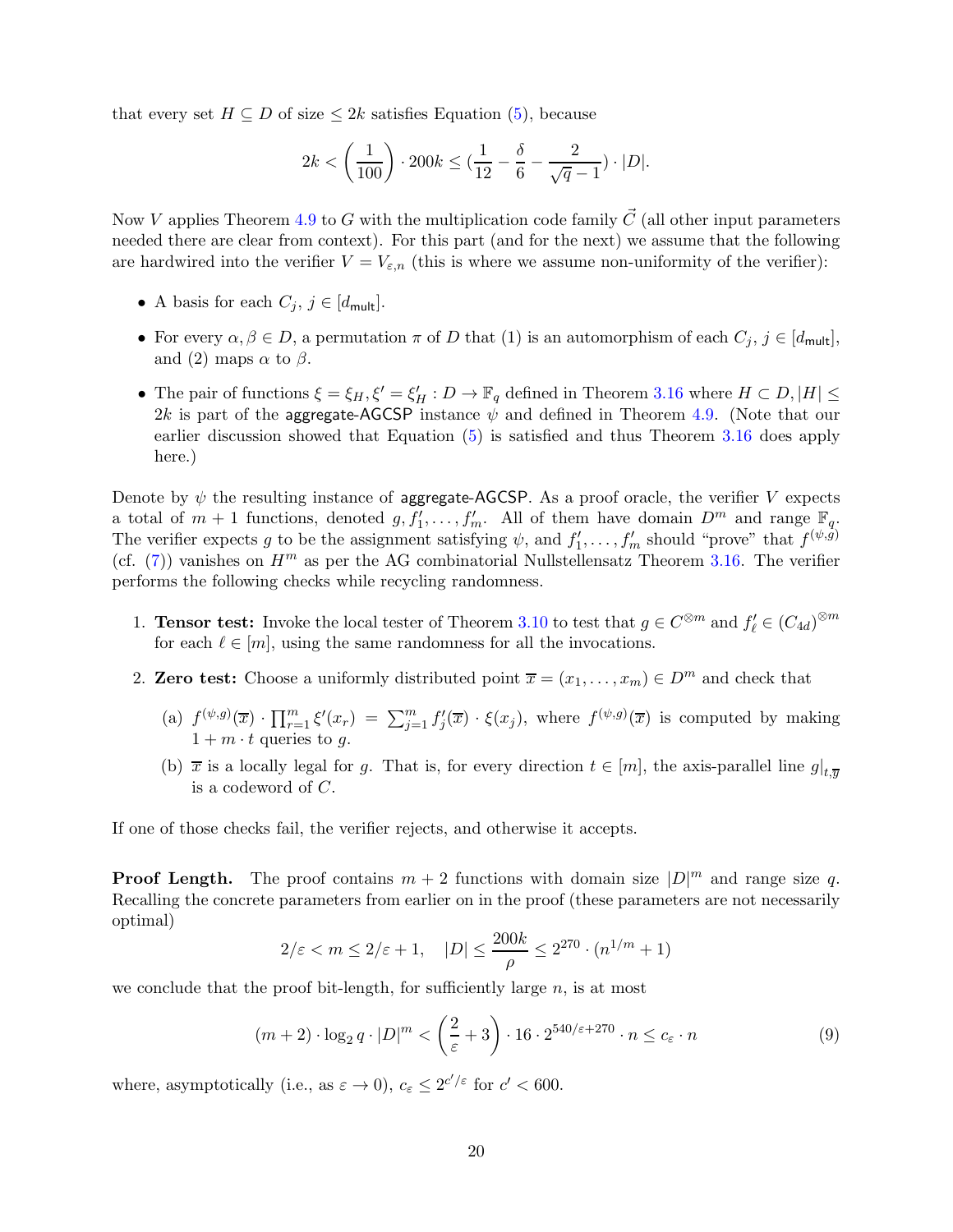that every set $H \subseteq D$ of size $\leq 2k$ satisfies Equation (5), because

$$2k < \left(\frac{1}{100}\right) \cdot 200k \leq (\frac{1}{12} - \frac{\delta}{6} - \frac{2}{\sqrt{q}-1}) \cdot |D|.$$

Now $V$ applies Theorem 4.9 to $G$ with the multiplication code family $\vec{C}$ (all other input parameters needed there are clear from context). For this part (and for the next) we assume that the following are hardwired into the verifier $V = V_{\varepsilon,n}$ (this is where we assume non-uniformity of the verifier):

- A basis for each $C_j$, $j \in [d_{\mathsf{mult}}]$.
- For every $\alpha, \beta \in D$, a permutation $\pi$ of $D$ that (1) is an automorphism of each $C_j$, $j \in [d_{\mathsf{mult}}]$, and (2) maps $\alpha$ to $\beta$.
- The pair of functions $\xi = \xi_H, \xi' = \xi'_H : D \to \mathbb{F}_q$ defined in Theorem 3.16 where $H \subset D, |H| \leq 2k$ is part of the aggregate-AGCSP instance $\psi$ and defined in Theorem 4.9. (Note that our earlier discussion showed that Equation (5) is satisfied and thus Theorem 3.16 does apply here.)

Denote by $\psi$ the resulting instance of aggregate-AGCSP. As a proof oracle, the verifier $V$ expects a total of $m+1$ functions, denoted $g, f'_1, \ldots, f'_m$. All of them have domain $D^m$ and range $\mathbb{F}_q$. The verifier expects $g$ to be the assignment satisfying $\psi$, and $f'_1, \ldots, f'_m$ should "prove" that $f^{(\psi,g)}$ (cf. (7)) vanishes on $H^m$ as per the AG combinatorial Nullstellensatz Theorem 3.16. The verifier performs the following checks while recycling randomness.

1. **Tensor test:** Invoke the local tester of Theorem 3.10 to test that $g \in C^{\otimes m}$ and $f'_\ell \in (C_{4d})^{\otimes m}$ for each $\ell \in [m]$, using the same randomness for all the invocations.
2. **Zero test:** Choose a uniformly distributed point $\overline{x} = (x_1, \ldots, x_m) \in D^m$ and check that
   (a) $f^{(\psi,g)}(\overline{x}) \cdot \prod_{r=1}^{m} \xi'(x_r) = \sum_{j=1}^{m} f'_j(\overline{x}) \cdot \xi(x_j)$, where $f^{(\psi,g)}(\overline{x})$ is computed by making $1 + m \cdot t$ queries to $g$.
   (b) $\overline{x}$ is a locally legal for $g$. That is, for every direction $t \in [m]$, the axis-parallel line $g|_{t,\overline{y}}$ is a codeword of $C$.

If one of those checks fail, the verifier rejects, and otherwise it accepts.

**Proof Length.** The proof contains $m+2$ functions with domain size $|D|^m$ and range size $q$. Recalling the concrete parameters from earlier on in the proof (these parameters are not necessarily optimal)

$$2/\varepsilon < m \leq 2/\varepsilon + 1, \quad |D| \leq \frac{200k}{\rho} \leq 2^{270} \cdot (n^{1/m} + 1)$$

we conclude that the proof bit-length, for sufficiently large $n$, is at most

$$(m+2) \cdot \log_2 q \cdot |D|^m < \left(\frac{2}{\varepsilon} + 3\right) \cdot 16 \cdot 2^{540/\varepsilon + 270} \cdot n \leq c_\varepsilon \cdot n \tag{9}$$

where, asymptotically (i.e., as $\varepsilon \to 0$), $c_\varepsilon \leq 2^{c'/\varepsilon}$ for $c' < 600$.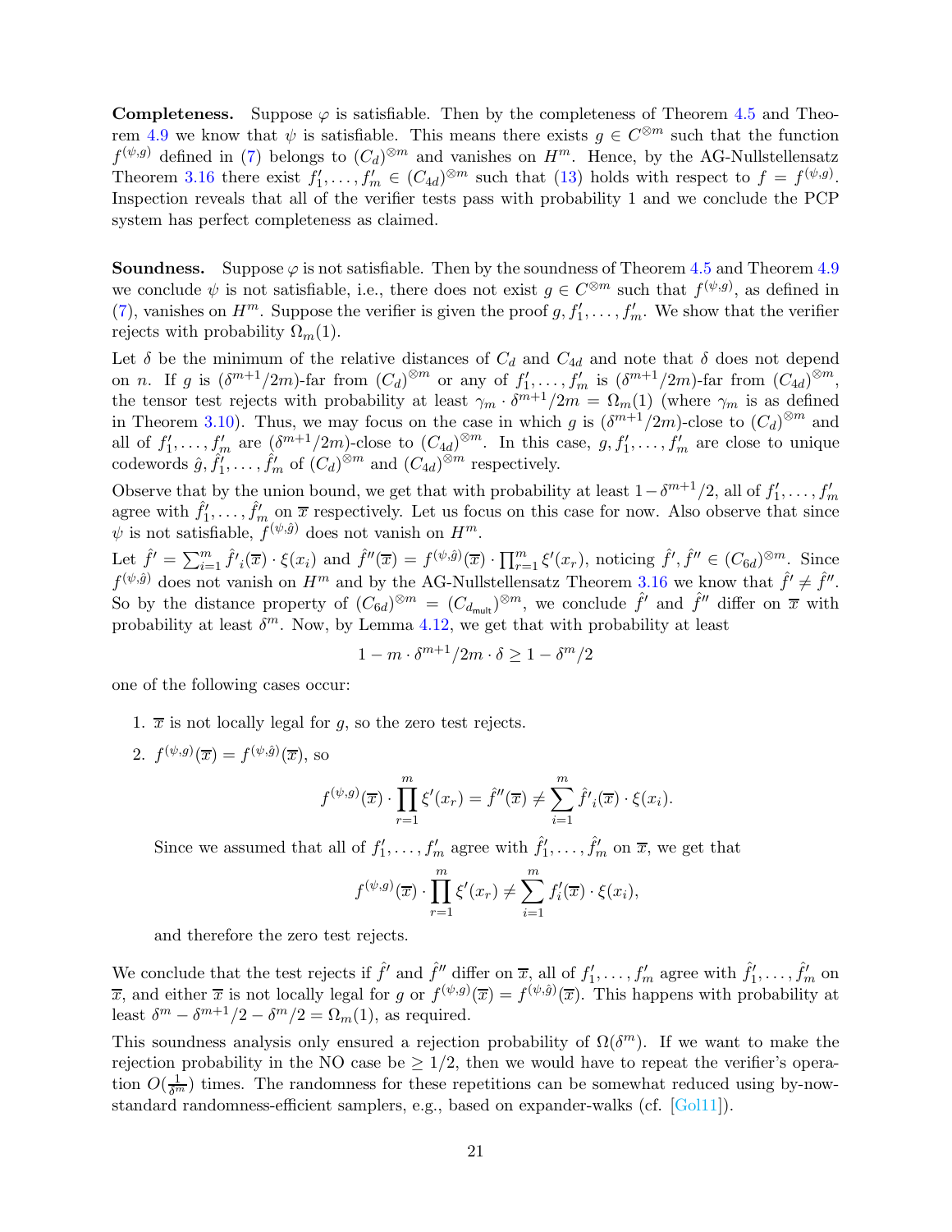**Completeness.** Suppose $\varphi$ is satisfiable. Then by the completeness of Theorem 4.5 and Theorem 4.9 we know that $\psi$ is satisfiable. This means there exists $g \in C^{\otimes m}$ such that the function $f^{(\psi,g)}$ defined in (7) belongs to $(C_d)^{\otimes m}$ and vanishes on $H^m$. Hence, by the AG-Nullstellensatz Theorem 3.16 there exist $f'_1, \ldots, f'_m \in (C_{4d})^{\otimes m}$ such that (13) holds with respect to $f = f^{(\psi,g)}$. Inspection reveals that all of the verifier tests pass with probability 1 and we conclude the PCP system has perfect completeness as claimed.

**Soundness.** Suppose $\varphi$ is not satisfiable. Then by the soundness of Theorem 4.5 and Theorem 4.9 we conclude $\psi$ is not satisfiable, i.e., there does not exist $g \in C^{\otimes m}$ such that $f^{(\psi,g)}$, as defined in (7), vanishes on $H^m$. Suppose the verifier is given the proof $g, f'_1, \ldots, f'_m$. We show that the verifier rejects with probability $\Omega_m(1)$.

Let $\delta$ be the minimum of the relative distances of $C_d$ and $C_{4d}$ and note that $\delta$ does not depend on $n$. If $g$ is $(\delta^{m+1}/2m)$-far from $(C_d)^{\otimes m}$ or any of $f'_1, \ldots, f'_m$ is $(\delta^{m+1}/2m)$-far from $(C_{4d})^{\otimes m}$, the tensor test rejects with probability at least $\gamma_m \cdot \delta^{m+1}/2m = \Omega_m(1)$ (where $\gamma_m$ is as defined in Theorem 3.10). Thus, we may focus on the case in which $g$ is $(\delta^{m+1}/2m)$-close to $(C_d)^{\otimes m}$ and all of $f'_1, \ldots, f'_m$ are $(\delta^{m+1}/2m)$-close to $(C_{4d})^{\otimes m}$. In this case, $g, f'_1, \ldots, f'_m$ are close to unique codewords $\hat{g}, \hat{f}'_1, \ldots, \hat{f}'_m$ of $(C_d)^{\otimes m}$ and $(C_{4d})^{\otimes m}$ respectively.

Observe that by the union bound, we get that with probability at least $1-\delta^{m+1}/2$, all of $f'_1, \ldots, f'_m$ agree with $\hat{f}'_1, \ldots, \hat{f}'_m$ on $\overline{x}$ respectively. Let us focus on this case for now. Also observe that since $\psi$ is not satisfiable, $f^{(\psi,\hat{g})}$ does not vanish on $H^m$.

Let $\hat{f}' = \sum_{i=1}^m \hat{f}'_i(\overline{x}) \cdot \xi(x_i)$ and $\hat{f}''(\overline{x}) = f^{(\psi,\hat{g})}(\overline{x}) \cdot \prod_{r=1}^m \xi'(x_r)$, noticing $\hat{f}', \hat{f}'' \in (C_{6d})^{\otimes m}$. Since $f^{(\psi,\hat{g})}$ does not vanish on $H^m$ and by the AG-Nullstellensatz Theorem 3.16 we know that $\hat{f}' \neq \hat{f}''$. So by the distance property of $(C_{6d})^{\otimes m} = (C_{d_{\mathsf{mult}}})^{\otimes m}$, we conclude $\hat{f}'$ and $\hat{f}''$ differ on $\overline{x}$ with probability at least $\delta^m$. Now, by Lemma 4.12, we get that with probability at least

$$1 - m \cdot \delta^{m+1}/2m \cdot \delta \geq 1 - \delta^m/2$$

one of the following cases occur:

1. $\overline{x}$ is not locally legal for $g$, so the zero test rejects.
2. $f^{(\psi,g)}(\overline{x}) = f^{(\psi,\hat{g})}(\overline{x})$, so

$$f^{(\psi,g)}(\overline{x}) \cdot \prod_{r=1}^m \xi'(x_r) = \hat{f}''(\overline{x}) \neq \sum_{i=1}^m \hat{f}'_i(\overline{x}) \cdot \xi(x_i).$$

   Since we assumed that all of $f'_1, \ldots, f'_m$ agree with $\hat{f}'_1, \ldots, \hat{f}'_m$ on $\overline{x}$, we get that

$$f^{(\psi,g)}(\overline{x}) \cdot \prod_{r=1}^m \xi'(x_r) \neq \sum_{i=1}^m f'_i(\overline{x}) \cdot \xi(x_i),$$

   and therefore the zero test rejects.

We conclude that the test rejects if $\hat{f}'$ and $\hat{f}''$ differ on $\overline{x}$, all of $f'_1, \ldots, f'_m$ agree with $\hat{f}'_1, \ldots, \hat{f}'_m$ on $\overline{x}$, and either $\overline{x}$ is not locally legal for $g$ or $f^{(\psi,g)}(\overline{x}) = f^{(\psi,\hat{g})}(\overline{x})$. This happens with probability at least $\delta^m - \delta^{m+1}/2 - \delta^m/2 = \Omega_m(1)$, as required.

This soundness analysis only ensured a rejection probability of $\Omega(\delta^m)$. If we want to make the rejection probability in the NO case be $\geq 1/2$, then we would have to repeat the verifier's operation $O(\frac{1}{\delta^m})$ times. The randomness for these repetitions can be somewhat reduced using by-now-standard randomness-efficient samplers, e.g., based on expander-walks (cf. [Gol11]).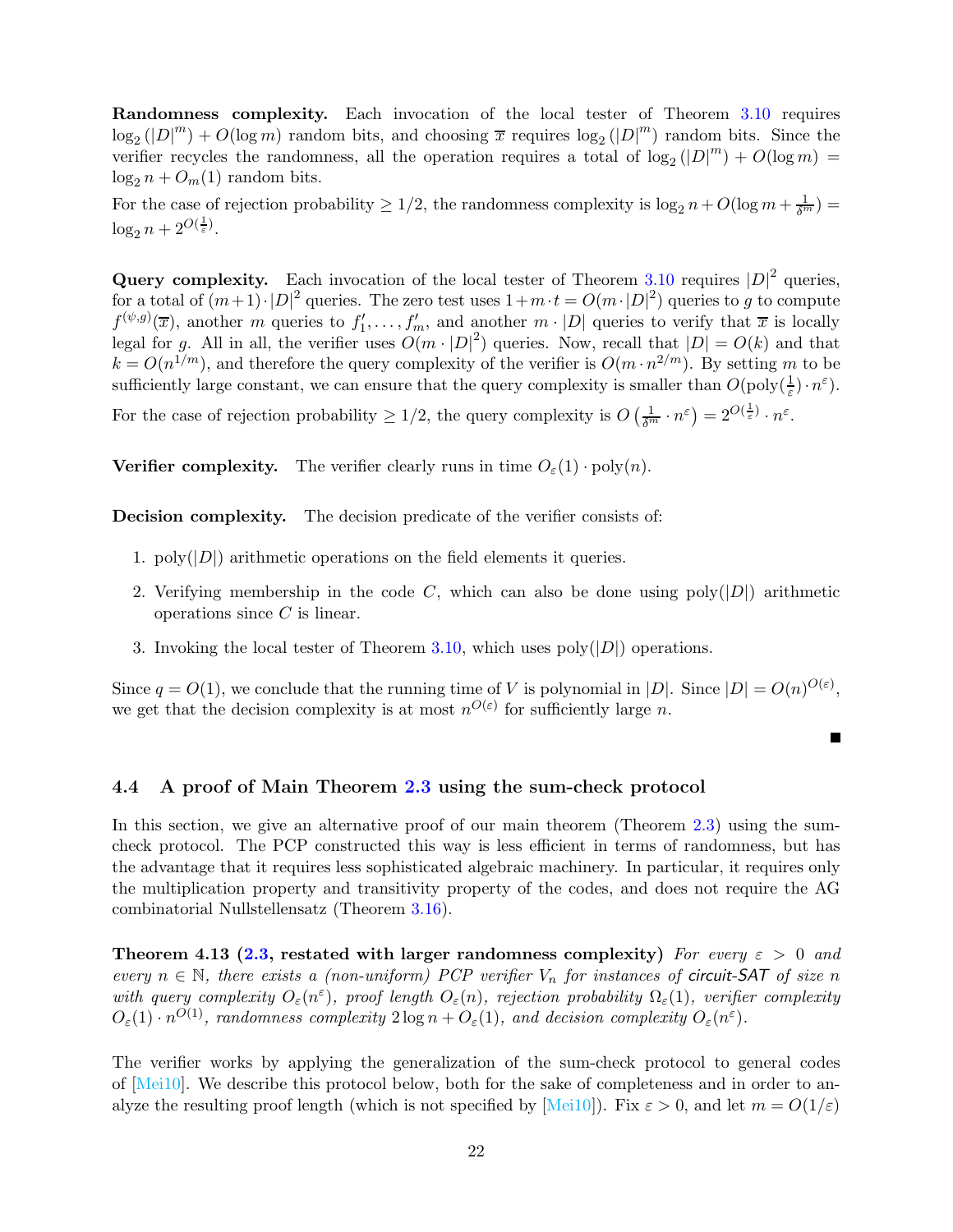**Randomness complexity.** Each invocation of the local tester of Theorem 3.10 requires $\log_2(|D|^m) + O(\log m)$ random bits, and choosing $\overline{x}$ requires $\log_2(|D|^m)$ random bits. Since the verifier recycles the randomness, all the operation requires a total of $\log_2(|D|^m) + O(\log m) = \log_2 n + O_m(1)$ random bits.

For the case of rejection probability $\geq 1/2$, the randomness complexity is $\log_2 n + O(\log m + \frac{1}{\delta^m}) = \log_2 n + 2^{O(\frac{1}{\varepsilon})}$.

**Query complexity.** Each invocation of the local tester of Theorem 3.10 requires $|D|^2$ queries, for a total of $(m+1) \cdot |D|^2$ queries. The zero test uses $1 + m \cdot t = O(m \cdot |D|^2)$ queries to $g$ to compute $f^{(\psi,g)}(\overline{x})$, another $m$ queries to $f'_1, \ldots, f'_m$, and another $m \cdot |D|$ queries to verify that $\overline{x}$ is locally legal for $g$. All in all, the verifier uses $O(m \cdot |D|^2)$ queries. Now, recall that $|D| = O(k)$ and that $k = O(n^{1/m})$, and therefore the query complexity of the verifier is $O(m \cdot n^{2/m})$. By setting $m$ to be sufficiently large constant, we can ensure that the query complexity is smaller than $O(\text{poly}(\frac{1}{\varepsilon}) \cdot n^{\varepsilon})$.

For the case of rejection probability $\geq 1/2$, the query complexity is $O\left(\frac{1}{\delta^m} \cdot n^{\varepsilon}\right) = 2^{O(\frac{1}{\varepsilon})} \cdot n^{\varepsilon}$.

**Verifier complexity.** The verifier clearly runs in time $O_\varepsilon(1) \cdot \text{poly}(n)$.

**Decision complexity.** The decision predicate of the verifier consists of:

1. $\text{poly}(|D|)$ arithmetic operations on the field elements it queries.
2. Verifying membership in the code $C$, which can also be done using $\text{poly}(|D|)$ arithmetic operations since $C$ is linear.
3. Invoking the local tester of Theorem 3.10, which uses $\text{poly}(|D|)$ operations.

Since $q = O(1)$, we conclude that the running time of $V$ is polynomial in $|D|$. Since $|D| = O(n)^{O(\varepsilon)}$, we get that the decision complexity is at most $n^{O(\varepsilon)}$ for sufficiently large $n$.

■

### 4.4 A proof of Main Theorem 2.3 using the sum-check protocol

In this section, we give an alternative proof of our main theorem (Theorem 2.3) using the sum-check protocol. The PCP constructed this way is less efficient in terms of randomness, but has the advantage that it requires less sophisticated algebraic machinery. In particular, it requires only the multiplication property and transitivity property of the codes, and does not require the AG combinatorial Nullstellensatz (Theorem 3.16).

**Theorem 4.13 (2.3, restated with larger randomness complexity)** *For every $\varepsilon > 0$ and every $n \in \mathbb{N}$, there exists a (non-uniform) PCP verifier $V_n$ for instances of circuit-SAT of size $n$ with query complexity $O_\varepsilon(n^{\varepsilon})$, proof length $O_\varepsilon(n)$, rejection probability $\Omega_\varepsilon(1)$, verifier complexity $O_\varepsilon(1) \cdot n^{O(1)}$, randomness complexity $2\log n + O_\varepsilon(1)$, and decision complexity $O_\varepsilon(n^{\varepsilon})$.*

The verifier works by applying the generalization of the sum-check protocol to general codes of [Mei10]. We describe this protocol below, both for the sake of completeness and in order to analyze the resulting proof length (which is not specified by [Mei10]). Fix $\varepsilon > 0$, and let $m = O(1/\varepsilon)$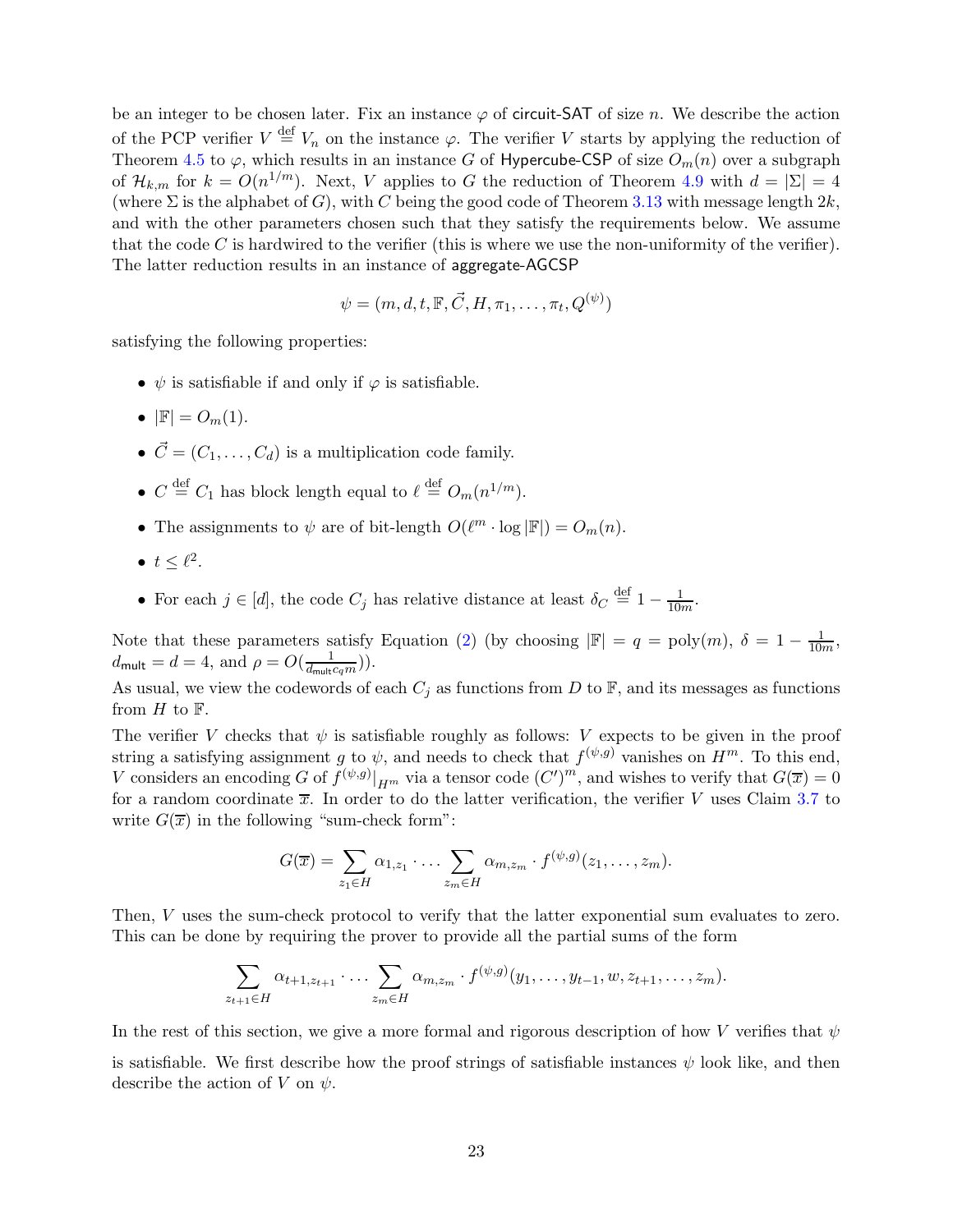be an integer to be chosen later. Fix an instance $\varphi$ of circuit-SAT of size $n$. We describe the action of the PCP verifier $V \stackrel{\text{def}}{=} V_n$ on the instance $\varphi$. The verifier $V$ starts by applying the reduction of Theorem 4.5 to $\varphi$, which results in an instance $G$ of Hypercube-CSP of size $O_m(n)$ over a subgraph of $\mathcal{H}_{k,m}$ for $k = O(n^{1/m})$. Next, $V$ applies to $G$ the reduction of Theorem 4.9 with $d = |\Sigma| = 4$ (where $\Sigma$ is the alphabet of $G$), with $C$ being the good code of Theorem 3.13 with message length $2k$, and with the other parameters chosen such that they satisfy the requirements below. We assume that the code $C$ is hardwired to the verifier (this is where we use the non-uniformity of the verifier). The latter reduction results in an instance of aggregate-AGCSP

$$\psi = (m, d, t, \mathbb{F}, \vec{C}, H, \pi_1, \ldots, \pi_t, Q^{(\psi)})$$

satisfying the following properties:

- $\psi$ is satisfiable if and only if $\varphi$ is satisfiable.
- $|\mathbb{F}| = O_m(1)$.
- $\vec{C} = (C_1, \ldots, C_d)$ is a multiplication code family.
- $C \stackrel{\text{def}}{=} C_1$ has block length equal to $\ell \stackrel{\text{def}}{=} O_m(n^{1/m})$.
- The assignments to $\psi$ are of bit-length $O(\ell^m \cdot \log |\mathbb{F}|) = O_m(n)$.
- $t \leq \ell^2$.
- For each $j \in [d]$, the code $C_j$ has relative distance at least $\delta_C \stackrel{\text{def}}{=} 1 - \frac{1}{10m}$.

Note that these parameters satisfy Equation (2) (by choosing $|\mathbb{F}| = q = \text{poly}(m)$, $\delta = 1 - \frac{1}{10m}$, $d_{\mathsf{mult}} = d = 4$, and $\rho = O(\frac{1}{d_{\mathsf{mult}} c_q m})$).

As usual, we view the codewords of each $C_j$ as functions from $D$ to $\mathbb{F}$, and its messages as functions from $H$ to $\mathbb{F}$.

The verifier $V$ checks that $\psi$ is satisfiable roughly as follows: $V$ expects to be given in the proof string a satisfying assignment $g$ to $\psi$, and needs to check that $f^{(\psi,g)}$ vanishes on $H^m$. To this end, $V$ considers an encoding $G$ of $f^{(\psi,g)}|_{H^m}$ via a tensor code $(C')^m$, and wishes to verify that $G(\overline{x}) = 0$ for a random coordinate $\overline{x}$. In order to do the latter verification, the verifier $V$ uses Claim 3.7 to write $G(\overline{x})$ in the following "sum-check form":

$$G(\overline{x}) = \sum_{z_1 \in H} \alpha_{1,z_1} \cdot \ldots \sum_{z_m \in H} \alpha_{m,z_m} \cdot f^{(\psi,g)}(z_1, \ldots, z_m).$$

Then, $V$ uses the sum-check protocol to verify that the latter exponential sum evaluates to zero. This can be done by requiring the prover to provide all the partial sums of the form

$$\sum_{z_{t+1} \in H} \alpha_{t+1,z_{t+1}} \cdot \ldots \sum_{z_m \in H} \alpha_{m,z_m} \cdot f^{(\psi,g)}(y_1, \ldots, y_{t-1}, w, z_{t+1}, \ldots, z_m).$$

In the rest of this section, we give a more formal and rigorous description of how $V$ verifies that $\psi$ is satisfiable. We first describe how the proof strings of satisfiable instances $\psi$ look like, and then describe the action of $V$ on $\psi$.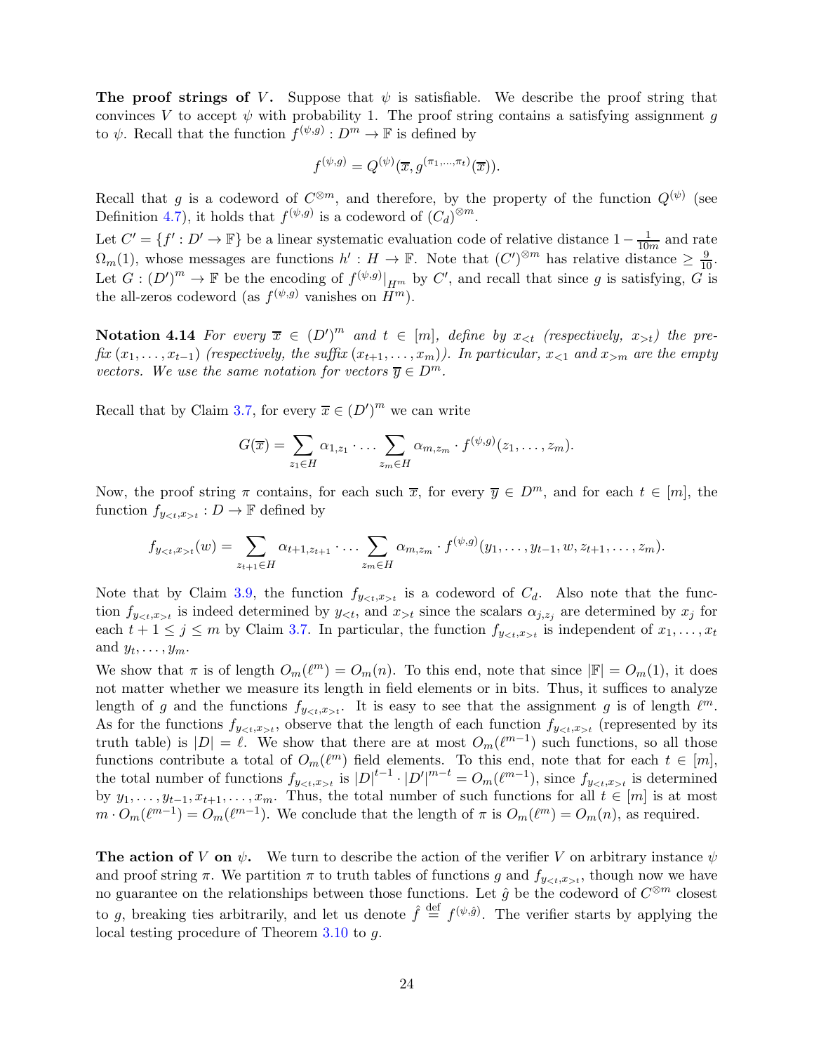**The proof strings of $V$.** Suppose that $\psi$ is satisfiable. We describe the proof string that convinces $V$ to accept $\psi$ with probability 1. The proof string contains a satisfying assignment $g$ to $\psi$. Recall that the function $f^{(\psi,g)} : D^m \to \mathbb{F}$ is defined by

$$f^{(\psi,g)} = Q^{(\psi)}(\overline{x}, g^{(\pi_1,\ldots,\pi_t)}(\overline{x})).$$

Recall that $g$ is a codeword of $C^{\otimes m}$, and therefore, by the property of the function $Q^{(\psi)}$ (see Definition 4.7), it holds that $f^{(\psi,g)}$ is a codeword of $(C_d)^{\otimes m}$.

Let $C' = \{f' : D' \to \mathbb{F}\}$ be a linear systematic evaluation code of relative distance $1 - \frac{1}{10m}$ and rate $\Omega_m(1)$, whose messages are functions $h' : H \to \mathbb{F}$. Note that $(C')^{\otimes m}$ has relative distance $\geq \frac{9}{10}$. Let $G : (D')^m \to \mathbb{F}$ be the encoding of $f^{(\psi,g)}|_{H^m}$ by $C'$, and recall that since $g$ is satisfying, $G$ is the all-zeros codeword (as $f^{(\psi,g)}$ vanishes on $H^m$).

**Notation 4.14** *For every $\overline{x} \in (D')^m$ and $t \in [m]$, define by $x_{<t}$ (respectively, $x_{>t}$) the prefix $(x_1, \ldots, x_{t-1})$ (respectively, the suffix $(x_{t+1}, \ldots, x_m)$). In particular, $x_{<1}$ and $x_{>m}$ are the empty vectors. We use the same notation for vectors $\overline{y} \in D^m$.*

Recall that by Claim 3.7, for every $\overline{x} \in (D')^m$ we can write

$$G(\overline{x}) = \sum_{z_1 \in H} \alpha_{1,z_1} \cdot \ldots \sum_{z_m \in H} \alpha_{m,z_m} \cdot f^{(\psi,g)}(z_1, \ldots, z_m).$$

Now, the proof string $\pi$ contains, for each such $\overline{x}$, for every $\overline{y} \in D^m$, and for each $t \in [m]$, the function $f_{y_{<t},x_{>t}} : D \to \mathbb{F}$ defined by

$$f_{y_{<t},x_{>t}}(w) = \sum_{z_{t+1} \in H} \alpha_{t+1,z_{t+1}} \cdot \ldots \sum_{z_m \in H} \alpha_{m,z_m} \cdot f^{(\psi,g)}(y_1, \ldots, y_{t-1}, w, z_{t+1}, \ldots, z_m).$$

Note that by Claim 3.9, the function $f_{y_{<t},x_{>t}}$ is a codeword of $C_d$. Also note that the function $f_{y_{<t},x_{>t}}$ is indeed determined by $y_{<t}$, and $x_{>t}$ since the scalars $\alpha_{j,z_j}$ are determined by $x_j$ for each $t+1 \leq j \leq m$ by Claim 3.7. In particular, the function $f_{y_{<t},x_{>t}}$ is independent of $x_1, \ldots, x_t$ and $y_t, \ldots, y_m$.

We show that $\pi$ is of length $O_m(\ell^m) = O_m(n)$. To this end, note that since $|\mathbb{F}| = O_m(1)$, it does not matter whether we measure its length in field elements or in bits. Thus, it suffices to analyze length of $g$ and the functions $f_{y_{<t},x_{>t}}$. It is easy to see that the assignment $g$ is of length $\ell^m$. As for the functions $f_{y_{<t},x_{>t}}$, observe that the length of each function $f_{y_{<t},x_{>t}}$ (represented by its truth table) is $|D| = \ell$. We show that there are at most $O_m(\ell^{m-1})$ such functions, so all those functions contribute a total of $O_m(\ell^m)$ field elements. To this end, note that for each $t \in [m]$, the total number of functions $f_{y_{<t},x_{>t}}$ is $|D|^{t-1} \cdot |D'|^{m-t} = O_m(\ell^{m-1})$, since $f_{y_{<t},x_{>t}}$ is determined by $y_1, \ldots, y_{t-1}, x_{t+1}, \ldots, x_m$. Thus, the total number of such functions for all $t \in [m]$ is at most $m \cdot O_m(\ell^{m-1}) = O_m(\ell^{m-1})$. We conclude that the length of $\pi$ is $O_m(\ell^m) = O_m(n)$, as required.

**The action of $V$ on $\psi$.** We turn to describe the action of the verifier $V$ on arbitrary instance $\psi$ and proof string $\pi$. We partition $\pi$ to truth tables of functions $g$ and $f_{y_{<t},x_{>t}}$, though now we have no guarantee on the relationships between those functions. Let $\hat{g}$ be the codeword of $C^{\otimes m}$ closest to $g$, breaking ties arbitrarily, and let us denote $\hat{f} \stackrel{\text{def}}{=} f^{(\psi,\hat{g})}$. The verifier starts by applying the local testing procedure of Theorem 3.10 to $g$.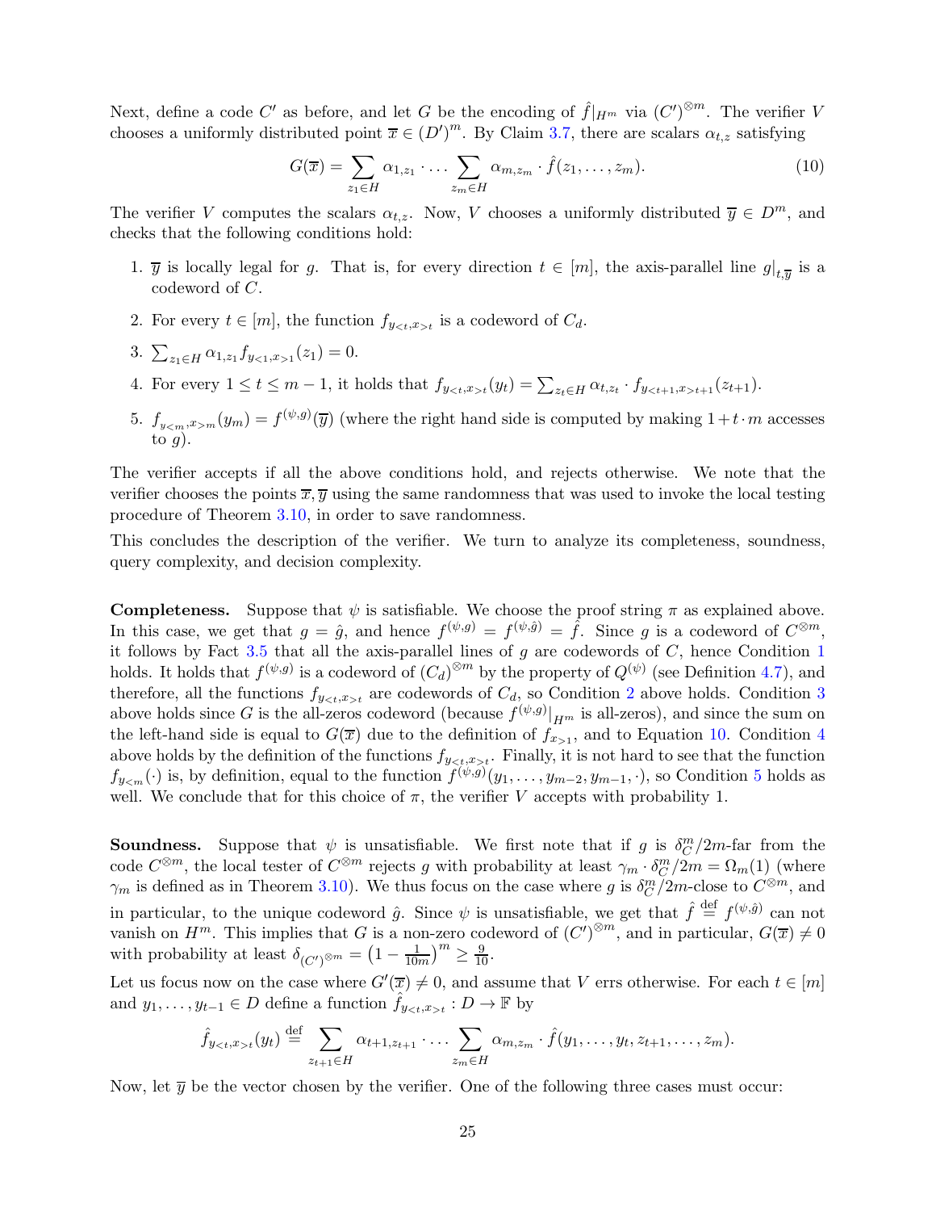Next, define a code $C'$ as before, and let $G$ be the encoding of $\hat{f}|_{H^m}$ via $(C')^{\otimes m}$. The verifier $V$ chooses a uniformly distributed point $\overline{x} \in (D')^m$. By Claim 3.7, there are scalars $\alpha_{t,z}$ satisfying

$$G(\overline{x}) = \sum_{z_1 \in H} \alpha_{1,z_1} \cdot \ldots \sum_{z_m \in H} \alpha_{m,z_m} \cdot \hat{f}(z_1, \ldots, z_m). \tag{10}$$

The verifier $V$ computes the scalars $\alpha_{t,z}$. Now, $V$ chooses a uniformly distributed $\overline{y} \in D^m$, and checks that the following conditions hold:

1. $\overline{y}$ is locally legal for $g$. That is, for every direction $t \in [m]$, the axis-parallel line $g|_{t,\overline{y}}$ is a codeword of $C$.
2. For every $t \in [m]$, the function $f_{y_{<t},x_{>t}}$ is a codeword of $C_d$.
3. $\sum_{z_1 \in H} \alpha_{1,z_1} f_{y_{<1},x_{>1}}(z_1) = 0$.
4. For every $1 \le t \le m-1$, it holds that $f_{y_{<t},x_{>t}}(y_t) = \sum_{z_t \in H} \alpha_{t,z_t} \cdot f_{y_{<t+1},x_{>t+1}}(z_{t+1})$.
5. $f_{y_{<m},x_{>m}}(y_m) = f^{(\psi,g)}(\overline{y})$ (where the right hand side is computed by making $1+t\cdot m$ accesses to $g$).

The verifier accepts if all the above conditions hold, and rejects otherwise. We note that the verifier chooses the points $\overline{x}, \overline{y}$ using the same randomness that was used to invoke the local testing procedure of Theorem 3.10, in order to save randomness.

This concludes the description of the verifier. We turn to analyze its completeness, soundness, query complexity, and decision complexity.

**Completeness.** Suppose that $\psi$ is satisfiable. We choose the proof string $\pi$ as explained above. In this case, we get that $g = \hat{g}$, and hence $f^{(\psi,g)} = f^{(\psi,\hat{g})} = \hat{f}$. Since $g$ is a codeword of $C^{\otimes m}$, it follows by Fact 3.5 that all the axis-parallel lines of $g$ are codewords of $C$, hence Condition 1 holds. It holds that $f^{(\psi,g)}$ is a codeword of $(C_d)^{\otimes m}$ by the property of $Q^{(\psi)}$ (see Definition 4.7), and therefore, all the functions $f_{y_{<t},x_{>t}}$ are codewords of $C_d$, so Condition 2 above holds. Condition 3 above holds since $G$ is the all-zeros codeword (because $f^{(\psi,g)}|_{H^m}$ is all-zeros), and since the sum on the left-hand side is equal to $G(\overline{x})$ due to the definition of $f_{x_{>1}}$, and to Equation 10. Condition 4 above holds by the definition of the functions $f_{y_{<t},x_{>t}}$. Finally, it is not hard to see that the function $f_{y_{<m}}(\cdot)$ is, by definition, equal to the function $f^{(\psi,g)}(y_1, \ldots, y_{m-2}, y_{m-1}, \cdot)$, so Condition 5 holds as well. We conclude that for this choice of $\pi$, the verifier $V$ accepts with probability 1.

**Soundness.** Suppose that $\psi$ is unsatisfiable. We first note that if $g$ is $\delta_C^m/2m$-far from the code $C^{\otimes m}$, the local tester of $C^{\otimes m}$ rejects $g$ with probability at least $\gamma_m \cdot \delta_C^m/2m = \Omega_m(1)$ (where $\gamma_m$ is defined as in Theorem 3.10). We thus focus on the case where $g$ is $\delta_C^m/2m$-close to $C^{\otimes m}$, and in particular, to the unique codeword $\hat{g}$. Since $\psi$ is unsatisfiable, we get that $\hat{f} \stackrel{\text{def}}{=} f^{(\psi,\hat{g})}$ can not vanish on $H^m$. This implies that $G$ is a non-zero codeword of $(C')^{\otimes m}$, and in particular, $G(\overline{x}) \neq 0$ with probability at least $\delta_{(C')^{\otimes m}} = \left(1 - \frac{1}{10m}\right)^m \ge \frac{9}{10}$.

Let us focus now on the case where $G'(\overline{x}) \neq 0$, and assume that $V$ errs otherwise. For each $t \in [m]$ and $y_1, \ldots, y_{t-1} \in D$ define a function $\hat{f}_{y_{<t},x_{>t}} : D \to \mathbb{F}$ by

$$\hat{f}_{y_{<t},x_{>t}}(y_t) \stackrel{\text{def}}{=} \sum_{z_{t+1} \in H} \alpha_{t+1,z_{t+1}} \cdot \ldots \sum_{z_m \in H} \alpha_{m,z_m} \cdot \hat{f}(y_1, \ldots, y_t, z_{t+1}, \ldots, z_m).$$

Now, let $\overline{y}$ be the vector chosen by the verifier. One of the following three cases must occur: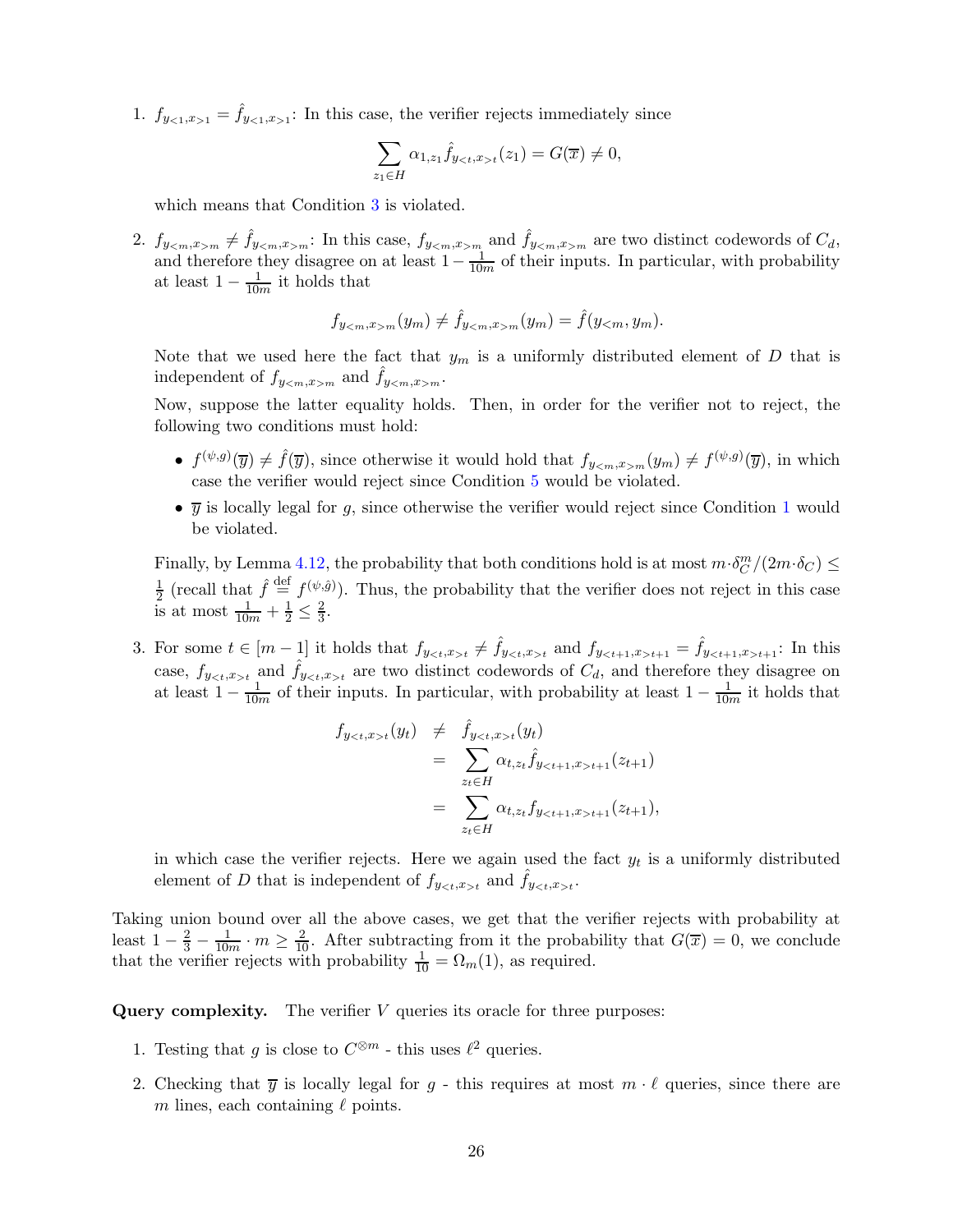1. $f_{y_{<1},x_{>1}} = \hat{f}_{y_{<1},x_{>1}}$: In this case, the verifier rejects immediately since

$$\sum_{z_1 \in H} \alpha_{1,z_1} \hat{f}_{y_{<t},x_{>t}}(z_1) = G(\overline{x}) \neq 0,$$

which means that Condition 3 is violated.

2. $f_{y_{<m},x_{>m}} \neq \hat{f}_{y_{<m},x_{>m}}$: In this case, $f_{y_{<m},x_{>m}}$ and $\hat{f}_{y_{<m},x_{>m}}$ are two distinct codewords of $C_d$, and therefore they disagree on at least $1 - \frac{1}{10m}$ of their inputs. In particular, with probability at least $1 - \frac{1}{10m}$ it holds that

$$f_{y_{<m},x_{>m}}(y_m) \neq \hat{f}_{y_{<m},x_{>m}}(y_m) = \hat{f}(y_{<m}, y_m).$$

Note that we used here the fact that $y_m$ is a uniformly distributed element of $D$ that is independent of $f_{y_{<m},x_{>m}}$ and $\hat{f}_{y_{<m},x_{>m}}$.

Now, suppose the latter equality holds. Then, in order for the verifier not to reject, the following two conditions must hold:

- $f^{(\psi,g)}(\overline{y}) \neq \hat{f}(\overline{y})$, since otherwise it would hold that $f_{y_{<m},x_{>m}}(y_m) \neq f^{(\psi,g)}(\overline{y})$, in which case the verifier would reject since Condition 5 would be violated.
- $\overline{y}$ is locally legal for $g$, since otherwise the verifier would reject since Condition 1 would be violated.

Finally, by Lemma 4.12, the probability that both conditions hold is at most $m \cdot \delta_C^m / (2m \cdot \delta_C) \leq \frac{1}{2}$ (recall that $\hat{f} \stackrel{\text{def}}{=} f^{(\psi,\hat{g})}$). Thus, the probability that the verifier does not reject in this case is at most $\frac{1}{10m} + \frac{1}{2} \leq \frac{2}{3}$.

3. For some $t \in [m-1]$ it holds that $f_{y_{<t},x_{>t}} \neq \hat{f}_{y_{<t},x_{>t}}$ and $f_{y_{<t+1},x_{>t+1}} = \hat{f}_{y_{<t+1},x_{>t+1}}$: In this case, $f_{y_{<t},x_{>t}}$ and $\hat{f}_{y_{<t},x_{>t}}$ are two distinct codewords of $C_d$, and therefore they disagree on at least $1 - \frac{1}{10m}$ of their inputs. In particular, with probability at least $1 - \frac{1}{10m}$ it holds that

$$\begin{aligned} f_{y_{<t},x_{>t}}(y_t) &\neq \hat{f}_{y_{<t},x_{>t}}(y_t) \\ &= \sum_{z_t \in H} \alpha_{t,z_t} \hat{f}_{y_{<t+1},x_{>t+1}}(z_{t+1}) \\ &= \sum_{z_t \in H} \alpha_{t,z_t} f_{y_{<t+1},x_{>t+1}}(z_{t+1}), \end{aligned}$$

in which case the verifier rejects. Here we again used the fact $y_t$ is a uniformly distributed element of $D$ that is independent of $f_{y_{<t},x_{>t}}$ and $\hat{f}_{y_{<t},x_{>t}}$.

Taking union bound over all the above cases, we get that the verifier rejects with probability at least $1 - \frac{2}{3} - \frac{1}{10m} \cdot m \geq \frac{2}{10}$. After subtracting from it the probability that $G(\overline{x}) = 0$, we conclude that the verifier rejects with probability $\frac{1}{10} = \Omega_m(1)$, as required.

**Query complexity.** The verifier $V$ queries its oracle for three purposes:

1. Testing that $g$ is close to $C^{\otimes m}$ - this uses $\ell^2$ queries.
2. Checking that $\overline{y}$ is locally legal for $g$ - this requires at most $m \cdot \ell$ queries, since there are $m$ lines, each containing $\ell$ points.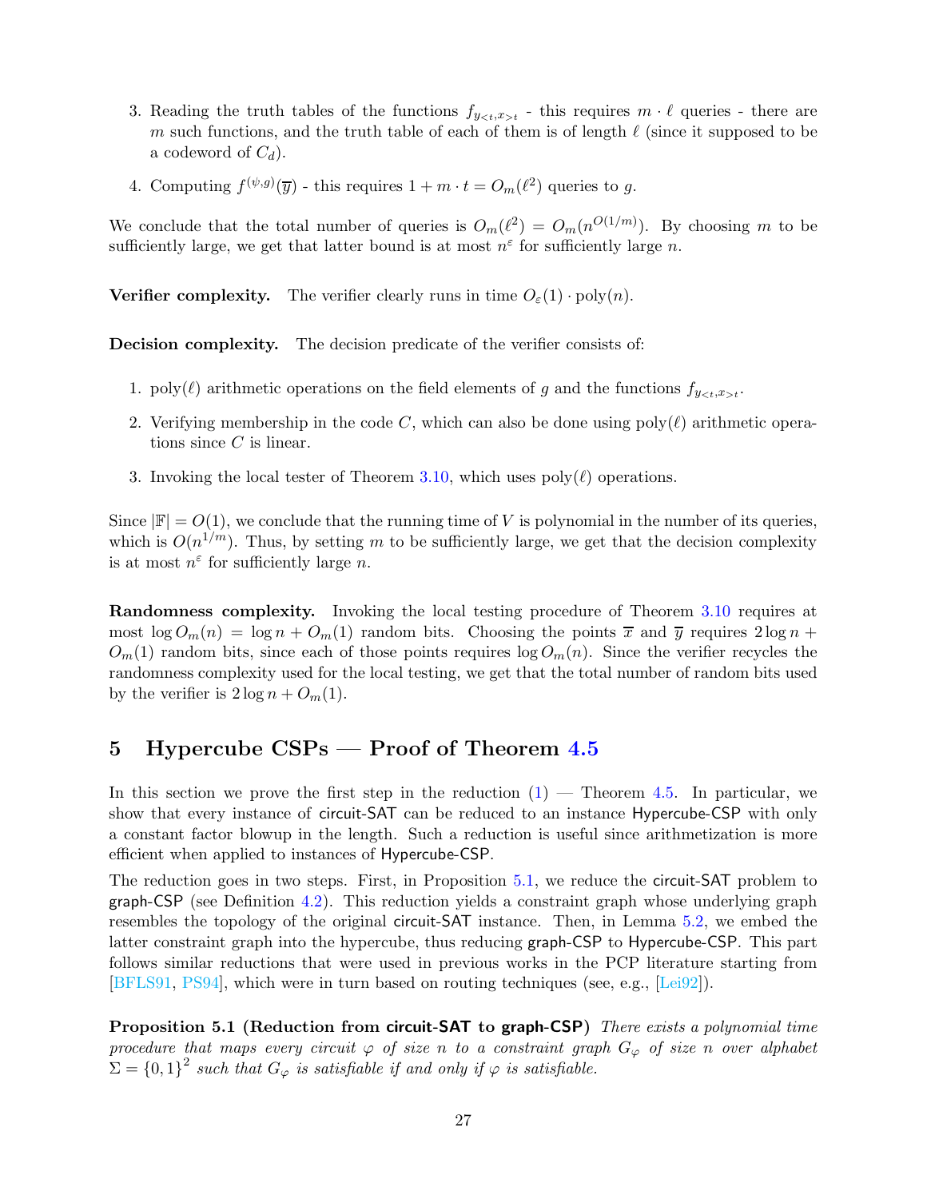3. Reading the truth tables of the functions $f_{y_{<t},x_{>t}}$ - this requires $m \cdot \ell$ queries - there are $m$ such functions, and the truth table of each of them is of length $\ell$ (since it supposed to be a codeword of $C_d$).

4. Computing $f^{(\psi,g)}(\overline{y})$ - this requires $1 + m \cdot t = O_m(\ell^2)$ queries to $g$.

We conclude that the total number of queries is $O_m(\ell^2) = O_m(n^{O(1/m)})$. By choosing $m$ to be sufficiently large, we get that latter bound is at most $n^\varepsilon$ for sufficiently large $n$.

**Verifier complexity.** The verifier clearly runs in time $O_\varepsilon(1) \cdot \mathrm{poly}(n)$.

**Decision complexity.** The decision predicate of the verifier consists of:

1. $\mathrm{poly}(\ell)$ arithmetic operations on the field elements of $g$ and the functions $f_{y_{<t},x_{>t}}$.

2. Verifying membership in the code $C$, which can also be done using $\mathrm{poly}(\ell)$ arithmetic operations since $C$ is linear.

3. Invoking the local tester of Theorem 3.10, which uses $\mathrm{poly}(\ell)$ operations.

Since $|\mathbb{F}| = O(1)$, we conclude that the running time of $V$ is polynomial in the number of its queries, which is $O(n^{1/m})$. Thus, by setting $m$ to be sufficiently large, we get that the decision complexity is at most $n^\varepsilon$ for sufficiently large $n$.

**Randomness complexity.** Invoking the local testing procedure of Theorem 3.10 requires at most $\log O_m(n) = \log n + O_m(1)$ random bits. Choosing the points $\overline{x}$ and $\overline{y}$ requires $2\log n + O_m(1)$ random bits, since each of those points requires $\log O_m(n)$. Since the verifier recycles the randomness complexity used for the local testing, we get that the total number of random bits used by the verifier is $2\log n + O_m(1)$.

# 5 Hypercube CSPs — Proof of Theorem 4.5

In this section we prove the first step in the reduction (1) — Theorem 4.5. In particular, we show that every instance of circuit-SAT can be reduced to an instance Hypercube-CSP with only a constant factor blowup in the length. Such a reduction is useful since arithmetization is more efficient when applied to instances of Hypercube-CSP.

The reduction goes in two steps. First, in Proposition 5.1, we reduce the circuit-SAT problem to graph-CSP (see Definition 4.2). This reduction yields a constraint graph whose underlying graph resembles the topology of the original circuit-SAT instance. Then, in Lemma 5.2, we embed the latter constraint graph into the hypercube, thus reducing graph-CSP to Hypercube-CSP. This part follows similar reductions that were used in previous works in the PCP literature starting from [BFLS91, PS94], which were in turn based on routing techniques (see, e.g., [Lei92]).

**Proposition 5.1 (Reduction from circuit-SAT to graph-CSP)** *There exists a polynomial time procedure that maps every circuit $\varphi$ of size $n$ to a constraint graph $G_\varphi$ of size $n$ over alphabet $\Sigma = \{0,1\}^2$ such that $G_\varphi$ is satisfiable if and only if $\varphi$ is satisfiable.*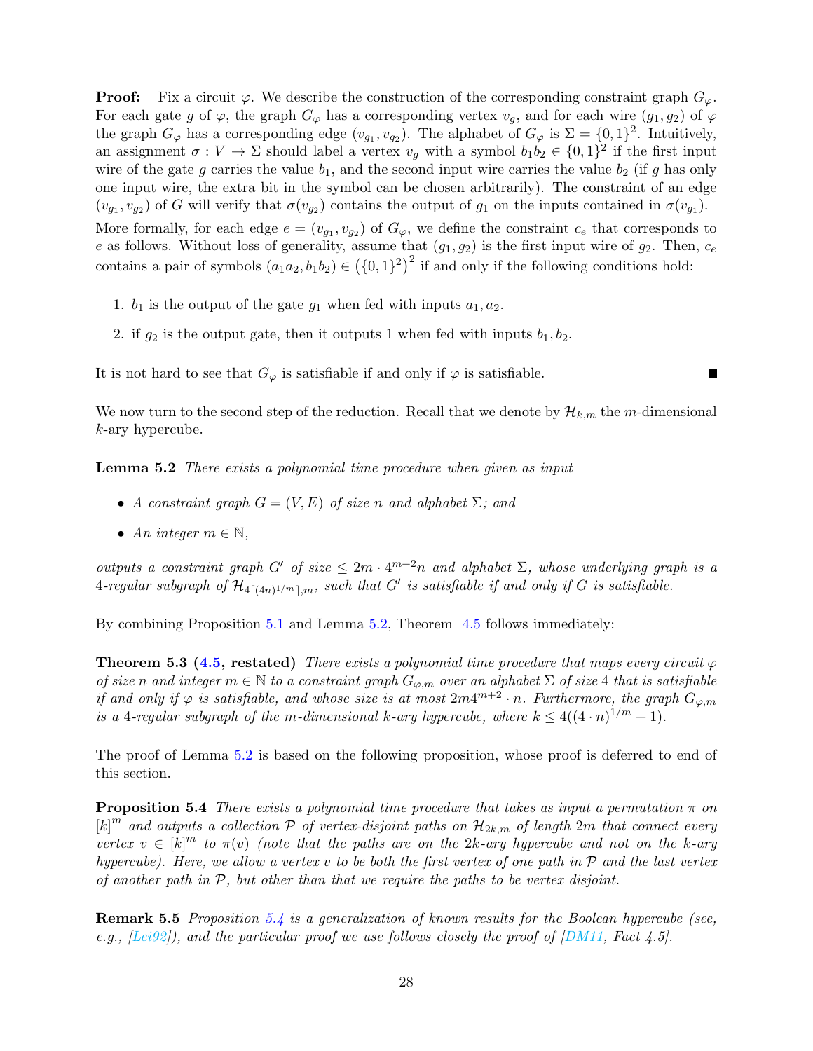**Proof:** Fix a circuit $\varphi$. We describe the construction of the corresponding constraint graph $G_\varphi$. For each gate $g$ of $\varphi$, the graph $G_\varphi$ has a corresponding vertex $v_g$, and for each wire $(g_1, g_2)$ of $\varphi$ the graph $G_\varphi$ has a corresponding edge $(v_{g_1}, v_{g_2})$. The alphabet of $G_\varphi$ is $\Sigma = \{0,1\}^2$. Intuitively, an assignment $\sigma : V \to \Sigma$ should label a vertex $v_g$ with a symbol $b_1 b_2 \in \{0,1\}^2$ if the first input wire of the gate $g$ carries the value $b_1$, and the second input wire carries the value $b_2$ (if $g$ has only one input wire, the extra bit in the symbol can be chosen arbitrarily). The constraint of an edge $(v_{g_1}, v_{g_2})$ of $G$ will verify that $\sigma(v_{g_2})$ contains the output of $g_1$ on the inputs contained in $\sigma(v_{g_1})$.

More formally, for each edge $e = (v_{g_1}, v_{g_2})$ of $G_\varphi$, we define the constraint $c_e$ that corresponds to $e$ as follows. Without loss of generality, assume that $(g_1, g_2)$ is the first input wire of $g_2$. Then, $c_e$ contains a pair of symbols $(a_1 a_2, b_1 b_2) \in \left(\{0,1\}^2\right)^2$ if and only if the following conditions hold:

1. $b_1$ is the output of the gate $g_1$ when fed with inputs $a_1, a_2$.
2. if $g_2$ is the output gate, then it outputs 1 when fed with inputs $b_1, b_2$.

It is not hard to see that $G_\varphi$ is satisfiable if and only if $\varphi$ is satisfiable. ■

We now turn to the second step of the reduction. Recall that we denote by $\mathcal{H}_{k,m}$ the $m$-dimensional $k$-ary hypercube.

**Lemma 5.2** *There exists a polynomial time procedure when given as input*

- *A constraint graph $G = (V, E)$ of size $n$ and alphabet $\Sigma$; and*
- *An integer $m \in \mathbb{N}$,*

*outputs a constraint graph $G'$ of size $\leq 2m \cdot 4^{m+2} n$ and alphabet $\Sigma$, whose underlying graph is a 4-regular subgraph of $\mathcal{H}_{4\lceil (4n)^{1/m} \rceil, m}$, such that $G'$ is satisfiable if and only if $G$ is satisfiable.*

By combining Proposition 5.1 and Lemma 5.2, Theorem 4.5 follows immediately:

**Theorem 5.3 (4.5, restated)** *There exists a polynomial time procedure that maps every circuit $\varphi$ of size $n$ and integer $m \in \mathbb{N}$ to a constraint graph $G_{\varphi,m}$ over an alphabet $\Sigma$ of size 4 that is satisfiable if and only if $\varphi$ is satisfiable, and whose size is at most $2m4^{m+2} \cdot n$. Furthermore, the graph $G_{\varphi,m}$ is a 4-regular subgraph of the $m$-dimensional $k$-ary hypercube, where $k \leq 4((4 \cdot n)^{1/m} + 1)$.*

The proof of Lemma 5.2 is based on the following proposition, whose proof is deferred to end of this section.

**Proposition 5.4** *There exists a polynomial time procedure that takes as input a permutation $\pi$ on $[k]^m$ and outputs a collection $\mathcal{P}$ of vertex-disjoint paths on $\mathcal{H}_{2k,m}$ of length $2m$ that connect every vertex $v \in [k]^m$ to $\pi(v)$ (note that the paths are on the $2k$-ary hypercube and not on the $k$-ary hypercube). Here, we allow a vertex $v$ to be both the first vertex of one path in $\mathcal{P}$ and the last vertex of another path in $\mathcal{P}$, but other than that we require the paths to be vertex disjoint.*

**Remark 5.5** *Proposition 5.4 is a generalization of known results for the Boolean hypercube (see, e.g., [Lei92]), and the particular proof we use follows closely the proof of [DM11, Fact 4.5].*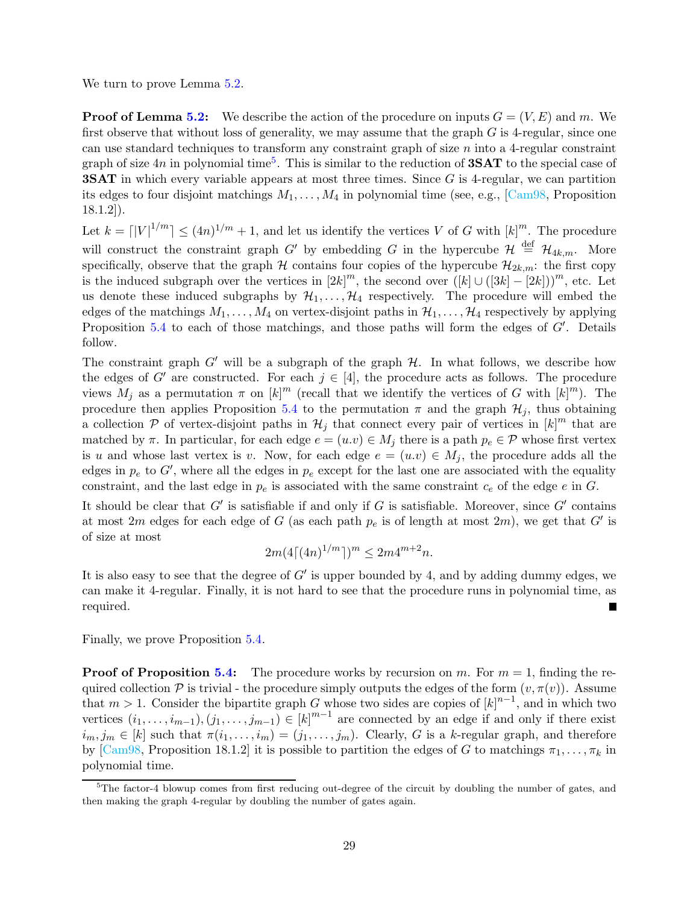We turn to prove Lemma 5.2.

**Proof of Lemma 5.2:** We describe the action of the procedure on inputs $G = (V, E)$ and $m$. We first observe that without loss of generality, we may assume that the graph $G$ is 4-regular, since one can use standard techniques to transform any constraint graph of size $n$ into a 4-regular constraint graph of size $4n$ in polynomial time[5]. This is similar to the reduction of **3SAT** to the special case of **3SAT** in which every variable appears at most three times. Since $G$ is 4-regular, we can partition its edges to four disjoint matchings $M_1, \ldots, M_4$ in polynomial time (see, e.g., [Cam98, Proposition 18.1.2]).

Let $k = \lceil |V|^{1/m} \rceil \leq (4n)^{1/m} + 1$, and let us identify the vertices $V$ of $G$ with $[k]^m$. The procedure will construct the constraint graph $G'$ by embedding $G$ in the hypercube $\mathcal{H} \stackrel{\text{def}}{=} \mathcal{H}_{4k,m}$. More specifically, observe that the graph $\mathcal{H}$ contains four copies of the hypercube $\mathcal{H}_{2k,m}$: the first copy is the induced subgraph over the vertices in $[2k]^m$, the second over $([k] \cup ([3k] - [2k]))^m$, etc. Let us denote these induced subgraphs by $\mathcal{H}_1, \ldots, \mathcal{H}_4$ respectively. The procedure will embed the edges of the matchings $M_1, \ldots, M_4$ on vertex-disjoint paths in $\mathcal{H}_1, \ldots, \mathcal{H}_4$ respectively by applying Proposition 5.4 to each of those matchings, and those paths will form the edges of $G'$. Details follow.

The constraint graph $G'$ will be a subgraph of the graph $\mathcal{H}$. In what follows, we describe how the edges of $G'$ are constructed. For each $j \in [4]$, the procedure acts as follows. The procedure views $M_j$ as a permutation $\pi$ on $[k]^m$ (recall that we identify the vertices of $G$ with $[k]^m$). The procedure then applies Proposition 5.4 to the permutation $\pi$ and the graph $\mathcal{H}_j$, thus obtaining a collection $\mathcal{P}$ of vertex-disjoint paths in $\mathcal{H}_j$ that connect every pair of vertices in $[k]^m$ that are matched by $\pi$. In particular, for each edge $e = (u.v) \in M_j$ there is a path $p_e \in \mathcal{P}$ whose first vertex is $u$ and whose last vertex is $v$. Now, for each edge $e = (u.v) \in M_j$, the procedure adds all the edges in $p_e$ to $G'$, where all the edges in $p_e$ except for the last one are associated with the equality constraint, and the last edge in $p_e$ is associated with the same constraint $c_e$ of the edge $e$ in $G$.

It should be clear that $G'$ is satisfiable if and only if $G$ is satisfiable. Moreover, since $G'$ contains at most $2m$ edges for each edge of $G$ (as each path $p_e$ is of length at most $2m$), we get that $G'$ is of size at most

$$2m(4\lceil (4n)^{1/m} \rceil)^m \leq 2m4^{m+2}n.$$

It is also easy to see that the degree of $G'$ is upper bounded by 4, and by adding dummy edges, we can make it 4-regular. Finally, it is not hard to see that the procedure runs in polynomial time, as required. ∎

Finally, we prove Proposition 5.4.

**Proof of Proposition 5.4:** The procedure works by recursion on $m$. For $m = 1$, finding the required collection $\mathcal{P}$ is trivial - the procedure simply outputs the edges of the form $(v, \pi(v))$. Assume that $m > 1$. Consider the bipartite graph $G$ whose two sides are copies of $[k]^{n-1}$, and in which two vertices $(i_1, \ldots, i_{m-1}), (j_1, \ldots, j_{m-1}) \in [k]^{m-1}$ are connected by an edge if and only if there exist $i_m, j_m \in [k]$ such that $\pi(i_1, \ldots, i_m) = (j_1, \ldots, j_m)$. Clearly, $G$ is a $k$-regular graph, and therefore by [Cam98, Proposition 18.1.2] it is possible to partition the edges of $G$ to matchings $\pi_1, \ldots, \pi_k$ in polynomial time.

[5] The factor-4 blowup comes from first reducing out-degree of the circuit by doubling the number of gates, and then making the graph 4-regular by doubling the number of gates again.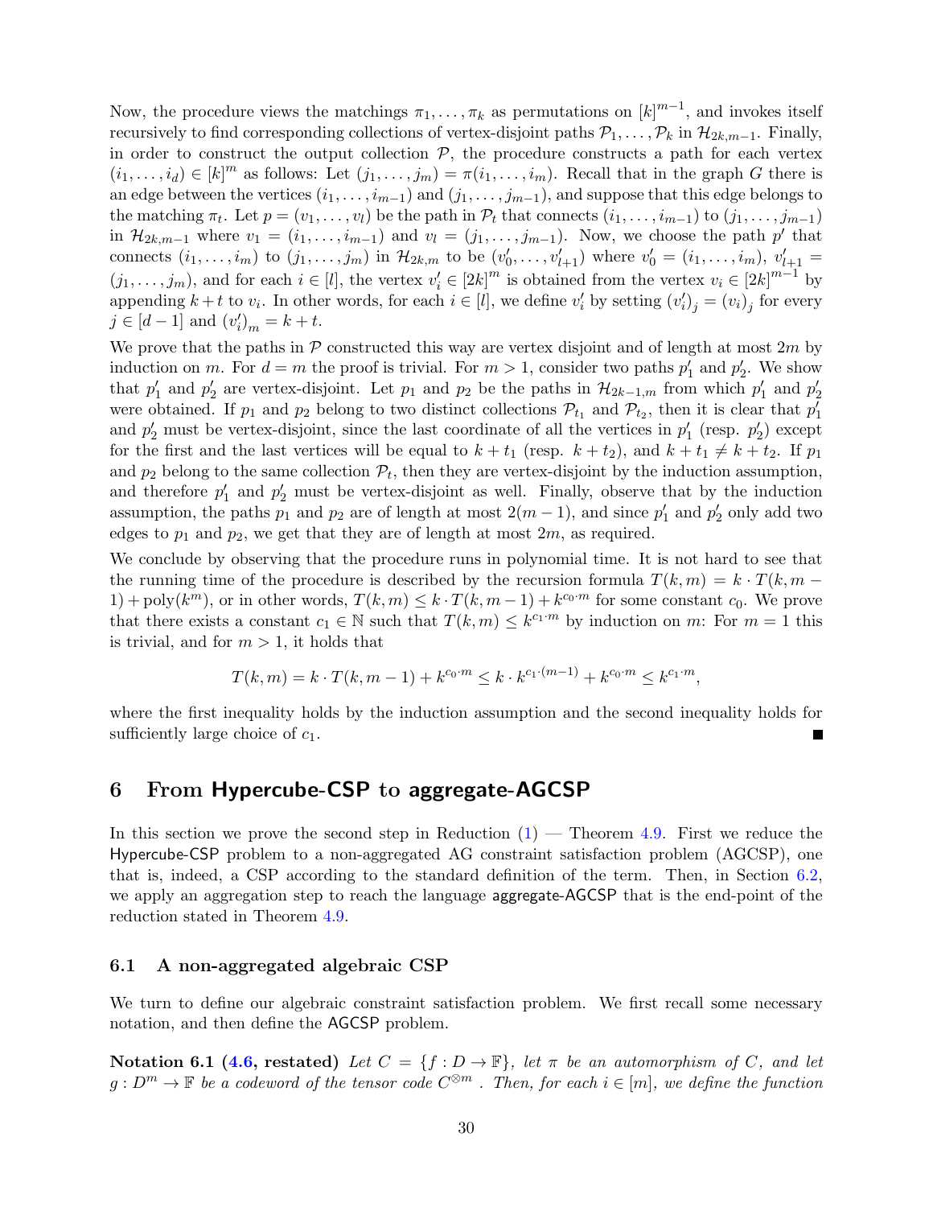Now, the procedure views the matchings $\pi_1, \ldots, \pi_k$ as permutations on $[k]^{m-1}$, and invokes itself recursively to find corresponding collections of vertex-disjoint paths $\mathcal{P}_1, \ldots, \mathcal{P}_k$ in $\mathcal{H}_{2k,m-1}$. Finally, in order to construct the output collection $\mathcal{P}$, the procedure constructs a path for each vertex $(i_1, \ldots, i_d) \in [k]^m$ as follows: Let $(j_1, \ldots, j_m) = \pi(i_1, \ldots, i_m)$. Recall that in the graph $G$ there is an edge between the vertices $(i_1, \ldots, i_{m-1})$ and $(j_1, \ldots, j_{m-1})$, and suppose that this edge belongs to the matching $\pi_t$. Let $p = (v_1, \ldots, v_l)$ be the path in $\mathcal{P}_t$ that connects $(i_1, \ldots, i_{m-1})$ to $(j_1, \ldots, j_{m-1})$ in $\mathcal{H}_{2k,m-1}$ where $v_1 = (i_1, \ldots, i_{m-1})$ and $v_l = (j_1, \ldots, j_{m-1})$. Now, we choose the path $p'$ that connects $(i_1, \ldots, i_m)$ to $(j_1, \ldots, j_m)$ in $\mathcal{H}_{2k,m}$ to be $(v'_0, \ldots, v'_{l+1})$ where $v'_0 = (i_1, \ldots, i_m)$, $v'_{l+1} = (j_1, \ldots, j_m)$, and for each $i \in [l]$, the vertex $v'_i \in [2k]^m$ is obtained from the vertex $v_i \in [2k]^{m-1}$ by appending $k + t$ to $v_i$. In other words, for each $i \in [l]$, we define $v'_i$ by setting $(v'_i)_j = (v_i)_j$ for every $j \in [d-1]$ and $(v'_i)_m = k + t$.

We prove that the paths in $\mathcal{P}$ constructed this way are vertex disjoint and of length at most $2m$ by induction on $m$. For $d = m$ the proof is trivial. For $m > 1$, consider two paths $p'_1$ and $p'_2$. We show that $p'_1$ and $p'_2$ are vertex-disjoint. Let $p_1$ and $p_2$ be the paths in $\mathcal{H}_{2k-1,m}$ from which $p'_1$ and $p'_2$ were obtained. If $p_1$ and $p_2$ belong to two distinct collections $\mathcal{P}_{t_1}$ and $\mathcal{P}_{t_2}$, then it is clear that $p'_1$ and $p'_2$ must be vertex-disjoint, since the last coordinate of all the vertices in $p'_1$ (resp. $p'_2$) except for the first and the last vertices will be equal to $k + t_1$ (resp. $k + t_2$), and $k + t_1 \neq k + t_2$. If $p_1$ and $p_2$ belong to the same collection $\mathcal{P}_t$, then they are vertex-disjoint by the induction assumption, and therefore $p'_1$ and $p'_2$ must be vertex-disjoint as well. Finally, observe that by the induction assumption, the paths $p_1$ and $p_2$ are of length at most $2(m-1)$, and since $p'_1$ and $p'_2$ only add two edges to $p_1$ and $p_2$, we get that they are of length at most $2m$, as required.

We conclude by observing that the procedure runs in polynomial time. It is not hard to see that the running time of the procedure is described by the recursion formula $T(k,m) = k \cdot T(k, m-1) + \operatorname{poly}(k^m)$, or in other words, $T(k,m) \leq k \cdot T(k, m-1) + k^{c_0 \cdot m}$ for some constant $c_0$. We prove that there exists a constant $c_1 \in \mathbb{N}$ such that $T(k,m) \leq k^{c_1 \cdot m}$ by induction on $m$: For $m = 1$ this is trivial, and for $m > 1$, it holds that

$$T(k,m) = k \cdot T(k, m-1) + k^{c_0 \cdot m} \leq k \cdot k^{c_1 \cdot (m-1)} + k^{c_0 \cdot m} \leq k^{c_1 \cdot m},$$

where the first inequality holds by the induction assumption and the second inequality holds for sufficiently large choice of $c_1$. ∎

# 6 From Hypercube-CSP to aggregate-AGCSP

In this section we prove the second step in Reduction (1) — Theorem 4.9. First we reduce the Hypercube-CSP problem to a non-aggregated AG constraint satisfaction problem (AGCSP), one that is, indeed, a CSP according to the standard definition of the term. Then, in Section 6.2, we apply an aggregation step to reach the language aggregate-AGCSP that is the end-point of the reduction stated in Theorem 4.9.

## 6.1 A non-aggregated algebraic CSP

We turn to define our algebraic constraint satisfaction problem. We first recall some necessary notation, and then define the AGCSP problem.

**Notation 6.1 (4.6, restated)** *Let $C = \{f : D \to \mathbb{F}\}$, let $\pi$ be an automorphism of $C$, and let $g : D^m \to \mathbb{F}$ be a codeword of the tensor code $C^{\otimes m}$ . Then, for each $i \in [m]$, we define the function*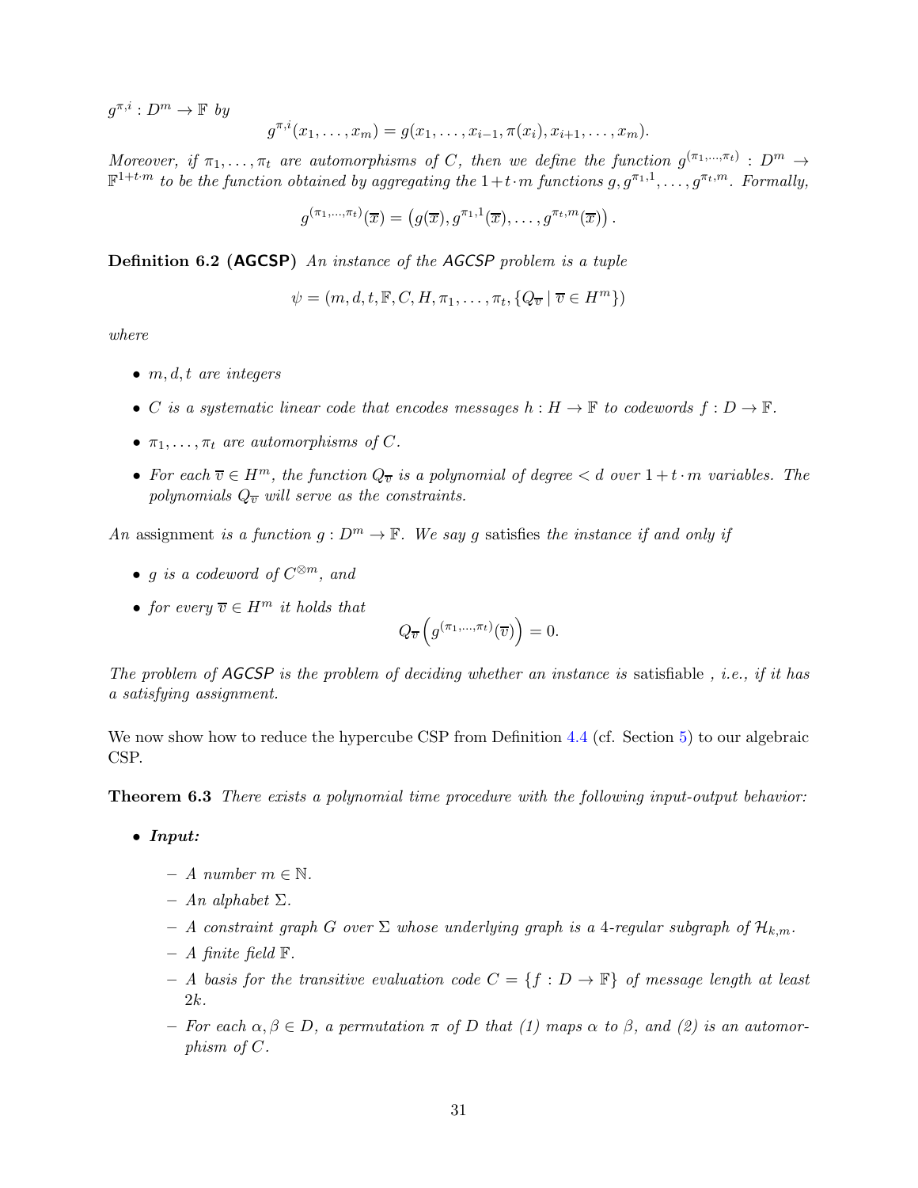$g^{\pi,i} : D^m \to \mathbb{F}$ *by*

$$g^{\pi,i}(x_1, \ldots, x_m) = g(x_1, \ldots, x_{i-1}, \pi(x_i), x_{i+1}, \ldots, x_m).$$

*Moreover, if* $\pi_1, \ldots, \pi_t$ *are automorphisms of* $C$*, then we define the function* $g^{(\pi_1,\ldots,\pi_t)} : D^m \to \mathbb{F}^{1+t\cdot m}$ *to be the function obtained by aggregating the* $1+t\cdot m$ *functions* $g, g^{\pi_1,1}, \ldots, g^{\pi_t,m}$*. Formally,*

$$g^{(\pi_1,\ldots,\pi_t)}(\overline{x}) = \left(g(\overline{x}), g^{\pi_1,1}(\overline{x}), \ldots, g^{\pi_t,m}(\overline{x})\right).$$

**Definition 6.2 (AGCSP)** *An instance of the AGCSP problem is a tuple*

$$\psi = (m, d, t, \mathbb{F}, C, H, \pi_1, \ldots, \pi_t, \{Q_{\overline{v}} \mid \overline{v} \in H^m\})$$

*where*

- $m, d, t$ *are integers*
- $C$ *is a systematic linear code that encodes messages* $h : H \to \mathbb{F}$ *to codewords* $f : D \to \mathbb{F}$*.*
- $\pi_1, \ldots, \pi_t$ *are automorphisms of* $C$*.*
- *For each* $\overline{v} \in H^m$*, the function* $Q_{\overline{v}}$ *is a polynomial of degree* $< d$ *over* $1 + t\cdot m$ *variables. The polynomials* $Q_{\overline{v}}$ *will serve as the constraints.*

*An* assignment *is a function* $g : D^m \to \mathbb{F}$*. We say* $g$ satisfies *the instance if and only if*

- $g$ *is a codeword of* $C^{\otimes m}$*, and*
- *for every* $\overline{v} \in H^m$ *it holds that*
$$Q_{\overline{v}}\left(g^{(\pi_1,\ldots,\pi_t)}(\overline{v})\right) = 0.$$

*The problem of AGCSP is the problem of deciding whether an instance is* satisfiable *, i.e., if it has a satisfying assignment.*

We now show how to reduce the hypercube CSP from Definition 4.4 (cf. Section 5) to our algebraic CSP.

**Theorem 6.3** *There exists a polynomial time procedure with the following input-output behavior:*

- ***Input:***
  - *A number* $m \in \mathbb{N}$*.*
  - *An alphabet* $\Sigma$*.*
  - *A constraint graph* $G$ *over* $\Sigma$ *whose underlying graph is a 4-regular subgraph of* $\mathcal{H}_{k,m}$*.*
  - *A finite field* $\mathbb{F}$*.*
  - *A basis for the transitive evaluation code* $C = \{f : D \to \mathbb{F}\}$ *of message length at least* $2k$*.*
  - *For each* $\alpha, \beta \in D$*, a permutation* $\pi$ *of* $D$ *that (1) maps* $\alpha$ *to* $\beta$*, and (2) is an automorphism of* $C$*.*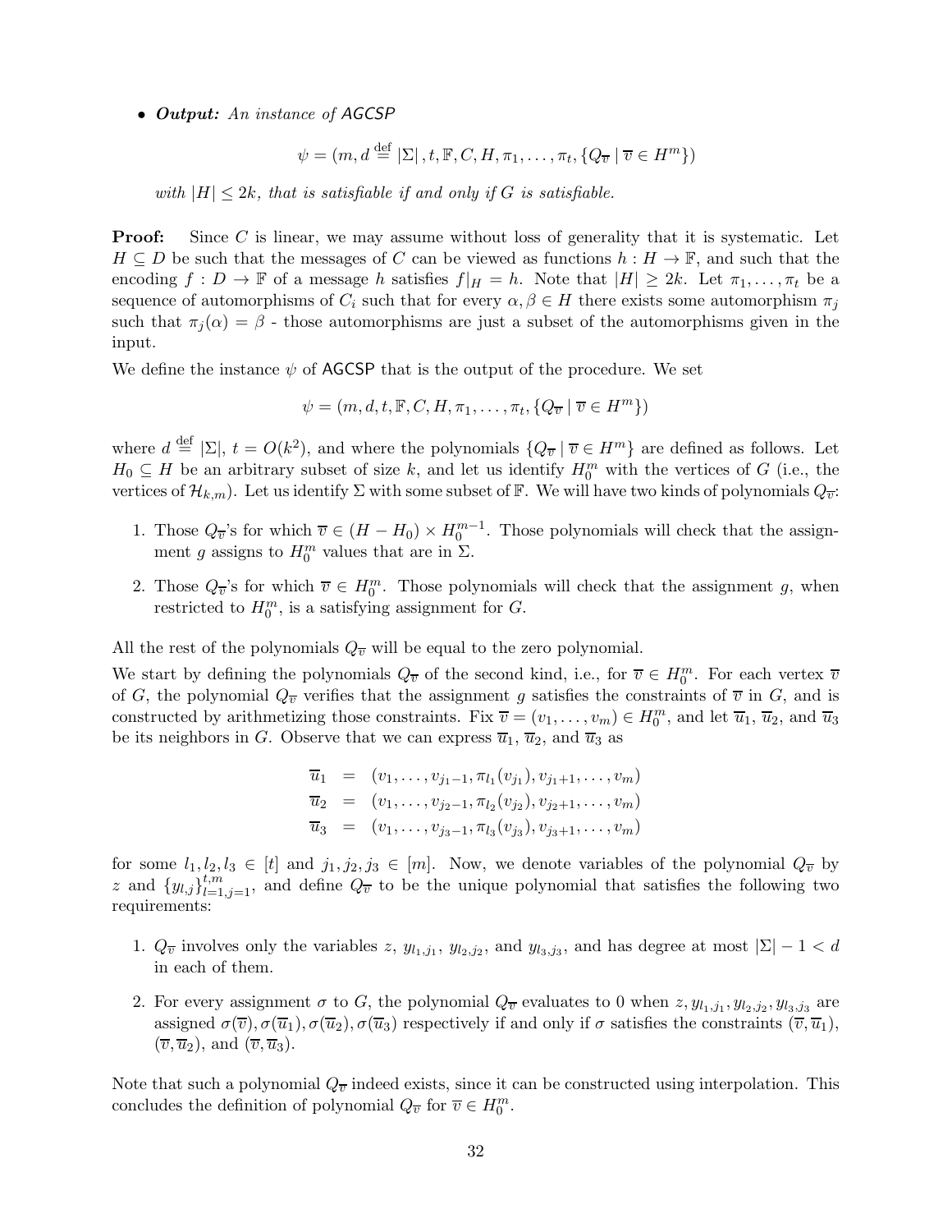- ***Output:*** *An instance of AGCSP*

$$\psi = (m, d \stackrel{\text{def}}{=} |\Sigma|, t, \mathbb{F}, C, H, \pi_1, \ldots, \pi_t, \{Q_{\overline{v}} \mid \overline{v} \in H^m\})$$

*with $|H| \leq 2k$, that is satisfiable if and only if $G$ is satisfiable.*

**Proof:** Since $C$ is linear, we may assume without loss of generality that it is systematic. Let $H \subseteq D$ be such that the messages of $C$ can be viewed as functions $h : H \to \mathbb{F}$, and such that the encoding $f : D \to \mathbb{F}$ of a message $h$ satisfies $f|_H = h$. Note that $|H| \geq 2k$. Let $\pi_1, \ldots, \pi_t$ be a sequence of automorphisms of $C_i$ such that for every $\alpha, \beta \in H$ there exists some automorphism $\pi_j$ such that $\pi_j(\alpha) = \beta$ - those automorphisms are just a subset of the automorphisms given in the input.

We define the instance $\psi$ of AGCSP that is the output of the procedure. We set

$$\psi = (m, d, t, \mathbb{F}, C, H, \pi_1, \ldots, \pi_t, \{Q_{\overline{v}} \mid \overline{v} \in H^m\})$$

where $d \stackrel{\text{def}}{=} |\Sigma|$, $t = O(k^2)$, and where the polynomials $\{Q_{\overline{v}} \mid \overline{v} \in H^m\}$ are defined as follows. Let $H_0 \subseteq H$ be an arbitrary subset of size $k$, and let us identify $H_0^m$ with the vertices of $G$ (i.e., the vertices of $\mathcal{H}_{k,m}$). Let us identify $\Sigma$ with some subset of $\mathbb{F}$. We will have two kinds of polynomials $Q_{\overline{v}}$:

1. Those $Q_{\overline{v}}$'s for which $\overline{v} \in (H - H_0) \times H_0^{m-1}$. Those polynomials will check that the assignment $g$ assigns to $H_0^m$ values that are in $\Sigma$.
2. Those $Q_{\overline{v}}$'s for which $\overline{v} \in H_0^m$. Those polynomials will check that the assignment $g$, when restricted to $H_0^m$, is a satisfying assignment for $G$.

All the rest of the polynomials $Q_{\overline{v}}$ will be equal to the zero polynomial.

We start by defining the polynomials $Q_{\overline{v}}$ of the second kind, i.e., for $\overline{v} \in H_0^m$. For each vertex $\overline{v}$ of $G$, the polynomial $Q_{\overline{v}}$ verifies that the assignment $g$ satisfies the constraints of $\overline{v}$ in $G$, and is constructed by arithmetizing those constraints. Fix $\overline{v} = (v_1, \ldots, v_m) \in H_0^m$, and let $\overline{u}_1$, $\overline{u}_2$, and $\overline{u}_3$ be its neighbors in $G$. Observe that we can express $\overline{u}_1$, $\overline{u}_2$, and $\overline{u}_3$ as

$$\begin{aligned}
\overline{u}_1 &= (v_1, \ldots, v_{j_1-1}, \pi_{l_1}(v_{j_1}), v_{j_1+1}, \ldots, v_m) \\
\overline{u}_2 &= (v_1, \ldots, v_{j_2-1}, \pi_{l_2}(v_{j_2}), v_{j_2+1}, \ldots, v_m) \\
\overline{u}_3 &= (v_1, \ldots, v_{j_3-1}, \pi_{l_3}(v_{j_3}), v_{j_3+1}, \ldots, v_m)
\end{aligned}$$

for some $l_1, l_2, l_3 \in [t]$ and $j_1, j_2, j_3 \in [m]$. Now, we denote variables of the polynomial $Q_{\overline{v}}$ by $z$ and $\{y_{l,j}\}_{l=1,j=1}^{t,m}$, and define $Q_{\overline{v}}$ to be the unique polynomial that satisfies the following two requirements:

1. $Q_{\overline{v}}$ involves only the variables $z$, $y_{l_1,j_1}$, $y_{l_2,j_2}$, and $y_{l_3,j_3}$, and has degree at most $|\Sigma| - 1 < d$ in each of them.
2. For every assignment $\sigma$ to $G$, the polynomial $Q_{\overline{v}}$ evaluates to 0 when $z, y_{l_1,j_1}, y_{l_2,j_2}, y_{l_3,j_3}$ are assigned $\sigma(\overline{v}), \sigma(\overline{u}_1), \sigma(\overline{u}_2), \sigma(\overline{u}_3)$ respectively if and only if $\sigma$ satisfies the constraints $(\overline{v}, \overline{u}_1)$, $(\overline{v}, \overline{u}_2)$, and $(\overline{v}, \overline{u}_3)$.

Note that such a polynomial $Q_{\overline{v}}$ indeed exists, since it can be constructed using interpolation. This concludes the definition of polynomial $Q_{\overline{v}}$ for $\overline{v} \in H_0^m$.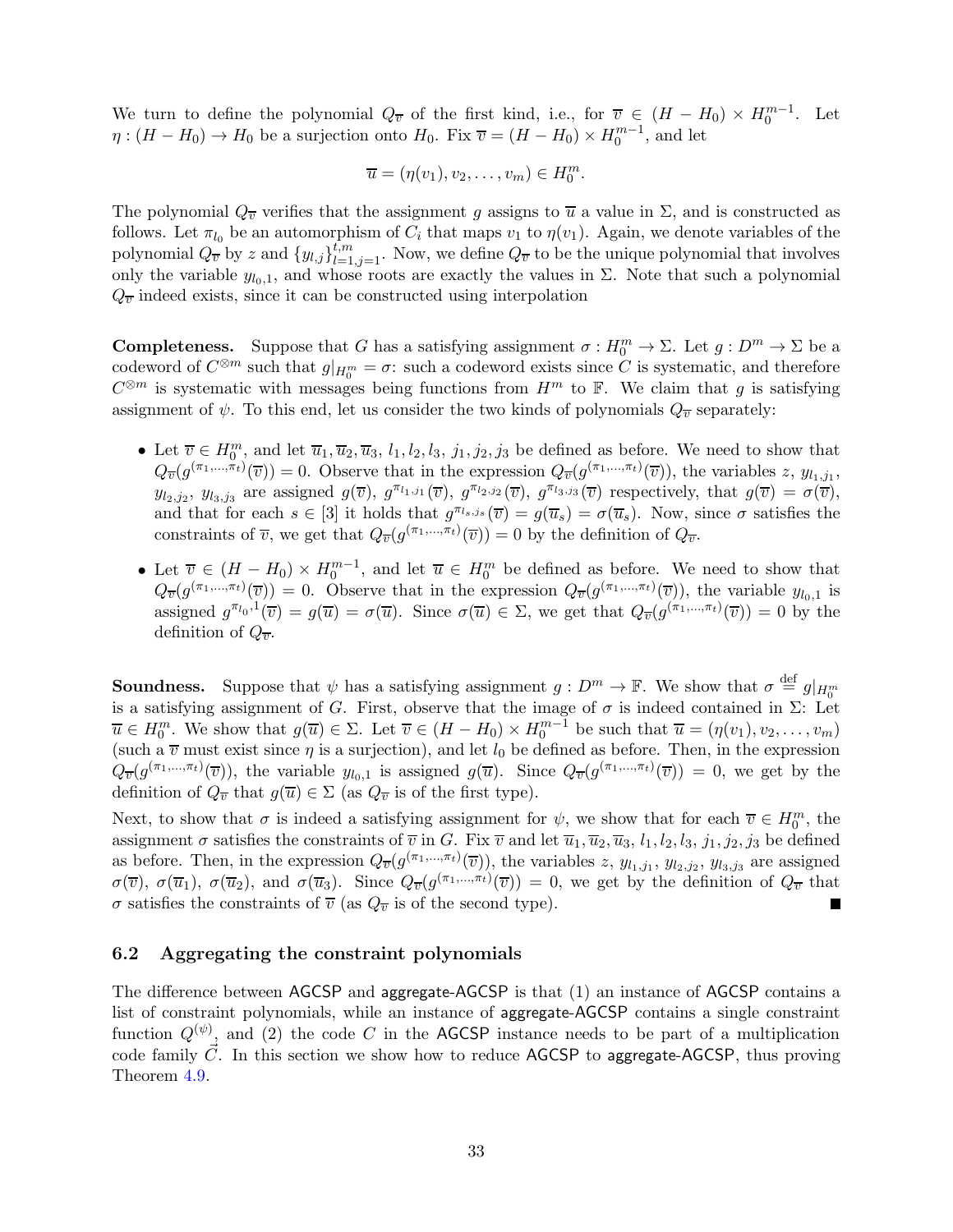We turn to define the polynomial $Q_{\overline{v}}$ of the first kind, i.e., for $\overline{v} \in (H - H_0) \times H_0^{m-1}$. Let $\eta : (H - H_0) \to H_0$ be a surjection onto $H_0$. Fix $\overline{v} = (H - H_0) \times H_0^{m-1}$, and let

$$\overline{u} = (\eta(v_1), v_2, \ldots, v_m) \in H_0^m.$$

The polynomial $Q_{\overline{v}}$ verifies that the assignment $g$ assigns to $\overline{u}$ a value in $\Sigma$, and is constructed as follows. Let $\pi_{l_0}$ be an automorphism of $C_i$ that maps $v_1$ to $\eta(v_1)$. Again, we denote variables of the polynomial $Q_{\overline{v}}$ by $z$ and $\{y_{l,j}\}_{l=1,j=1}^{t,m}$. Now, we define $Q_{\overline{v}}$ to be the unique polynomial that involves only the variable $y_{l_0,1}$, and whose roots are exactly the values in $\Sigma$. Note that such a polynomial $Q_{\overline{v}}$ indeed exists, since it can be constructed using interpolation

**Completeness.** Suppose that $G$ has a satisfying assignment $\sigma : H_0^m \to \Sigma$. Let $g : D^m \to \Sigma$ be a codeword of $C^{\otimes m}$ such that $g|_{H_0^m} = \sigma$: such a codeword exists since $C$ is systematic, and therefore $C^{\otimes m}$ is systematic with messages being functions from $H^m$ to $\mathbb{F}$. We claim that $g$ is satisfying assignment of $\psi$. To this end, let us consider the two kinds of polynomials $Q_{\overline{v}}$ separately:

- Let $\overline{v} \in H_0^m$, and let $\overline{u}_1, \overline{u}_2, \overline{u}_3$, $l_1, l_2, l_3$, $j_1, j_2, j_3$ be defined as before. We need to show that $Q_{\overline{v}}(g^{(\pi_1,\ldots,\pi_t)}(\overline{v})) = 0$. Observe that in the expression $Q_{\overline{v}}(g^{(\pi_1,\ldots,\pi_t)}(\overline{v}))$, the variables $z$, $y_{l_1,j_1}$, $y_{l_2,j_2}$, $y_{l_3,j_3}$ are assigned $g(\overline{v})$, $g^{\pi_{l_1,j_1}}(\overline{v})$, $g^{\pi_{l_2,j_2}}(\overline{v})$, $g^{\pi_{l_3,j_3}}(\overline{v})$ respectively, that $g(\overline{v}) = \sigma(\overline{v})$, and that for each $s \in [3]$ it holds that $g^{\pi_{l_s,j_s}}(\overline{v}) = g(\overline{u}_s) = \sigma(\overline{u}_s)$. Now, since $\sigma$ satisfies the constraints of $\overline{v}$, we get that $Q_{\overline{v}}(g^{(\pi_1,\ldots,\pi_t)}(\overline{v})) = 0$ by the definition of $Q_{\overline{v}}$.
- Let $\overline{v} \in (H - H_0) \times H_0^{m-1}$, and let $\overline{u} \in H_0^m$ be defined as before. We need to show that $Q_{\overline{v}}(g^{(\pi_1,\ldots,\pi_t)}(\overline{v})) = 0$. Observe that in the expression $Q_{\overline{v}}(g^{(\pi_1,\ldots,\pi_t)}(\overline{v}))$, the variable $y_{l_0,1}$ is assigned $g^{\pi_{l_0},1}(\overline{v}) = g(\overline{u}) = \sigma(\overline{u})$. Since $\sigma(\overline{u}) \in \Sigma$, we get that $Q_{\overline{v}}(g^{(\pi_1,\ldots,\pi_t)}(\overline{v})) = 0$ by the definition of $Q_{\overline{v}}$.

**Soundness.** Suppose that $\psi$ has a satisfying assignment $g : D^m \to \mathbb{F}$. We show that $\sigma \stackrel{\text{def}}{=} g|_{H_0^m}$ is a satisfying assignment of $G$. First, observe that the image of $\sigma$ is indeed contained in $\Sigma$: Let $\overline{u} \in H_0^m$. We show that $g(\overline{u}) \in \Sigma$. Let $\overline{v} \in (H - H_0) \times H_0^{m-1}$ be such that $\overline{u} = (\eta(v_1), v_2, \ldots, v_m)$ (such a $\overline{v}$ must exist since $\eta$ is a surjection), and let $l_0$ be defined as before. Then, in the expression $Q_{\overline{v}}(g^{(\pi_1,\ldots,\pi_t)}(\overline{v}))$, the variable $y_{l_0,1}$ is assigned $g(\overline{u})$. Since $Q_{\overline{v}}(g^{(\pi_1,\ldots,\pi_t)}(\overline{v})) = 0$, we get by the definition of $Q_{\overline{v}}$ that $g(\overline{u}) \in \Sigma$ (as $Q_{\overline{v}}$ is of the first type).

Next, to show that $\sigma$ is indeed a satisfying assignment for $\psi$, we show that for each $\overline{v} \in H_0^m$, the assignment $\sigma$ satisfies the constraints of $\overline{v}$ in $G$. Fix $\overline{v}$ and let $\overline{u}_1, \overline{u}_2, \overline{u}_3$, $l_1, l_2, l_3$, $j_1, j_2, j_3$ be defined as before. Then, in the expression $Q_{\overline{v}}(g^{(\pi_1,\ldots,\pi_t)}(\overline{v}))$, the variables $z$, $y_{l_1,j_1}$, $y_{l_2,j_2}$, $y_{l_3,j_3}$ are assigned $\sigma(\overline{v})$, $\sigma(\overline{u}_1)$, $\sigma(\overline{u}_2)$, and $\sigma(\overline{u}_3)$. Since $Q_{\overline{v}}(g^{(\pi_1,\ldots,\pi_t)}(\overline{v})) = 0$, we get by the definition of $Q_{\overline{v}}$ that $\sigma$ satisfies the constraints of $\overline{v}$ (as $Q_{\overline{v}}$ is of the second type). ∎

## 6.2 Aggregating the constraint polynomials

The difference between AGCSP and aggregate-AGCSP is that (1) an instance of AGCSP contains a list of constraint polynomials, while an instance of aggregate-AGCSP contains a single constraint function $Q^{(\psi)}$, and (2) the code $C$ in the AGCSP instance needs to be part of a multiplication code family $\vec{C}$. In this section we show how to reduce AGCSP to aggregate-AGCSP, thus proving Theorem 4.9.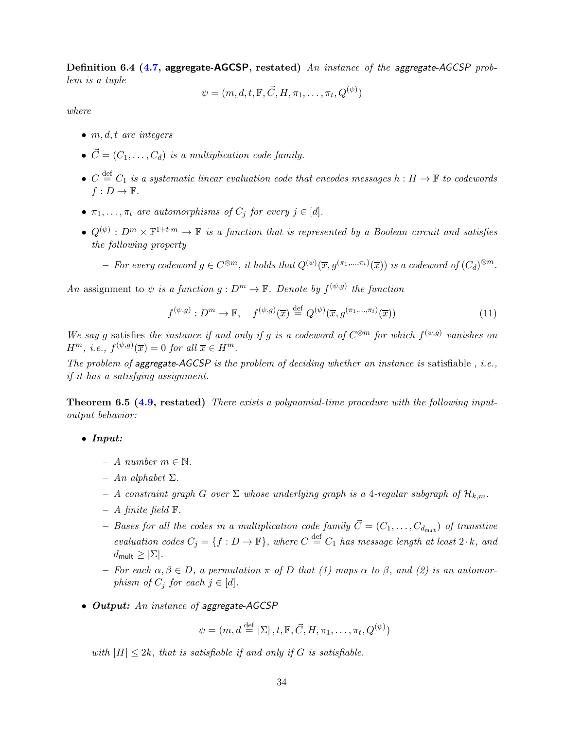**Definition 6.4 (4.7, aggregate-AGCSP, restated)** *An instance of the* aggregate-AGCSP *problem is a tuple*

$$\psi = (m, d, t, \mathbb{F}, \vec{C}, H, \pi_1, \ldots, \pi_t, Q^{(\psi)})$$

*where*

- $m, d, t$ *are integers*
- $\vec{C} = (C_1, \ldots, C_d)$ *is a multiplication code family.*
- $C \stackrel{\text{def}}{=} C_1$ *is a systematic linear evaluation code that encodes messages* $h : H \to \mathbb{F}$ *to codewords* $f : D \to \mathbb{F}$.
- $\pi_1, \ldots, \pi_t$ *are automorphisms of* $C_j$ *for every* $j \in [d]$.
- $Q^{(\psi)} : D^m \times \mathbb{F}^{1+t \cdot m} \to \mathbb{F}$ *is a function that is represented by a Boolean circuit and satisfies the following property*
  - *For every codeword* $g \in C^{\otimes m}$, *it holds that* $Q^{(\psi)}(\overline{x}, g^{(\pi_1, \ldots, \pi_t)}(\overline{x}))$ *is a codeword of* $(C_d)^{\otimes m}$.

*An* assignment *to* $\psi$ *is a function* $g : D^m \to \mathbb{F}$. *Denote by* $f^{(\psi,g)}$ *the function*

$$f^{(\psi,g)} : D^m \to \mathbb{F}, \quad f^{(\psi,g)}(\overline{x}) \stackrel{\text{def}}{=} Q^{(\psi)}(\overline{x}, g^{(\pi_1, \ldots, \pi_t)}(\overline{x})) \tag{11}$$

*We say* $g$ satisfies *the instance if and only if* $g$ *is a codeword of* $C^{\otimes m}$ *for which* $f^{(\psi,g)}$ *vanishes on* $H^m$, *i.e.,* $f^{(\psi,g)}(\overline{x}) = 0$ *for all* $\overline{x} \in H^m$.

*The problem of* aggregate-AGCSP *is the problem of deciding whether an instance is* satisfiable *, i.e., if it has a satisfying assignment.*

**Theorem 6.5 (4.9, restated)** *There exists a polynomial-time procedure with the following input-output behavior:*

- ***Input:***
  - *A number* $m \in \mathbb{N}$.
  - *An alphabet* $\Sigma$.
  - *A constraint graph* $G$ *over* $\Sigma$ *whose underlying graph is a* 4*-regular subgraph of* $\mathcal{H}_{k,m}$.
  - *A finite field* $\mathbb{F}$.
  - *Bases for all the codes in a multiplication code family* $\vec{C} = (C_1, \ldots, C_{d_{\mathsf{mult}}})$ *of transitive evaluation codes* $C_j = \{f : D \to \mathbb{F}\}$, *where* $C \stackrel{\text{def}}{=} C_1$ *has message length at least* $2 \cdot k$, *and* $d_{\mathsf{mult}} \geq |\Sigma|$.
  - *For each* $\alpha, \beta \in D$, *a permutation* $\pi$ *of* $D$ *that (1) maps* $\alpha$ *to* $\beta$, *and (2) is an automorphism of* $C_j$ *for each* $j \in [d]$.
- ***Output:*** *An instance of* aggregate-AGCSP

$$\psi = (m, d \stackrel{\text{def}}{=} |\Sigma|, t, \mathbb{F}, \vec{C}, H, \pi_1, \ldots, \pi_t, Q^{(\psi)})$$

*with* $|H| \leq 2k$, *that is satisfiable if and only if* $G$ *is satisfiable.*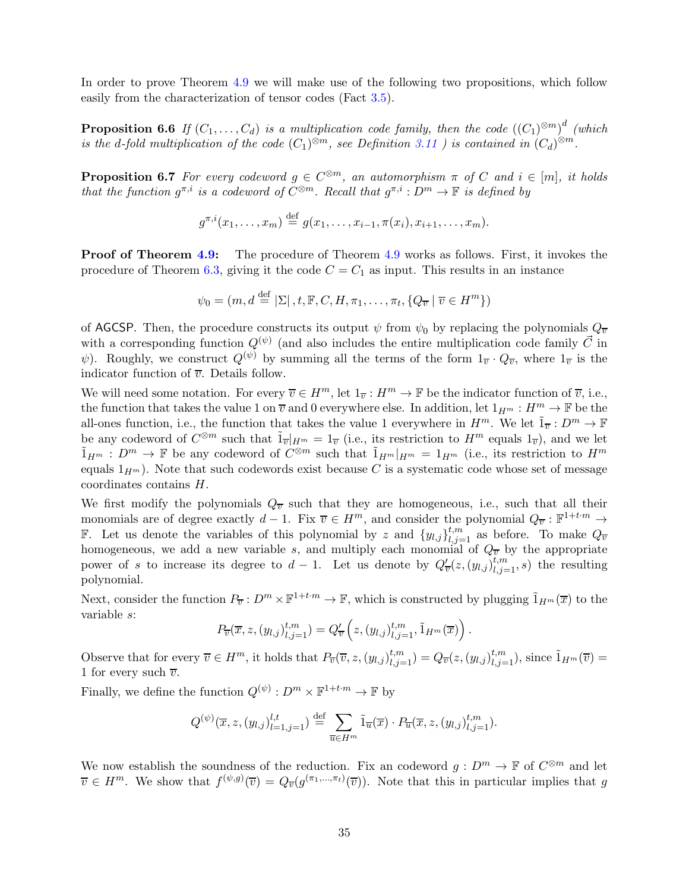In order to prove Theorem 4.9 we will make use of the following two propositions, which follow easily from the characterization of tensor codes (Fact 3.5).

**Proposition 6.6** *If $(C_1, \ldots, C_d)$ is a multiplication code family, then the code $\left((C_1)^{\otimes m}\right)^d$ (which is the $d$-fold multiplication of the code $(C_1)^{\otimes m}$, see Definition 3.11 ) is contained in $(C_d)^{\otimes m}$.*

**Proposition 6.7** *For every codeword $g \in C^{\otimes m}$, an automorphism $\pi$ of $C$ and $i \in [m]$, it holds that the function $g^{\pi,i}$ is a codeword of $C^{\otimes m}$. Recall that $g^{\pi,i} : D^m \to \mathbb{F}$ is defined by*

$$g^{\pi,i}(x_1, \ldots, x_m) \stackrel{\text{def}}{=} g(x_1, \ldots, x_{i-1}, \pi(x_i), x_{i+1}, \ldots, x_m).$$

**Proof of Theorem 4.9:** The procedure of Theorem 4.9 works as follows. First, it invokes the procedure of Theorem 6.3, giving it the code $C = C_1$ as input. This results in an instance

$$\psi_0 = (m, d \stackrel{\text{def}}{=} |\Sigma|, t, \mathbb{F}, C, H, \pi_1, \ldots, \pi_t, \{Q_{\overline{v}} \mid \overline{v} \in H^m\})$$

of AGCSP. Then, the procedure constructs its output $\psi$ from $\psi_0$ by replacing the polynomials $Q_{\overline{v}}$ with a corresponding function $Q^{(\psi)}$ (and also includes the entire multiplication code family $\vec{C}$ in $\psi$). Roughly, we construct $Q^{(\psi)}$ by summing all the terms of the form $1_{\overline{v}} \cdot Q_{\overline{v}}$, where $1_{\overline{v}}$ is the indicator function of $\overline{v}$. Details follow.

We will need some notation. For every $\overline{v} \in H^m$, let $1_{\overline{v}} : H^m \to \mathbb{F}$ be the indicator function of $\overline{v}$, i.e., the function that takes the value 1 on $\overline{v}$ and 0 everywhere else. In addition, let $1_{H^m} : H^m \to \mathbb{F}$ be the all-ones function, i.e., the function that takes the value 1 everywhere in $H^m$. We let $\tilde{1}_{\overline{v}} : D^m \to \mathbb{F}$ be any codeword of $C^{\otimes m}$ such that $\tilde{1}_{\overline{v}}|_{H^m} = 1_{\overline{v}}$ (i.e., its restriction to $H^m$ equals $1_{\overline{v}}$), and we let $\tilde{1}_{H^m} : D^m \to \mathbb{F}$ be any codeword of $C^{\otimes m}$ such that $\tilde{1}_{H^m}|_{H^m} = 1_{H^m}$ (i.e., its restriction to $H^m$ equals $1_{H^m}$). Note that such codewords exist because $C$ is a systematic code whose set of message coordinates contains $H$.

We first modify the polynomials $Q_{\overline{v}}$ such that they are homogeneous, i.e., such that all their monomials are of degree exactly $d-1$. Fix $\overline{v} \in H^m$, and consider the polynomial $Q_{\overline{v}} : \mathbb{F}^{1+t \cdot m} \to \mathbb{F}$. Let us denote the variables of this polynomial by $z$ and $\{y_{l,j}\}_{l,j=1}^{t,m}$ as before. To make $Q_{\overline{v}}$ homogeneous, we add a new variable $s$, and multiply each monomial of $Q_{\overline{v}}$ by the appropriate power of $s$ to increase its degree to $d-1$. Let us denote by $Q'_{\overline{v}}(z, (y_{l,j})_{l,j=1}^{t,m}, s)$ the resulting polynomial.

Next, consider the function $P_{\overline{v}} : D^m \times \mathbb{F}^{1+t \cdot m} \to \mathbb{F}$, which is constructed by plugging $\tilde{1}_{H^m}(\overline{x})$ to the variable $s$:

$$P_{\overline{v}}(\overline{x}, z, (y_{l,j})_{l,j=1}^{t,m}) = Q'_{\overline{v}}\left(z, (y_{l,j})_{l,j=1}^{t,m}, \tilde{1}_{H^m}(\overline{x})\right).$$

Observe that for every $\overline{v} \in H^m$, it holds that $P_{\overline{v}}(\overline{v}, z, (y_{l,j})_{l,j=1}^{t,m}) = Q_{\overline{v}}(z, (y_{l,j})_{l,j=1}^{t,m})$, since $\tilde{1}_{H^m}(\overline{v}) = 1$ for every such $\overline{v}$.

Finally, we define the function $Q^{(\psi)} : D^m \times \mathbb{F}^{1+t \cdot m} \to \mathbb{F}$ by

$$Q^{(\psi)}(\overline{x}, z, (y_{l,j})_{l=1,j=1}^{l,t}) \stackrel{\text{def}}{=} \sum_{\overline{u} \in H^m} \tilde{1}_{\overline{u}}(\overline{x}) \cdot P_{\overline{u}}(\overline{x}, z, (y_{l,j})_{l,j=1}^{t,m}).$$

We now establish the soundness of the reduction. Fix an codeword $g : D^m \to \mathbb{F}$ of $C^{\otimes m}$ and let $\overline{v} \in H^m$. We show that $f^{(\psi,g)}(\overline{v}) = Q_{\overline{v}}(g^{(\pi_1, \ldots, \pi_t)}(\overline{v}))$. Note that this in particular implies that $g$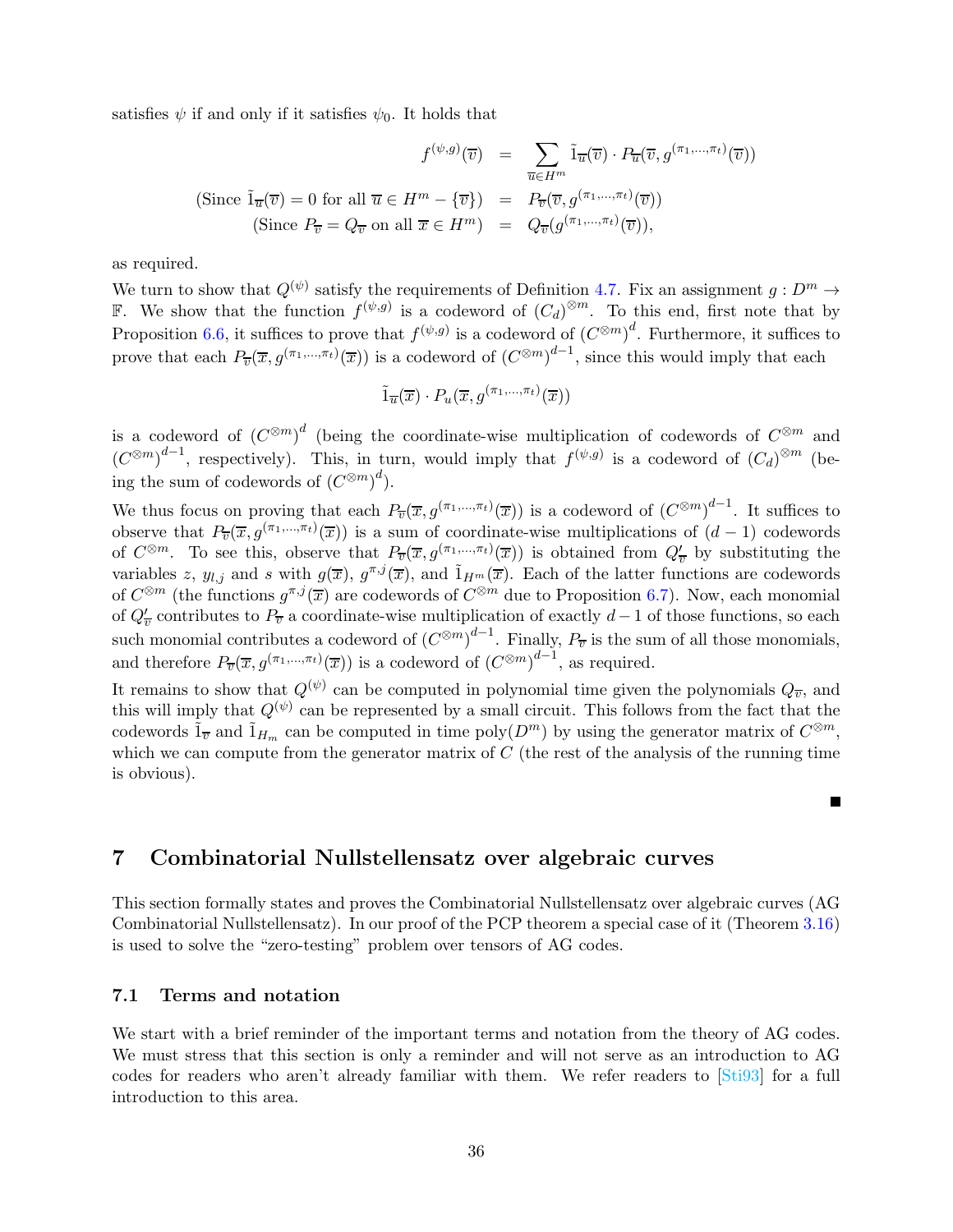satisfies $\psi$ if and only if it satisfies $\psi_0$. It holds that

$$
\begin{aligned}
f^{(\psi,g)}(\overline{v}) &= \sum_{\overline{u}\in H^m} \tilde{1}_{\overline{u}}(\overline{v}) \cdot P_{\overline{u}}(\overline{v}, g^{(\pi_1,\ldots,\pi_t)}(\overline{v})) \\
\text{(Since } \tilde{1}_{\overline{u}}(\overline{v}) = 0 \text{ for all } \overline{u} \in H^m - \{\overline{v}\}) &= P_{\overline{v}}(\overline{v}, g^{(\pi_1,\ldots,\pi_t)}(\overline{v})) \\
\text{(Since } P_{\overline{v}} = Q_{\overline{v}} \text{ on all } \overline{x} \in H^m) &= Q_{\overline{v}}(g^{(\pi_1,\ldots,\pi_t)}(\overline{v})),
\end{aligned}
$$

as required.

We turn to show that $Q^{(\psi)}$ satisfy the requirements of Definition 4.7. Fix an assignment $g : D^m \to \mathbb{F}$. We show that the function $f^{(\psi,g)}$ is a codeword of $(C_d)^{\otimes m}$. To this end, first note that by Proposition 6.6, it suffices to prove that $f^{(\psi,g)}$ is a codeword of $(C^{\otimes m})^d$. Furthermore, it suffices to prove that each $P_{\overline{v}}(\overline{x}, g^{(\pi_1,\ldots,\pi_t)}(\overline{x}))$ is a codeword of $(C^{\otimes m})^{d-1}$, since this would imply that each

$$
\tilde{1}_{\overline{u}}(\overline{x}) \cdot P_u(\overline{x}, g^{(\pi_1,\ldots,\pi_t)}(\overline{x}))
$$

is a codeword of $(C^{\otimes m})^d$ (being the coordinate-wise multiplication of codewords of $C^{\otimes m}$ and $(C^{\otimes m})^{d-1}$, respectively). This, in turn, would imply that $f^{(\psi,g)}$ is a codeword of $(C_d)^{\otimes m}$ (being the sum of codewords of $(C^{\otimes m})^d$).

We thus focus on proving that each $P_{\overline{v}}(\overline{x}, g^{(\pi_1,\ldots,\pi_t)}(\overline{x}))$ is a codeword of $(C^{\otimes m})^{d-1}$. It suffices to observe that $P_{\overline{v}}(\overline{x}, g^{(\pi_1,\ldots,\pi_t)}(\overline{x}))$ is a sum of coordinate-wise multiplications of $(d-1)$ codewords of $C^{\otimes m}$. To see this, observe that $P_{\overline{v}}(\overline{x}, g^{(\pi_1,\ldots,\pi_t)}(\overline{x}))$ is obtained from $Q'_{\overline{v}}$ by substituting the variables $z$, $y_{l,j}$ and $s$ with $g(\overline{x})$, $g^{\pi,j}(\overline{x})$, and $\tilde{1}_{H^m}(\overline{x})$. Each of the latter functions are codewords of $C^{\otimes m}$ (the functions $g^{\pi,j}(\overline{x})$ are codewords of $C^{\otimes m}$ due to Proposition 6.7). Now, each monomial of $Q'_{\overline{v}}$ contributes to $P_{\overline{v}}$ a coordinate-wise multiplication of exactly $d-1$ of those functions, so each such monomial contributes a codeword of $(C^{\otimes m})^{d-1}$. Finally, $P_{\overline{v}}$ is the sum of all those monomials, and therefore $P_{\overline{v}}(\overline{x}, g^{(\pi_1,\ldots,\pi_t)}(\overline{x}))$ is a codeword of $(C^{\otimes m})^{d-1}$, as required.

It remains to show that $Q^{(\psi)}$ can be computed in polynomial time given the polynomials $Q_{\overline{v}}$, and this will imply that $Q^{(\psi)}$ can be represented by a small circuit. This follows from the fact that the codewords $\tilde{1}_{\overline{v}}$ and $\tilde{1}_{H_m}$ can be computed in time $\text{poly}(D^m)$ by using the generator matrix of $C^{\otimes m}$, which we can compute from the generator matrix of $C$ (the rest of the analysis of the running time is obvious).

■

# 7 Combinatorial Nullstellensatz over algebraic curves

This section formally states and proves the Combinatorial Nullstellensatz over algebraic curves (AG Combinatorial Nullstellensatz). In our proof of the PCP theorem a special case of it (Theorem 3.16) is used to solve the "zero-testing" problem over tensors of AG codes.

## 7.1 Terms and notation

We start with a brief reminder of the important terms and notation from the theory of AG codes. We must stress that this section is only a reminder and will not serve as an introduction to AG codes for readers who aren't already familiar with them. We refer readers to [Sti93] for a full introduction to this area.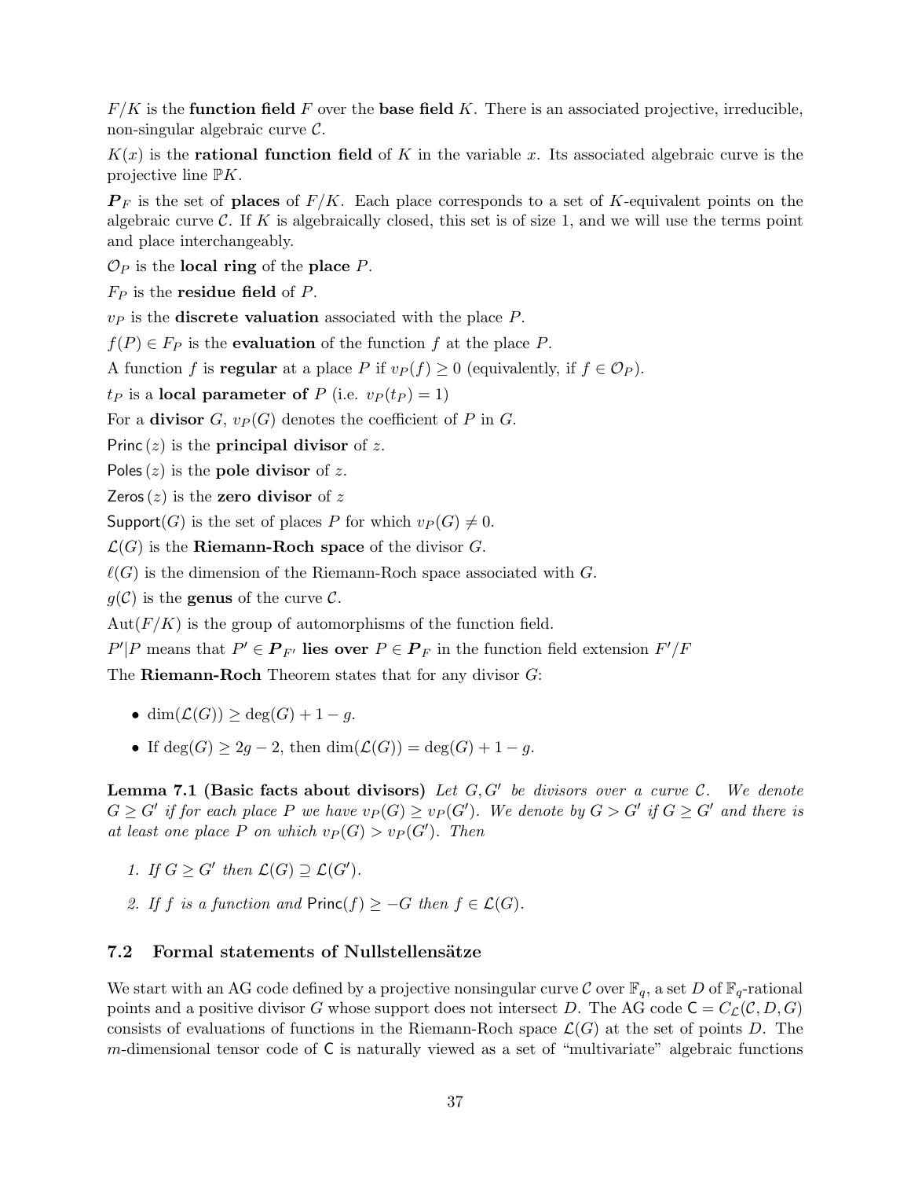$F/K$ is the **function field** $F$ over the **base field** $K$. There is an associated projective, irreducible, non-singular algebraic curve $\mathcal{C}$.

$K(x)$ is the **rational function field** of $K$ in the variable $x$. Its associated algebraic curve is the projective line $\mathbb{P}K$.

$\boldsymbol{P}_F$ is the set of **places** of $F/K$. Each place corresponds to a set of $K$-equivalent points on the algebraic curve $\mathcal{C}$. If $K$ is algebraically closed, this set is of size 1, and we will use the terms point and place interchangeably.

$\mathcal{O}_P$ is the **local ring** of the **place** $P$.

$F_P$ is the **residue field** of $P$.

$v_P$ is the **discrete valuation** associated with the place $P$.

$f(P) \in F_P$ is the **evaluation** of the function $f$ at the place $P$.

A function $f$ is **regular** at a place $P$ if $v_P(f) \geq 0$ (equivalently, if $f \in \mathcal{O}_P$).

$t_P$ is a **local parameter of** $P$ (i.e. $v_P(t_P) = 1$)

For a **divisor** $G$, $v_P(G)$ denotes the coefficient of $P$ in $G$.

$\mathsf{Princ}(z)$ is the **principal divisor** of $z$.

$\mathsf{Poles}(z)$ is the **pole divisor** of $z$.

$\mathsf{Zeros}(z)$ is the **zero divisor** of $z$

$\mathsf{Support}(G)$ is the set of places $P$ for which $v_P(G) \neq 0$.

$\mathcal{L}(G)$ is the **Riemann-Roch space** of the divisor $G$.

$\ell(G)$ is the dimension of the Riemann-Roch space associated with $G$.

$g(\mathcal{C})$ is the **genus** of the curve $\mathcal{C}$.

$\mathrm{Aut}(F/K)$ is the group of automorphisms of the function field.

$P'|P$ means that $P' \in \boldsymbol{P}_{F'}$ **lies over** $P \in \boldsymbol{P}_F$ in the function field extension $F'/F$

The **Riemann-Roch** Theorem states that for any divisor $G$:

- $\dim(\mathcal{L}(G)) \geq \deg(G) + 1 - g$.
- If $\deg(G) \geq 2g - 2$, then $\dim(\mathcal{L}(G)) = \deg(G) + 1 - g$.

**Lemma 7.1 (Basic facts about divisors)** *Let $G, G'$ be divisors over a curve $\mathcal{C}$. We denote $G \geq G'$ if for each place $P$ we have $v_P(G) \geq v_P(G')$. We denote by $G > G'$ if $G \geq G'$ and there is at least one place $P$ on which $v_P(G) > v_P(G')$. Then*

1. *If $G \geq G'$ then $\mathcal{L}(G) \supseteq \mathcal{L}(G')$.*
2. *If $f$ is a function and $\mathsf{Princ}(f) \geq -G$ then $f \in \mathcal{L}(G)$.*

### 7.2 Formal statements of Nullstellensätze

We start with an AG code defined by a projective nonsingular curve $\mathcal{C}$ over $\mathbb{F}_q$, a set $D$ of $\mathbb{F}_q$-rational points and a positive divisor $G$ whose support does not intersect $D$. The AG code $\mathsf{C} = C_{\mathcal{L}}(\mathcal{C}, D, G)$ consists of evaluations of functions in the Riemann-Roch space $\mathcal{L}(G)$ at the set of points $D$. The $m$-dimensional tensor code of $\mathsf{C}$ is naturally viewed as a set of "multivariate" algebraic functions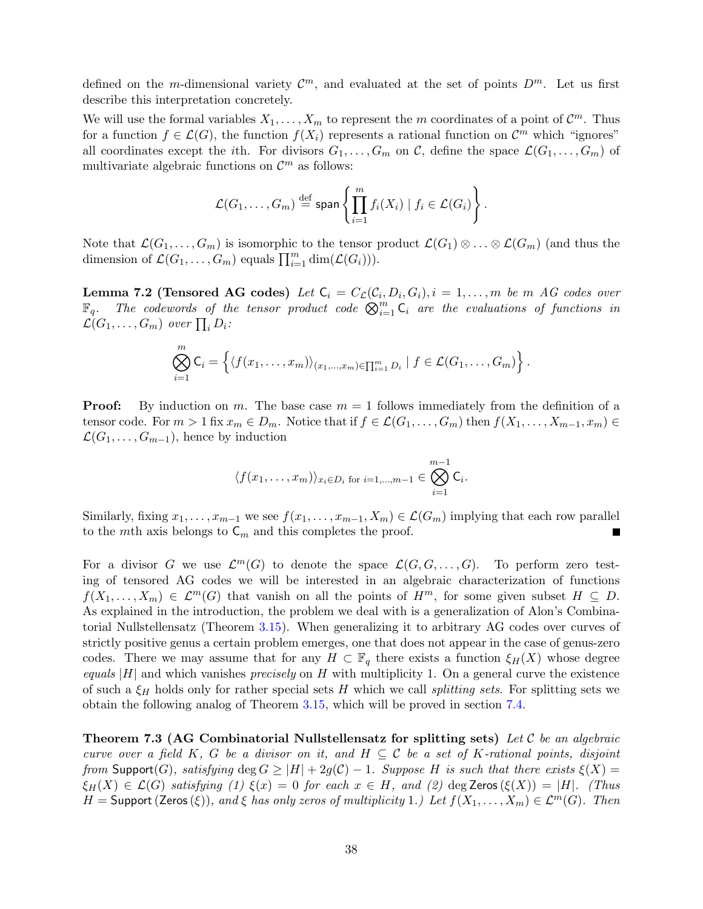defined on the $m$-dimensional variety $\mathcal{C}^m$, and evaluated at the set of points $D^m$. Let us first describe this interpretation concretely.

We will use the formal variables $X_1, \ldots, X_m$ to represent the $m$ coordinates of a point of $\mathcal{C}^m$. Thus for a function $f \in \mathcal{L}(G)$, the function $f(X_i)$ represents a rational function on $\mathcal{C}^m$ which "ignores" all coordinates except the $i$th. For divisors $G_1, \ldots, G_m$ on $\mathcal{C}$, define the space $\mathcal{L}(G_1, \ldots, G_m)$ of multivariate algebraic functions on $\mathcal{C}^m$ as follows:

$$\mathcal{L}(G_1, \ldots, G_m) \stackrel{\text{def}}{=} \mathsf{span}\left\{ \prod_{i=1}^{m} f_i(X_i) \mid f_i \in \mathcal{L}(G_i) \right\}.$$

Note that $\mathcal{L}(G_1, \ldots, G_m)$ is isomorphic to the tensor product $\mathcal{L}(G_1) \otimes \ldots \otimes \mathcal{L}(G_m)$ (and thus the dimension of $\mathcal{L}(G_1, \ldots, G_m)$ equals $\prod_{i=1}^{m} \dim(\mathcal{L}(G_i))$).

**Lemma 7.2 (Tensored AG codes)** *Let $\mathsf{C}_i = C_{\mathcal{L}}(\mathcal{C}_i, D_i, G_i), i = 1, \ldots, m$ be $m$ AG codes over $\mathbb{F}_q$. The codewords of the tensor product code $\bigotimes_{i=1}^{m} \mathsf{C}_i$ are the evaluations of functions in $\mathcal{L}(G_1, \ldots, G_m)$ over $\prod_i D_i$:*

$$\bigotimes_{i=1}^{m} \mathsf{C}_i = \left\{ \langle f(x_1, \ldots, x_m) \rangle_{(x_1, \ldots, x_m) \in \prod_{i=1}^{m} D_i} \mid f \in \mathcal{L}(G_1, \ldots, G_m) \right\}.$$

**Proof:** By induction on $m$. The base case $m = 1$ follows immediately from the definition of a tensor code. For $m > 1$ fix $x_m \in D_m$. Notice that if $f \in \mathcal{L}(G_1, \ldots, G_m)$ then $f(X_1, \ldots, X_{m-1}, x_m) \in \mathcal{L}(G_1, \ldots, G_{m-1})$, hence by induction

$$\langle f(x_1, \ldots, x_m) \rangle_{x_i \in D_i \text{ for } i=1,\ldots,m-1} \in \bigotimes_{i=1}^{m-1} \mathsf{C}_i.$$

Similarly, fixing $x_1, \ldots, x_{m-1}$ we see $f(x_1, \ldots, x_{m-1}, X_m) \in \mathcal{L}(G_m)$ implying that each row parallel to the $m$th axis belongs to $\mathsf{C}_m$ and this completes the proof. ∎

For a divisor $G$ we use $\mathcal{L}^m(G)$ to denote the space $\mathcal{L}(G, G, \ldots, G)$. To perform zero testing of tensored AG codes we will be interested in an algebraic characterization of functions $f(X_1, \ldots, X_m) \in \mathcal{L}^m(G)$ that vanish on all the points of $H^m$, for some given subset $H \subseteq D$. As explained in the introduction, the problem we deal with is a generalization of Alon's Combinatorial Nullstellensatz (Theorem 3.15). When generalizing it to arbitrary AG codes over curves of strictly positive genus a certain problem emerges, one that does not appear in the case of genus-zero codes. There we may assume that for any $H \subset \mathbb{F}_q$ there exists a function $\xi_H(X)$ whose degree *equals* $|H|$ and which vanishes *precisely* on $H$ with multiplicity 1. On a general curve the existence of such a $\xi_H$ holds only for rather special sets $H$ which we call *splitting sets*. For splitting sets we obtain the following analog of Theorem 3.15, which will be proved in section 7.4.

**Theorem 7.3 (AG Combinatorial Nullstellensatz for splitting sets)** *Let $\mathcal{C}$ be an algebraic curve over a field $K$, $G$ be a divisor on it, and $H \subseteq \mathcal{C}$ be a set of $K$-rational points, disjoint from $\mathsf{Support}(G)$, satisfying $\deg G \geq |H| + 2g(\mathcal{C}) - 1$. Suppose $H$ is such that there exists $\xi(X) = \xi_H(X) \in \mathcal{L}(G)$ satisfying (1) $\xi(x) = 0$ for each $x \in H$, and (2) $\deg \mathsf{Zeros}(\xi(X)) = |H|$. (Thus $H = \mathsf{Support}(\mathsf{Zeros}(\xi))$, and $\xi$ has only zeros of multiplicity 1.) Let $f(X_1, \ldots, X_m) \in \mathcal{L}^m(G)$. Then*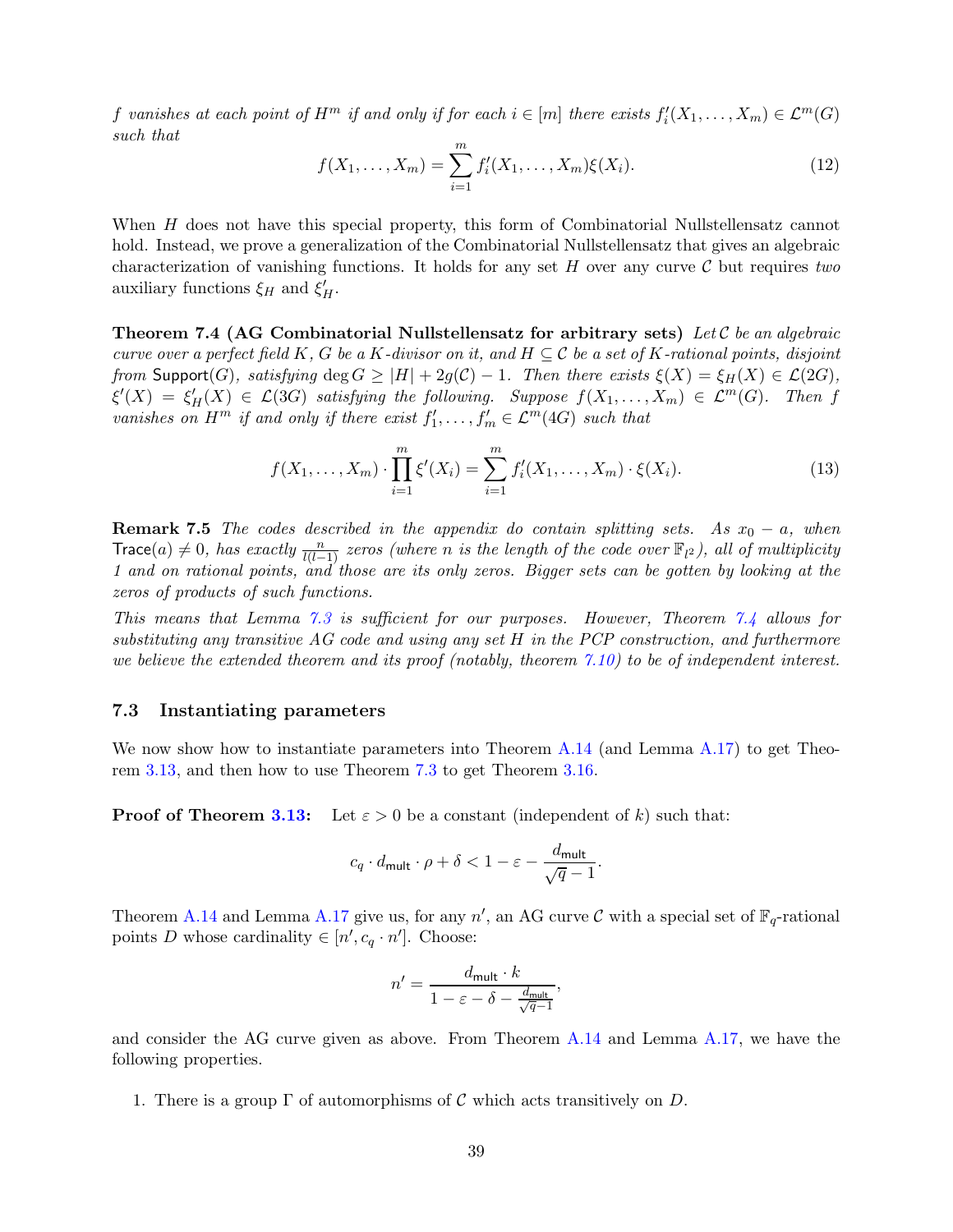*$f$ vanishes at each point of $H^m$ if and only if for each $i \in [m]$ there exists $f'_i(X_1, \ldots, X_m) \in \mathcal{L}^m(G)$ such that*

$$f(X_1, \ldots, X_m) = \sum_{i=1}^{m} f'_i(X_1, \ldots, X_m)\xi(X_i). \tag{12}$$

When $H$ does not have this special property, this form of Combinatorial Nullstellensatz cannot hold. Instead, we prove a generalization of the Combinatorial Nullstellensatz that gives an algebraic characterization of vanishing functions. It holds for any set $H$ over any curve $\mathcal{C}$ but requires *two* auxiliary functions $\xi_H$ and $\xi'_H$.

**Theorem 7.4 (AG Combinatorial Nullstellensatz for arbitrary sets)** *Let $\mathcal{C}$ be an algebraic curve over a perfect field $K$, $G$ be a $K$-divisor on it, and $H \subseteq \mathcal{C}$ be a set of $K$-rational points, disjoint from $\mathsf{Support}(G)$, satisfying $\deg G \geq |H| + 2g(\mathcal{C}) - 1$. Then there exists $\xi(X) = \xi_H(X) \in \mathcal{L}(2G)$, $\xi'(X) = \xi'_H(X) \in \mathcal{L}(3G)$ satisfying the following. Suppose $f(X_1, \ldots, X_m) \in \mathcal{L}^m(G)$. Then $f$ vanishes on $H^m$ if and only if there exist $f'_1, \ldots, f'_m \in \mathcal{L}^m(4G)$ such that*

$$f(X_1, \ldots, X_m) \cdot \prod_{i=1}^{m} \xi'(X_i) = \sum_{i=1}^{m} f'_i(X_1, \ldots, X_m) \cdot \xi(X_i). \tag{13}$$

**Remark 7.5** *The codes described in the appendix do contain splitting sets. As $x_0 - a$, when $\mathsf{Trace}(a) \neq 0$, has exactly $\frac{n}{l(l-1)}$ zeros (where $n$ is the length of the code over $\mathbb{F}_{l^2}$), all of multiplicity 1 and on rational points, and those are its only zeros. Bigger sets can be gotten by looking at the zeros of products of such functions.*

*This means that Lemma 7.3 is sufficient for our purposes. However, Theorem 7.4 allows for substituting any transitive AG code and using any set $H$ in the PCP construction, and furthermore we believe the extended theorem and its proof (notably, theorem 7.10) to be of independent interest.*

### 7.3 Instantiating parameters

We now show how to instantiate parameters into Theorem A.14 (and Lemma A.17) to get Theorem 3.13, and then how to use Theorem 7.3 to get Theorem 3.16.

**Proof of Theorem 3.13:** Let $\varepsilon > 0$ be a constant (independent of $k$) such that:

$$c_q \cdot d_{\mathsf{mult}} \cdot \rho + \delta < 1 - \varepsilon - \frac{d_{\mathsf{mult}}}{\sqrt{q} - 1}.$$

Theorem A.14 and Lemma A.17 give us, for any $n'$, an AG curve $\mathcal{C}$ with a special set of $\mathbb{F}_q$-rational points $D$ whose cardinality $\in [n', c_q \cdot n']$. Choose:

$$n' = \frac{d_{\mathsf{mult}} \cdot k}{1 - \varepsilon - \delta - \frac{d_{\mathsf{mult}}}{\sqrt{q}-1}},$$

and consider the AG curve given as above. From Theorem A.14 and Lemma A.17, we have the following properties.

1. There is a group $\Gamma$ of automorphisms of $\mathcal{C}$ which acts transitively on $D$.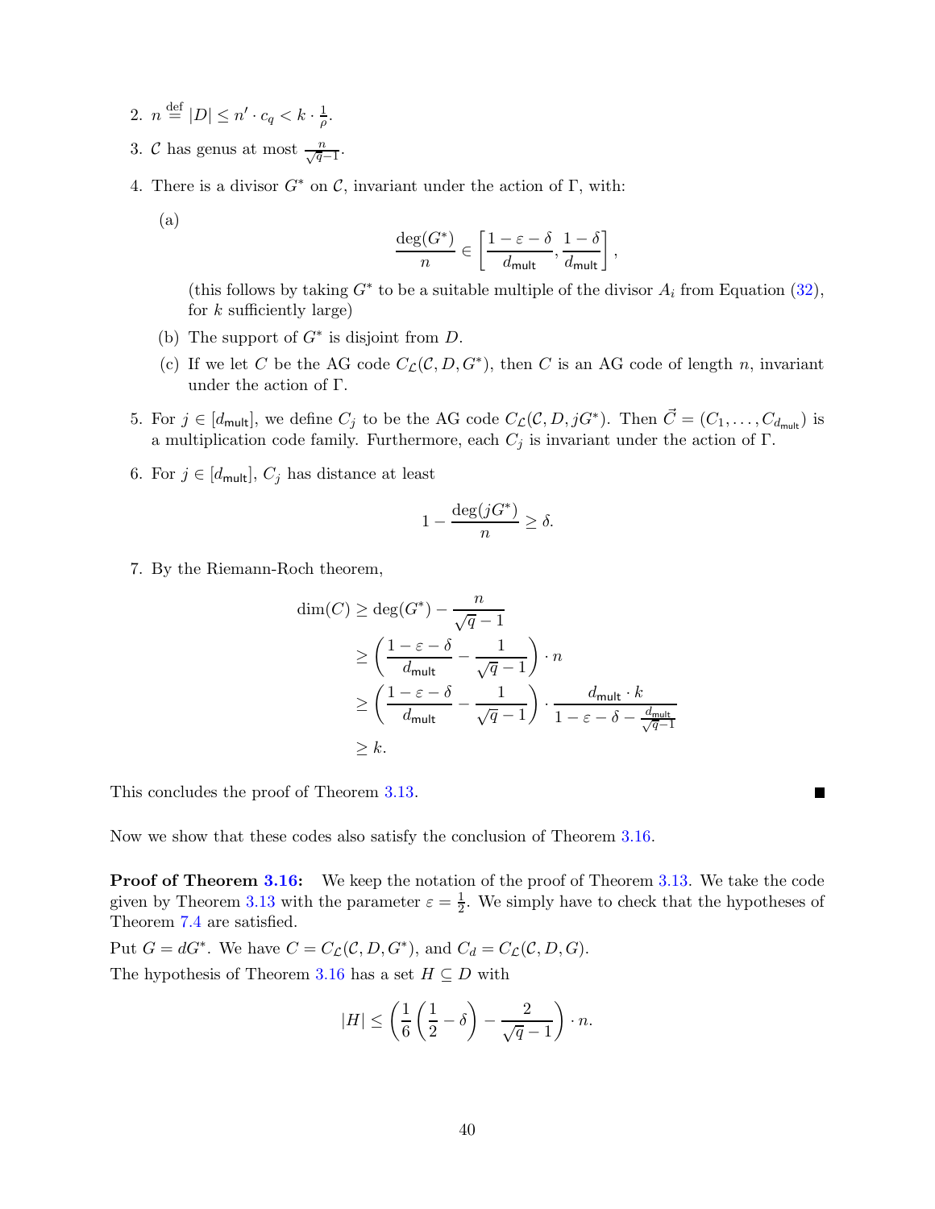2. $n \stackrel{\text{def}}{=} |D| \le n' \cdot c_q < k \cdot \frac{1}{\rho}$.

3. $\mathcal{C}$ has genus at most $\frac{n}{\sqrt{q}-1}$.

4. There is a divisor $G^*$ on $\mathcal{C}$, invariant under the action of $\Gamma$, with:

   (a)
   $$\frac{\deg(G^*)}{n} \in \left[\frac{1-\varepsilon-\delta}{d_{\mathsf{mult}}}, \frac{1-\delta}{d_{\mathsf{mult}}}\right],$$
   (this follows by taking $G^*$ to be a suitable multiple of the divisor $A_i$ from Equation (32), for $k$ sufficiently large)

   (b) The support of $G^*$ is disjoint from $D$.

   (c) If we let $C$ be the AG code $C_{\mathcal{L}}(\mathcal{C}, D, G^*)$, then $C$ is an AG code of length $n$, invariant under the action of $\Gamma$.

5. For $j \in [d_{\mathsf{mult}}]$, we define $C_j$ to be the AG code $C_{\mathcal{L}}(\mathcal{C}, D, jG^*)$. Then $\vec{C} = (C_1, \ldots, C_{d_{\mathsf{mult}}})$ is a multiplication code family. Furthermore, each $C_j$ is invariant under the action of $\Gamma$.

6. For $j \in [d_{\mathsf{mult}}]$, $C_j$ has distance at least
   $$1 - \frac{\deg(jG^*)}{n} \ge \delta.$$

7. By the Riemann-Roch theorem,
   $$\begin{aligned}
   \dim(C) &\ge \deg(G^*) - \frac{n}{\sqrt{q}-1} \\
   &\ge \left(\frac{1-\varepsilon-\delta}{d_{\mathsf{mult}}} - \frac{1}{\sqrt{q}-1}\right) \cdot n \\
   &\ge \left(\frac{1-\varepsilon-\delta}{d_{\mathsf{mult}}} - \frac{1}{\sqrt{q}-1}\right) \cdot \frac{d_{\mathsf{mult}} \cdot k}{1-\varepsilon-\delta-\frac{d_{\mathsf{mult}}}{\sqrt{q}-1}} \\
   &\ge k.
   \end{aligned}$$

This concludes the proof of Theorem 3.13. ■

Now we show that these codes also satisfy the conclusion of Theorem 3.16.

**Proof of Theorem 3.16:** We keep the notation of the proof of Theorem 3.13. We take the code given by Theorem 3.13 with the parameter $\varepsilon = \frac{1}{2}$. We simply have to check that the hypotheses of Theorem 7.4 are satisfied.

Put $G = dG^*$. We have $C = C_{\mathcal{L}}(\mathcal{C}, D, G^*)$, and $C_d = C_{\mathcal{L}}(\mathcal{C}, D, G)$.

The hypothesis of Theorem 3.16 has a set $H \subseteq D$ with
$$|H| \le \left(\frac{1}{6}\left(\frac{1}{2} - \delta\right) - \frac{2}{\sqrt{q}-1}\right) \cdot n.$$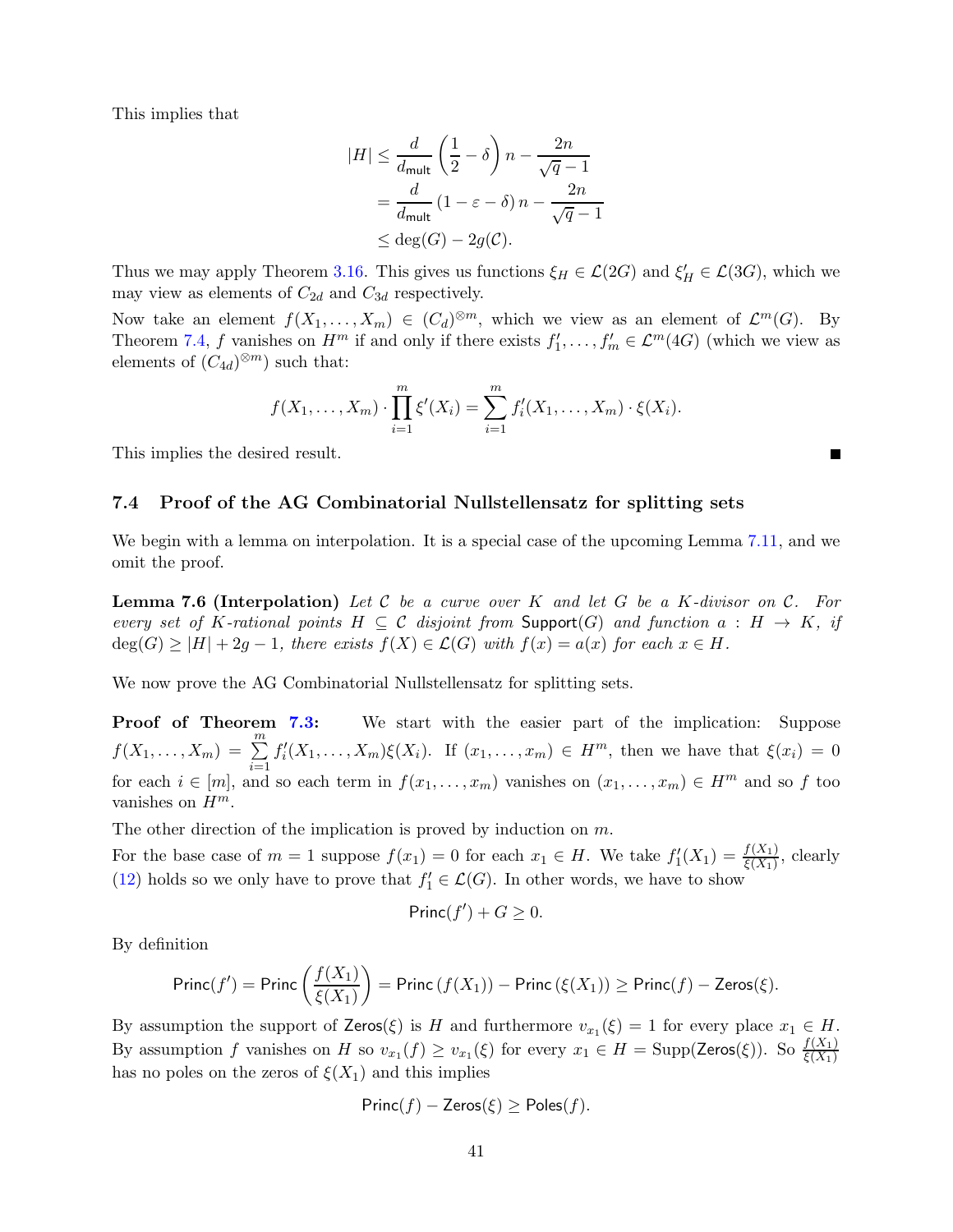This implies that

$$\begin{aligned}
|H| &\leq \frac{d}{d_{\mathsf{mult}}}\left(\frac{1}{2}-\delta\right)n - \frac{2n}{\sqrt{q}-1} \\
&= \frac{d}{d_{\mathsf{mult}}}\left(1-\varepsilon-\delta\right)n - \frac{2n}{\sqrt{q}-1} \\
&\leq \deg(G) - 2g(\mathcal{C}).
\end{aligned}$$

Thus we may apply Theorem 3.16. This gives us functions $\xi_H \in \mathcal{L}(2G)$ and $\xi'_H \in \mathcal{L}(3G)$, which we may view as elements of $C_{2d}$ and $C_{3d}$ respectively.

Now take an element $f(X_1,\ldots,X_m) \in (C_d)^{\otimes m}$, which we view as an element of $\mathcal{L}^m(G)$. By Theorem 7.4, $f$ vanishes on $H^m$ if and only if there exists $f'_1,\ldots,f'_m \in \mathcal{L}^m(4G)$ (which we view as elements of $(C_{4d})^{\otimes m}$) such that:

$$f(X_1,\ldots,X_m)\cdot\prod_{i=1}^{m}\xi'(X_i) = \sum_{i=1}^{m} f'_i(X_1,\ldots,X_m)\cdot\xi(X_i).$$

This implies the desired result. ■

### 7.4 Proof of the AG Combinatorial Nullstellensatz for splitting sets

We begin with a lemma on interpolation. It is a special case of the upcoming Lemma 7.11, and we omit the proof.

**Lemma 7.6 (Interpolation)** *Let $\mathcal{C}$ be a curve over $K$ and let $G$ be a $K$-divisor on $\mathcal{C}$. For every set of $K$-rational points $H \subseteq \mathcal{C}$ disjoint from $\mathsf{Support}(G)$ and function $a : H \to K$, if $\deg(G) \geq |H| + 2g - 1$, there exists $f(X) \in \mathcal{L}(G)$ with $f(x) = a(x)$ for each $x \in H$.*

We now prove the AG Combinatorial Nullstellensatz for splitting sets.

**Proof of Theorem 7.3:** We start with the easier part of the implication: Suppose $f(X_1,\ldots,X_m) = \sum_{i=1}^{m} f'_i(X_1,\ldots,X_m)\xi(X_i)$. If $(x_1,\ldots,x_m) \in H^m$, then we have that $\xi(x_i) = 0$ for each $i \in [m]$, and so each term in $f(x_1,\ldots,x_m)$ vanishes on $(x_1,\ldots,x_m) \in H^m$ and so $f$ too vanishes on $H^m$.

The other direction of the implication is proved by induction on $m$.

For the base case of $m = 1$ suppose $f(x_1) = 0$ for each $x_1 \in H$. We take $f'_1(X_1) = \frac{f(X_1)}{\xi(X_1)}$, clearly (12) holds so we only have to prove that $f'_1 \in \mathcal{L}(G)$. In other words, we have to show

$$\mathsf{Princ}(f') + G \geq 0.$$

By definition

$$\mathsf{Princ}(f') = \mathsf{Princ}\left(\frac{f(X_1)}{\xi(X_1)}\right) = \mathsf{Princ}\left(f(X_1)\right) - \mathsf{Princ}\left(\xi(X_1)\right) \geq \mathsf{Princ}(f) - \mathsf{Zeros}(\xi).$$

By assumption the support of $\mathsf{Zeros}(\xi)$ is $H$ and furthermore $v_{x_1}(\xi) = 1$ for every place $x_1 \in H$. By assumption $f$ vanishes on $H$ so $v_{x_1}(f) \geq v_{x_1}(\xi)$ for every $x_1 \in H = \mathsf{Supp}(\mathsf{Zeros}(\xi))$. So $\frac{f(X_1)}{\xi(X_1)}$ has no poles on the zeros of $\xi(X_1)$ and this implies

$$\mathsf{Princ}(f) - \mathsf{Zeros}(\xi) \geq \mathsf{Poles}(f).$$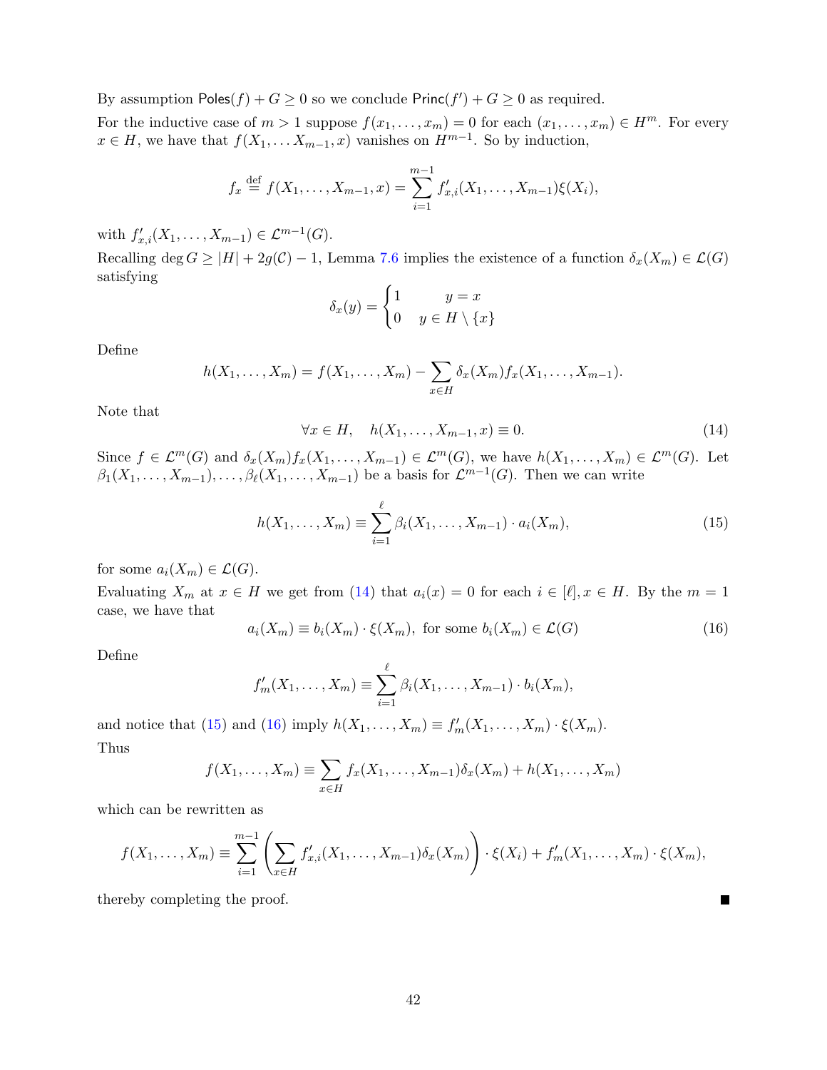By assumption $\mathsf{Poles}(f) + G \geq 0$ so we conclude $\mathsf{Princ}(f') + G \geq 0$ as required.

For the inductive case of $m > 1$ suppose $f(x_1, \ldots, x_m) = 0$ for each $(x_1, \ldots, x_m) \in H^m$. For every $x \in H$, we have that $f(X_1, \ldots X_{m-1}, x)$ vanishes on $H^{m-1}$. So by induction,

$$f_x \stackrel{\text{def}}{=} f(X_1, \ldots, X_{m-1}, x) = \sum_{i=1}^{m-1} f'_{x,i}(X_1, \ldots, X_{m-1}) \xi(X_i),$$

with $f'_{x,i}(X_1, \ldots, X_{m-1}) \in \mathcal{L}^{m-1}(G)$.

Recalling $\deg G \geq |H| + 2g(\mathcal{C}) - 1$, Lemma 7.6 implies the existence of a function $\delta_x(X_m) \in \mathcal{L}(G)$ satisfying

$$\delta_x(y) = \begin{cases} 1 & y = x \\ 0 & y \in H \setminus \{x\} \end{cases}$$

Define

$$h(X_1, \ldots, X_m) = f(X_1, \ldots, X_m) - \sum_{x \in H} \delta_x(X_m) f_x(X_1, \ldots, X_{m-1}).$$

Note that

$$\forall x \in H, \quad h(X_1, \ldots, X_{m-1}, x) \equiv 0. \tag{14}$$

Since $f \in \mathcal{L}^m(G)$ and $\delta_x(X_m) f_x(X_1, \ldots, X_{m-1}) \in \mathcal{L}^m(G)$, we have $h(X_1, \ldots, X_m) \in \mathcal{L}^m(G)$. Let $\beta_1(X_1, \ldots, X_{m-1}), \ldots, \beta_\ell(X_1, \ldots, X_{m-1})$ be a basis for $\mathcal{L}^{m-1}(G)$. Then we can write

$$h(X_1, \ldots, X_m) \equiv \sum_{i=1}^{\ell} \beta_i(X_1, \ldots, X_{m-1}) \cdot a_i(X_m), \tag{15}$$

for some $a_i(X_m) \in \mathcal{L}(G)$.

Evaluating $X_m$ at $x \in H$ we get from (14) that $a_i(x) = 0$ for each $i \in [\ell], x \in H$. By the $m = 1$ case, we have that

$$a_i(X_m) \equiv b_i(X_m) \cdot \xi(X_m), \text{ for some } b_i(X_m) \in \mathcal{L}(G) \tag{16}$$

Define

$$f'_m(X_1, \ldots, X_m) \equiv \sum_{i=1}^{\ell} \beta_i(X_1, \ldots, X_{m-1}) \cdot b_i(X_m),$$

and notice that (15) and (16) imply $h(X_1, \ldots, X_m) \equiv f'_m(X_1, \ldots, X_m) \cdot \xi(X_m)$.

Thus

$$f(X_1, \ldots, X_m) \equiv \sum_{x \in H} f_x(X_1, \ldots, X_{m-1}) \delta_x(X_m) + h(X_1, \ldots, X_m)$$

which can be rewritten as

$$f(X_1, \ldots, X_m) \equiv \sum_{i=1}^{m-1} \left( \sum_{x \in H} f'_{x,i}(X_1, \ldots, X_{m-1}) \delta_x(X_m) \right) \cdot \xi(X_i) + f'_m(X_1, \ldots, X_m) \cdot \xi(X_m),$$

thereby completing the proof. ∎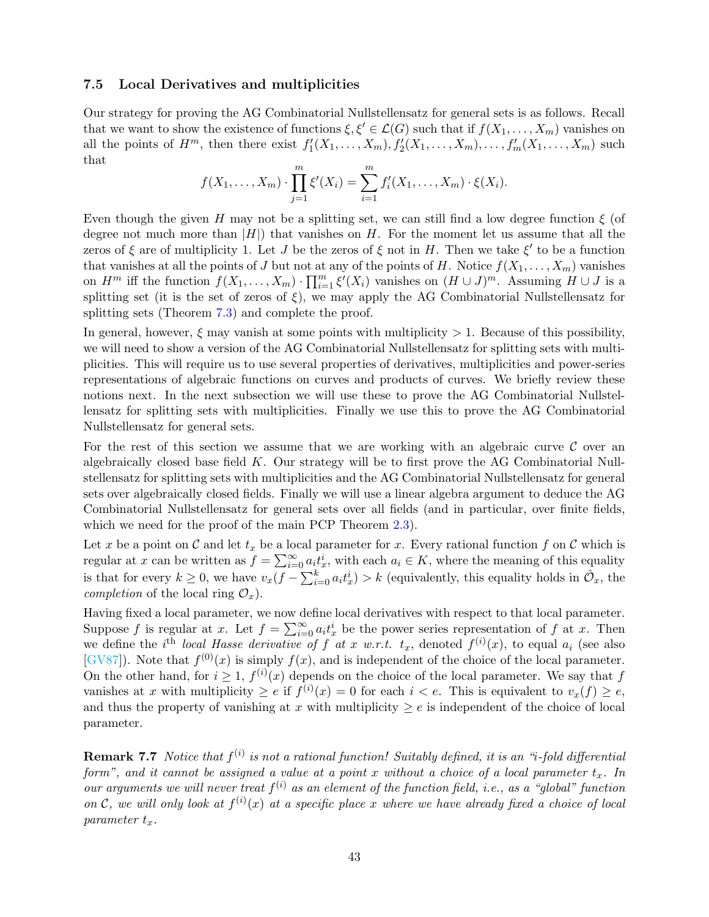### 7.5 Local Derivatives and multiplicities

Our strategy for proving the AG Combinatorial Nullstellensatz for general sets is as follows. Recall that we want to show the existence of functions $\xi, \xi' \in \mathcal{L}(G)$ such that if $f(X_1, \ldots, X_m)$ vanishes on all the points of $H^m$, then there exist $f_1'(X_1, \ldots, X_m), f_2'(X_1, \ldots, X_m), \ldots, f_m'(X_1, \ldots, X_m)$ such that

$$f(X_1, \ldots, X_m) \cdot \prod_{j=1}^{m} \xi'(X_j) = \sum_{i=1}^{m} f_i'(X_1, \ldots, X_m) \cdot \xi(X_i).$$

Even though the given $H$ may not be a splitting set, we can still find a low degree function $\xi$ (of degree not much more than $|H|$) that vanishes on $H$. For the moment let us assume that all the zeros of $\xi$ are of multiplicity 1. Let $J$ be the zeros of $\xi$ not in $H$. Then we take $\xi'$ to be a function that vanishes at all the points of $J$ but not at any of the points of $H$. Notice $f(X_1, \ldots, X_m)$ vanishes on $H^m$ iff the function $f(X_1, \ldots, X_m) \cdot \prod_{i=1}^{m} \xi'(X_i)$ vanishes on $(H \cup J)^m$. Assuming $H \cup J$ is a splitting set (it is the set of zeros of $\xi$), we may apply the AG Combinatorial Nullstellensatz for splitting sets (Theorem 7.3) and complete the proof.

In general, however, $\xi$ may vanish at some points with multiplicity $> 1$. Because of this possibility, we will need to show a version of the AG Combinatorial Nullstellensatz for splitting sets with multiplicities. This will require us to use several properties of derivatives, multiplicities and power-series representations of algebraic functions on curves and products of curves. We briefly review these notions next. In the next subsection we will use these to prove the AG Combinatorial Nullstellensatz for splitting sets with multiplicities. Finally we use this to prove the AG Combinatorial Nullstellensatz for general sets.

For the rest of this section we assume that we are working with an algebraic curve $\mathcal{C}$ over an algebraically closed base field $K$. Our strategy will be to first prove the AG Combinatorial Nullstellensatz for splitting sets with multiplicities and the AG Combinatorial Nullstellensatz for general sets over algebraically closed fields. Finally we will use a linear algebra argument to deduce the AG Combinatorial Nullstellensatz for general sets over all fields (and in particular, over finite fields, which we need for the proof of the main PCP Theorem 2.3).

Let $x$ be a point on $\mathcal{C}$ and let $t_x$ be a local parameter for $x$. Every rational function $f$ on $\mathcal{C}$ which is regular at $x$ can be written as $f = \sum_{i=0}^{\infty} a_i t_x^i$, with each $a_i \in K$, where the meaning of this equality is that for every $k \geq 0$, we have $v_x(f - \sum_{i=0}^{k} a_i t_x^i) > k$ (equivalently, this equality holds in $\hat{\mathcal{O}}_x$, the *completion* of the local ring $\mathcal{O}_x$).

Having fixed a local parameter, we now define local derivatives with respect to that local parameter. Suppose $f$ is regular at $x$. Let $f = \sum_{i=0}^{\infty} a_i t_x^i$ be the power series representation of $f$ at $x$. Then we define the $i^{\text{th}}$ *local Hasse derivative of* $f$ *at* $x$ *w.r.t.* $t_x$, denoted $f^{(i)}(x)$, to equal $a_i$ (see also [GV87]). Note that $f^{(0)}(x)$ is simply $f(x)$, and is independent of the choice of the local parameter. On the other hand, for $i \geq 1$, $f^{(i)}(x)$ depends on the choice of the local parameter. We say that $f$ vanishes at $x$ with multiplicity $\geq e$ if $f^{(i)}(x) = 0$ for each $i < e$. This is equivalent to $v_x(f) \geq e$, and thus the property of vanishing at $x$ with multiplicity $\geq e$ is independent of the choice of local parameter.

**Remark 7.7** *Notice that $f^{(i)}$ is not a rational function! Suitably defined, it is an "$i$-fold differential form", and it cannot be assigned a value at a point $x$ without a choice of a local parameter $t_x$. In our arguments we will never treat $f^{(i)}$ as an element of the function field, i.e., as a "global" function on $\mathcal{C}$, we will only look at $f^{(i)}(x)$ at a specific place $x$ where we have already fixed a choice of local parameter $t_x$.*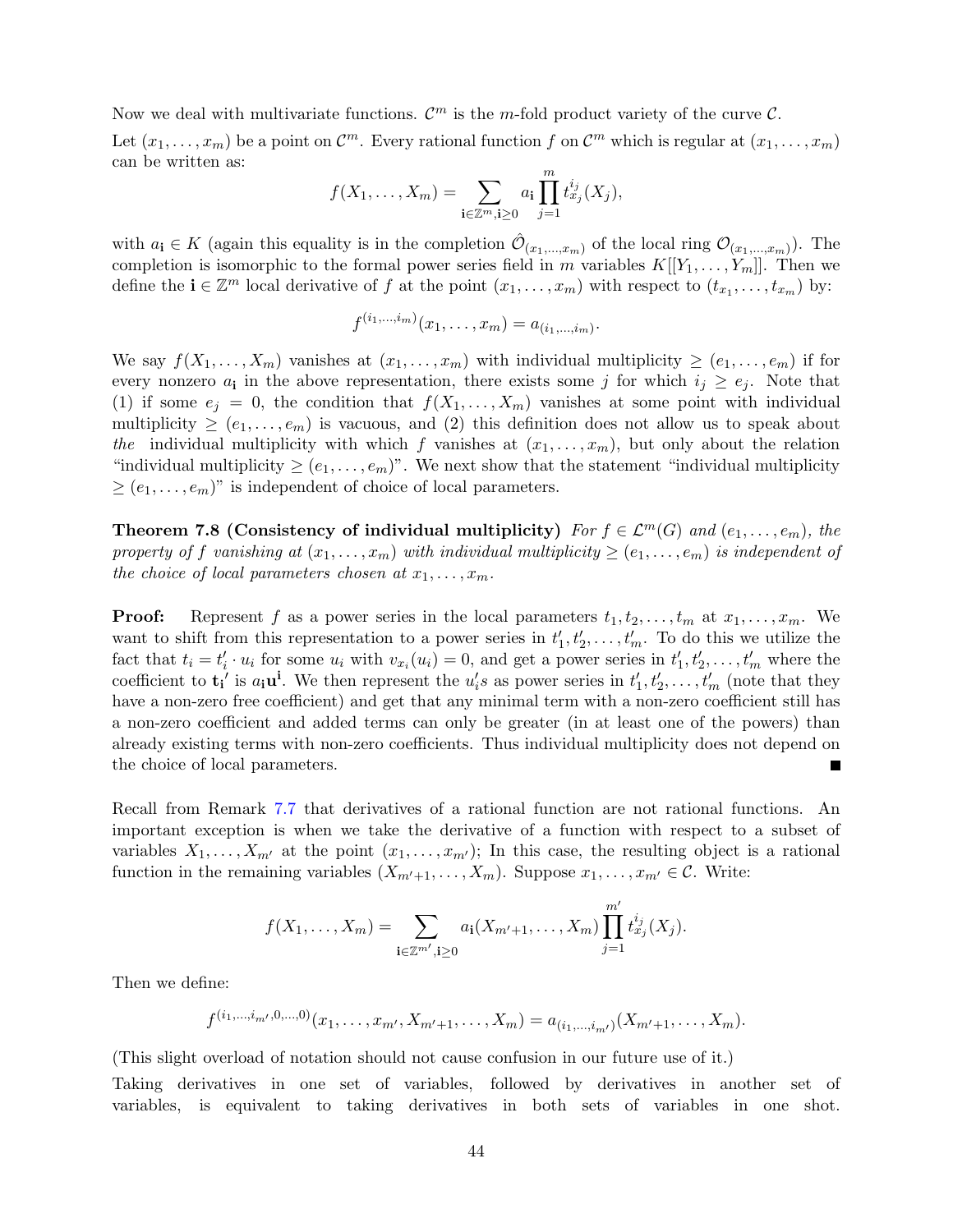Now we deal with multivariate functions. $\mathcal{C}^m$ is the $m$-fold product variety of the curve $\mathcal{C}$.

Let $(x_1, \ldots, x_m)$ be a point on $\mathcal{C}^m$. Every rational function $f$ on $\mathcal{C}^m$ which is regular at $(x_1, \ldots, x_m)$ can be written as:

$$f(X_1, \ldots, X_m) = \sum_{\mathbf{i} \in \mathbb{Z}^m, \mathbf{i} \geq 0} a_{\mathbf{i}} \prod_{j=1}^{m} t_{x_j}^{i_j}(X_j),$$

with $a_{\mathbf{i}} \in K$ (again this equality is in the completion $\hat{\mathcal{O}}_{(x_1,\ldots,x_m)}$ of the local ring $\mathcal{O}_{(x_1,\ldots,x_m)}$). The completion is isomorphic to the formal power series field in $m$ variables $K[[Y_1, \ldots, Y_m]]$. Then we define the $\mathbf{i} \in \mathbb{Z}^m$ local derivative of $f$ at the point $(x_1, \ldots, x_m)$ with respect to $(t_{x_1}, \ldots, t_{x_m})$ by:

$$f^{(i_1,\ldots,i_m)}(x_1, \ldots, x_m) = a_{(i_1,\ldots,i_m)}.$$

We say $f(X_1, \ldots, X_m)$ vanishes at $(x_1, \ldots, x_m)$ with individual multiplicity $\geq (e_1, \ldots, e_m)$ if for every nonzero $a_{\mathbf{i}}$ in the above representation, there exists some $j$ for which $i_j \geq e_j$. Note that (1) if some $e_j = 0$, the condition that $f(X_1, \ldots, X_m)$ vanishes at some point with individual multiplicity $\geq (e_1, \ldots, e_m)$ is vacuous, and (2) this definition does not allow us to speak about *the* individual multiplicity with which $f$ vanishes at $(x_1, \ldots, x_m)$, but only about the relation "individual multiplicity $\geq (e_1, \ldots, e_m)$". We next show that the statement "individual multiplicity $\geq (e_1, \ldots, e_m)$" is independent of choice of local parameters.

**Theorem 7.8 (Consistency of individual multiplicity)** *For $f \in \mathcal{L}^m(G)$ and $(e_1, \ldots, e_m)$, the property of $f$ vanishing at $(x_1, \ldots, x_m)$ with individual multiplicity $\geq (e_1, \ldots, e_m)$ is independent of the choice of local parameters chosen at $x_1, \ldots, x_m$.*

**Proof:** Represent $f$ as a power series in the local parameters $t_1, t_2, \ldots, t_m$ at $x_1, \ldots, x_m$. We want to shift from this representation to a power series in $t'_1, t'_2, \ldots, t'_m$. To do this we utilize the fact that $t_i = t'_i \cdot u_i$ for some $u_i$ with $v_{x_i}(u_i) = 0$, and get a power series in $t'_1, t'_2, \ldots, t'_m$ where the coefficient to $\mathbf{t_i}'$ is $a_{\mathbf{i}}\mathbf{u}^{\mathbf{i}}$. We then represent the $u'_i s$ as power series in $t'_1, t'_2, \ldots, t'_m$ (note that they have a non-zero free coefficient) and get that any minimal term with a non-zero coefficient still has a non-zero coefficient and added terms can only be greater (in at least one of the powers) than already existing terms with non-zero coefficients. Thus individual multiplicity does not depend on the choice of local parameters. ∎

Recall from Remark 7.7 that derivatives of a rational function are not rational functions. An important exception is when we take the derivative of a function with respect to a subset of variables $X_1, \ldots, X_{m'}$ at the point $(x_1, \ldots, x_{m'})$; In this case, the resulting object is a rational function in the remaining variables $(X_{m'+1}, \ldots, X_m)$. Suppose $x_1, \ldots, x_{m'} \in \mathcal{C}$. Write:

$$f(X_1, \ldots, X_m) = \sum_{\mathbf{i} \in \mathbb{Z}^{m'}, \mathbf{i} \geq 0} a_{\mathbf{i}}(X_{m'+1}, \ldots, X_m) \prod_{j=1}^{m'} t_{x_j}^{i_j}(X_j).$$

Then we define:

$$f^{(i_1,\ldots,i_{m'},0,\ldots,0)}(x_1, \ldots, x_{m'}, X_{m'+1}, \ldots, X_m) = a_{(i_1,\ldots,i_{m'})}(X_{m'+1}, \ldots, X_m).$$

(This slight overload of notation should not cause confusion in our future use of it.)

Taking derivatives in one set of variables, followed by derivatives in another set of variables, is equivalent to taking derivatives in both sets of variables in one shot.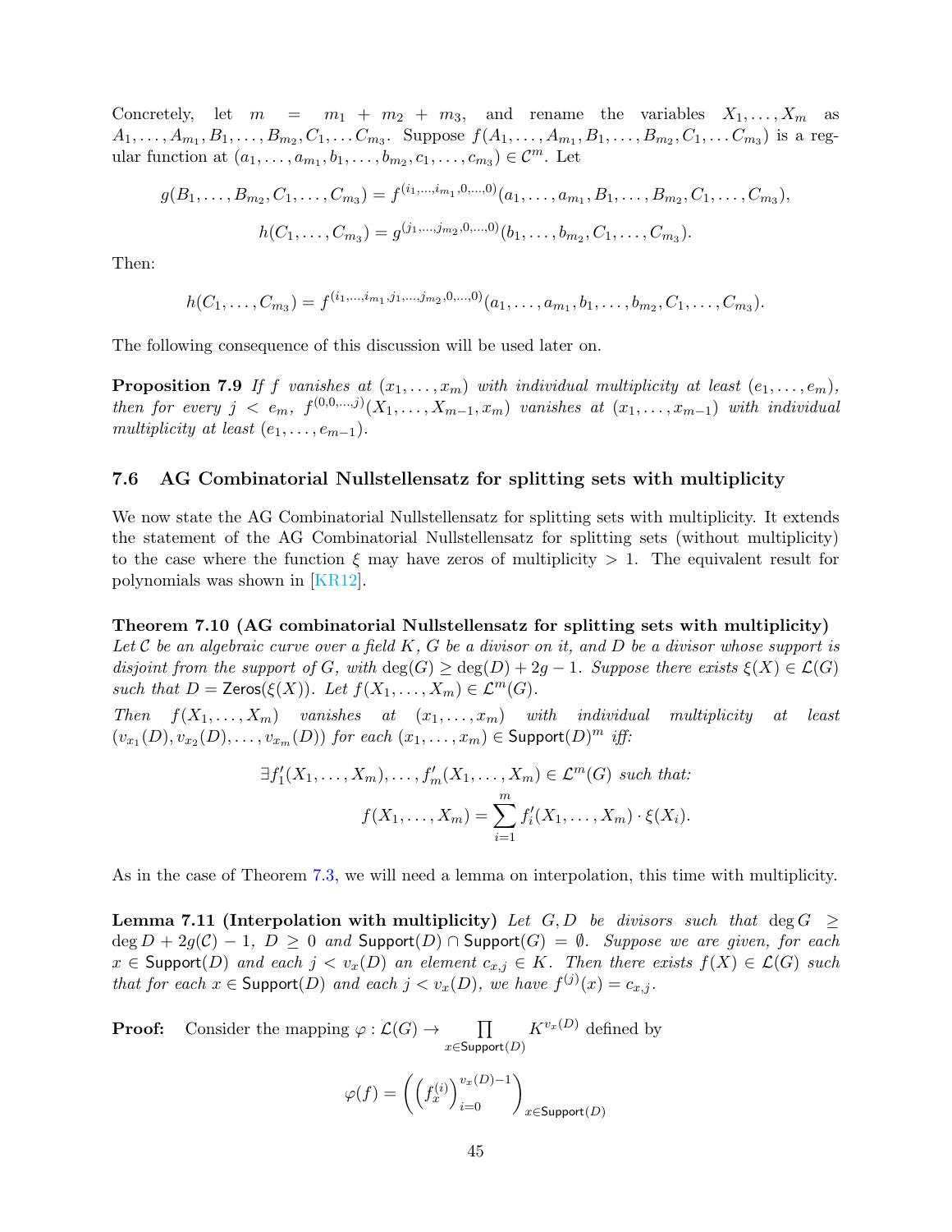Concretely, let $m = m_1 + m_2 + m_3$, and rename the variables $X_1, \ldots, X_m$ as $A_1, \ldots, A_{m_1}, B_1, \ldots, B_{m_2}, C_1, \ldots C_{m_3}$. Suppose $f(A_1, \ldots, A_{m_1}, B_1, \ldots, B_{m_2}, C_1, \ldots C_{m_3})$ is a regular function at $(a_1, \ldots, a_{m_1}, b_1, \ldots, b_{m_2}, c_1, \ldots, c_{m_3}) \in \mathcal{C}^m$. Let

$$g(B_1, \ldots, B_{m_2}, C_1, \ldots, C_{m_3}) = f^{(i_1, \ldots, i_{m_1}, 0, \ldots, 0)}(a_1, \ldots, a_{m_1}, B_1, \ldots, B_{m_2}, C_1, \ldots, C_{m_3}),$$

$$h(C_1, \ldots, C_{m_3}) = g^{(j_1, \ldots, j_{m_2}, 0, \ldots, 0)}(b_1, \ldots, b_{m_2}, C_1, \ldots, C_{m_3}).$$

Then:

$$h(C_1, \ldots, C_{m_3}) = f^{(i_1, \ldots, i_{m_1}, j_1, \ldots, j_{m_2}, 0, \ldots, 0)}(a_1, \ldots, a_{m_1}, b_1, \ldots, b_{m_2}, C_1, \ldots, C_{m_3}).$$

The following consequence of this discussion will be used later on.

**Proposition 7.9** *If $f$ vanishes at $(x_1, \ldots, x_m)$ with individual multiplicity at least $(e_1, \ldots, e_m)$, then for every $j < e_m$, $f^{(0,0,\ldots,j)}(X_1, \ldots, X_{m-1}, x_m)$ vanishes at $(x_1, \ldots, x_{m-1})$ with individual multiplicity at least $(e_1, \ldots, e_{m-1})$.*

### 7.6 AG Combinatorial Nullstellensatz for splitting sets with multiplicity

We now state the AG Combinatorial Nullstellensatz for splitting sets with multiplicity. It extends the statement of the AG Combinatorial Nullstellensatz for splitting sets (without multiplicity) to the case where the function $\xi$ may have zeros of multiplicity $> 1$. The equivalent result for polynomials was shown in [KR12].

**Theorem 7.10 (AG combinatorial Nullstellensatz for splitting sets with multiplicity)** *Let $\mathcal{C}$ be an algebraic curve over a field $K$, $G$ be a divisor on it, and $D$ be a divisor whose support is disjoint from the support of $G$, with $\deg(G) \geq \deg(D) + 2g - 1$. Suppose there exists $\xi(X) \in \mathcal{L}(G)$ such that $D = \mathsf{Zeros}(\xi(X))$. Let $f(X_1, \ldots, X_m) \in \mathcal{L}^m(G)$.*

*Then $f(X_1, \ldots, X_m)$ vanishes at $(x_1, \ldots, x_m)$ with individual multiplicity at least $(v_{x_1}(D), v_{x_2}(D), \ldots, v_{x_m}(D))$ for each $(x_1, \ldots, x_m) \in \mathsf{Support}(D)^m$ iff:*

$$\exists f'_1(X_1, \ldots, X_m), \ldots, f'_m(X_1, \ldots, X_m) \in \mathcal{L}^m(G) \text{ such that:}$$
$$f(X_1, \ldots, X_m) = \sum_{i=1}^{m} f'_i(X_1, \ldots, X_m) \cdot \xi(X_i).$$

As in the case of Theorem 7.3, we will need a lemma on interpolation, this time with multiplicity.

**Lemma 7.11 (Interpolation with multiplicity)** *Let $G, D$ be divisors such that $\deg G \geq \deg D + 2g(\mathcal{C}) - 1$, $D \geq 0$ and $\mathsf{Support}(D) \cap \mathsf{Support}(G) = \emptyset$. Suppose we are given, for each $x \in \mathsf{Support}(D)$ and each $j < v_x(D)$ an element $c_{x,j} \in K$. Then there exists $f(X) \in \mathcal{L}(G)$ such that for each $x \in \mathsf{Support}(D)$ and each $j < v_x(D)$, we have $f^{(j)}(x) = c_{x,j}$.*

**Proof:** Consider the mapping $\varphi : \mathcal{L}(G) \to \prod_{x \in \mathsf{Support}(D)} K^{v_x(D)}$ defined by

$$\varphi(f) = \left( \left( f_x^{(i)} \right)_{i=0}^{v_x(D)-1} \right)_{x \in \mathsf{Support}(D)}$$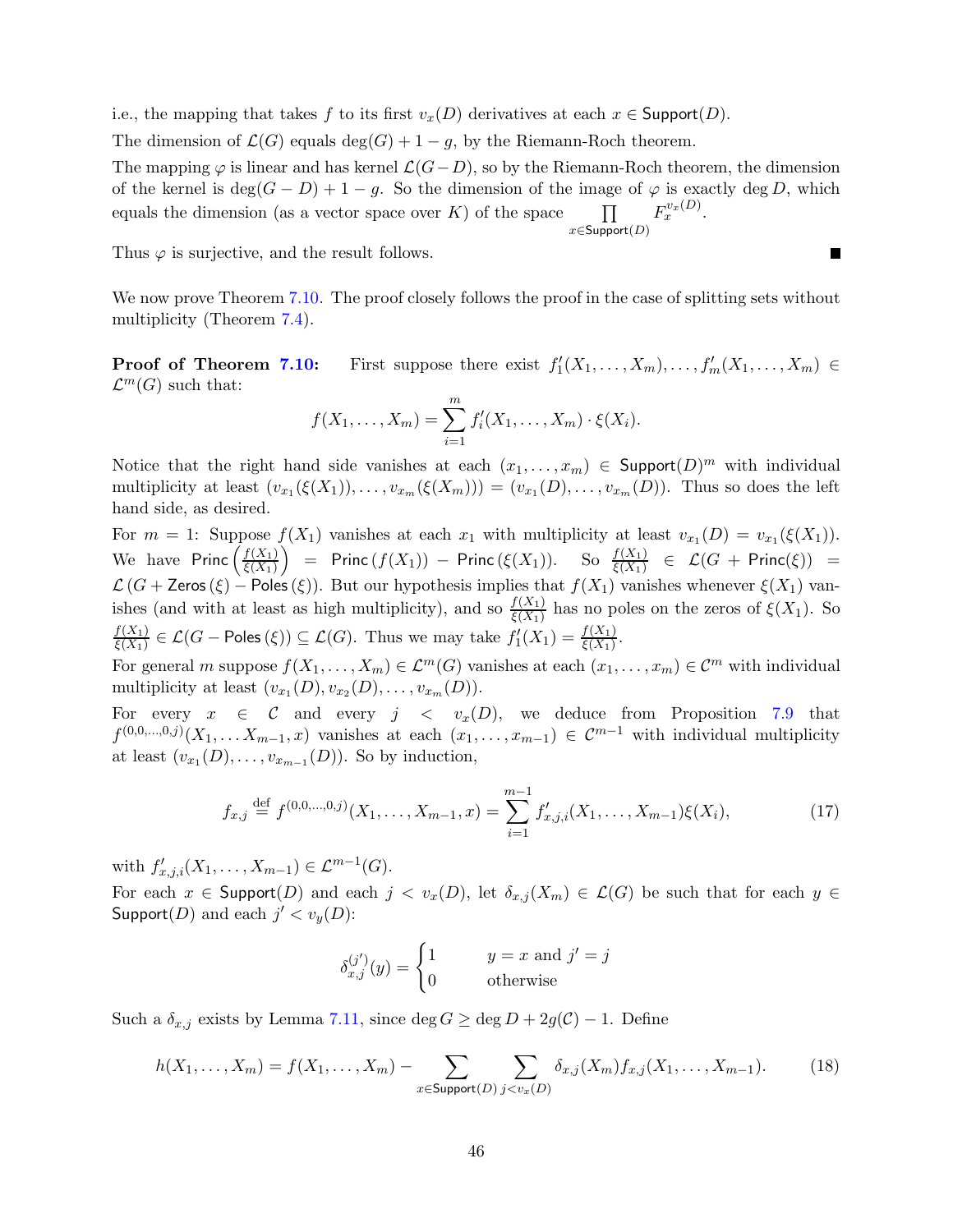i.e., the mapping that takes $f$ to its first $v_x(D)$ derivatives at each $x \in \mathsf{Support}(D)$.

The dimension of $\mathcal{L}(G)$ equals $\deg(G) + 1 - g$, by the Riemann-Roch theorem.

The mapping $\varphi$ is linear and has kernel $\mathcal{L}(G-D)$, so by the Riemann-Roch theorem, the dimension of the kernel is $\deg(G-D) + 1 - g$. So the dimension of the image of $\varphi$ is exactly $\deg D$, which equals the dimension (as a vector space over $K$) of the space $\prod_{x \in \mathsf{Support}(D)} F_x^{v_x(D)}$.

Thus $\varphi$ is surjective, and the result follows. ■

We now prove Theorem 7.10. The proof closely follows the proof in the case of splitting sets without multiplicity (Theorem 7.4).

**Proof of Theorem 7.10:** First suppose there exist $f_1'(X_1, \ldots, X_m), \ldots, f_m'(X_1, \ldots, X_m) \in \mathcal{L}^m(G)$ such that:

$$f(X_1, \ldots, X_m) = \sum_{i=1}^{m} f_i'(X_1, \ldots, X_m) \cdot \xi(X_i).$$

Notice that the right hand side vanishes at each $(x_1, \ldots, x_m) \in \mathsf{Support}(D)^m$ with individual multiplicity at least $(v_{x_1}(\xi(X_1)), \ldots, v_{x_m}(\xi(X_m))) = (v_{x_1}(D), \ldots, v_{x_m}(D))$. Thus so does the left hand side, as desired.

For $m = 1$: Suppose $f(X_1)$ vanishes at each $x_1$ with multiplicity at least $v_{x_1}(D) = v_{x_1}(\xi(X_1))$. We have $\mathsf{Princ}\left(\frac{f(X_1)}{\xi(X_1)}\right) = \mathsf{Princ}\left(f(X_1)\right) - \mathsf{Princ}\left(\xi(X_1)\right)$. So $\frac{f(X_1)}{\xi(X_1)} \in \mathcal{L}(G + \mathsf{Princ}(\xi)) = \mathcal{L}\left(G + \mathsf{Zeros}\left(\xi\right) - \mathsf{Poles}\left(\xi\right)\right)$. But our hypothesis implies that $f(X_1)$ vanishes whenever $\xi(X_1)$ vanishes (and with at least as high multiplicity), and so $\frac{f(X_1)}{\xi(X_1)}$ has no poles on the zeros of $\xi(X_1)$. So $\frac{f(X_1)}{\xi(X_1)} \in \mathcal{L}(G - \mathsf{Poles}\left(\xi\right)) \subseteq \mathcal{L}(G)$. Thus we may take $f_1'(X_1) = \frac{f(X_1)}{\xi(X_1)}$.

For general $m$ suppose $f(X_1, \ldots, X_m) \in \mathcal{L}^m(G)$ vanishes at each $(x_1, \ldots, x_m) \in \mathcal{C}^m$ with individual multiplicity at least $(v_{x_1}(D), v_{x_2}(D), \ldots, v_{x_m}(D))$.

For every $x \in \mathcal{C}$ and every $j < v_x(D)$, we deduce from Proposition 7.9 that $f^{(0,0,\ldots,0,j)}(X_1, \ldots X_{m-1}, x)$ vanishes at each $(x_1, \ldots, x_{m-1}) \in \mathcal{C}^{m-1}$ with individual multiplicity at least $(v_{x_1}(D), \ldots, v_{x_{m-1}}(D))$. So by induction,

$$f_{x,j} \overset{\text{def}}{=} f^{(0,0,\ldots,0,j)}(X_1, \ldots, X_{m-1}, x) = \sum_{i=1}^{m-1} f_{x,j,i}'(X_1, \ldots, X_{m-1}) \xi(X_i), \tag{17}$$

with $f_{x,j,i}'(X_1, \ldots, X_{m-1}) \in \mathcal{L}^{m-1}(G)$.

For each $x \in \mathsf{Support}(D)$ and each $j < v_x(D)$, let $\delta_{x,j}(X_m) \in \mathcal{L}(G)$ be such that for each $y \in \mathsf{Support}(D)$ and each $j' < v_y(D)$:

$$\delta_{x,j}^{(j')}(y) = \begin{cases} 1 & y = x \text{ and } j' = j \\ 0 & \text{otherwise} \end{cases}$$

Such a $\delta_{x,j}$ exists by Lemma 7.11, since $\deg G \geq \deg D + 2g(\mathcal{C}) - 1$. Define

$$h(X_1, \ldots, X_m) = f(X_1, \ldots, X_m) - \sum_{x \in \mathsf{Support}(D)} \sum_{j < v_x(D)} \delta_{x,j}(X_m) f_{x,j}(X_1, \ldots, X_{m-1}). \tag{18}$$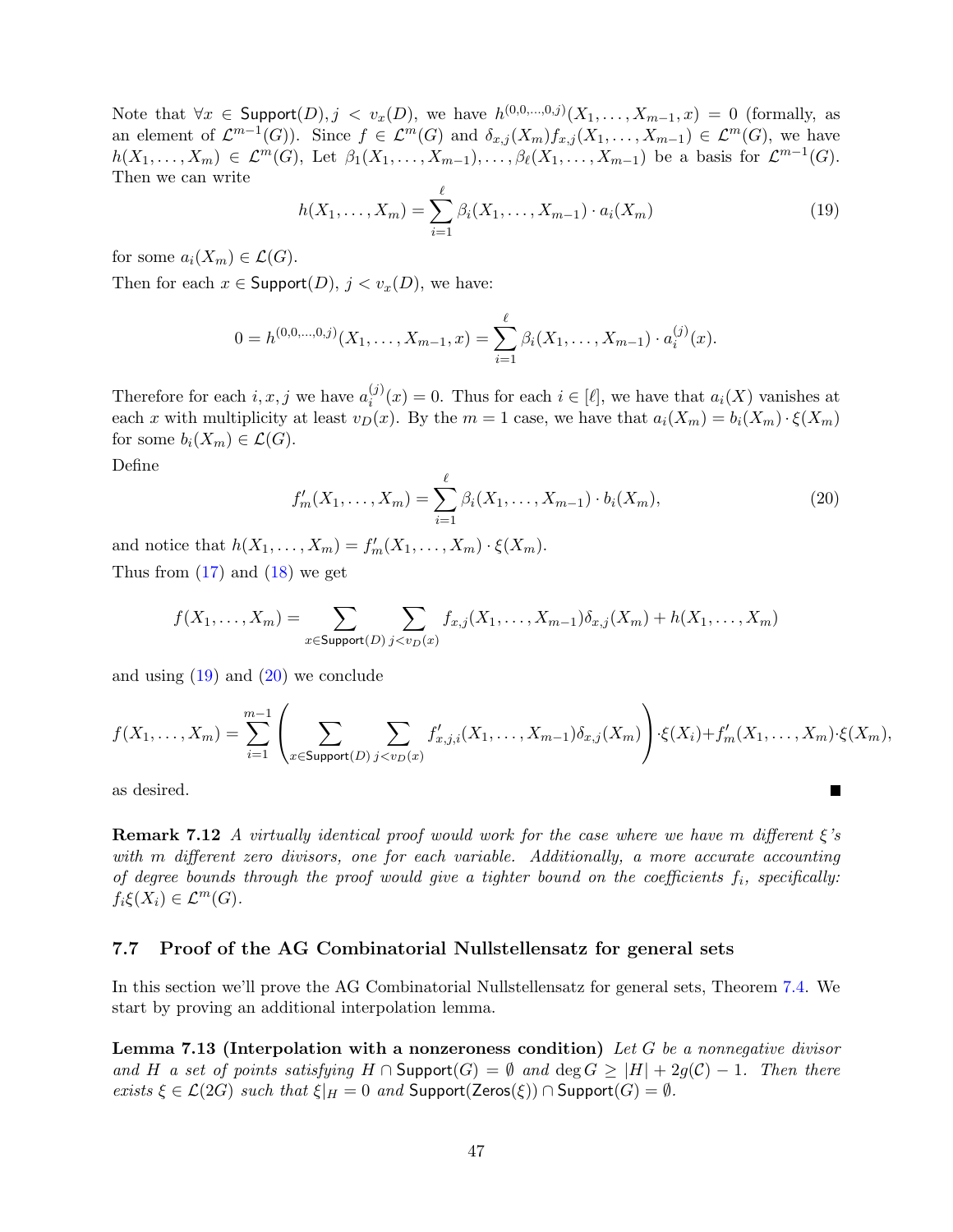Note that $\forall x \in \mathsf{Support}(D), j < v_x(D)$, we have $h^{(0,0,\ldots,0,j)}(X_1, \ldots, X_{m-1}, x) = 0$ (formally, as an element of $\mathcal{L}^{m-1}(G)$). Since $f \in \mathcal{L}^m(G)$ and $\delta_{x,j}(X_m) f_{x,j}(X_1, \ldots, X_{m-1}) \in \mathcal{L}^m(G)$, we have $h(X_1, \ldots, X_m) \in \mathcal{L}^m(G)$, Let $\beta_1(X_1, \ldots, X_{m-1}), \ldots, \beta_\ell(X_1, \ldots, X_{m-1})$ be a basis for $\mathcal{L}^{m-1}(G)$. Then we can write

$$h(X_1, \ldots, X_m) = \sum_{i=1}^{\ell} \beta_i(X_1, \ldots, X_{m-1}) \cdot a_i(X_m) \tag{19}$$

for some $a_i(X_m) \in \mathcal{L}(G)$.

Then for each $x \in \mathsf{Support}(D)$, $j < v_x(D)$, we have:

$$0 = h^{(0,0,\ldots,0,j)}(X_1, \ldots, X_{m-1}, x) = \sum_{i=1}^{\ell} \beta_i(X_1, \ldots, X_{m-1}) \cdot a_i^{(j)}(x).$$

Therefore for each $i, x, j$ we have $a_i^{(j)}(x) = 0$. Thus for each $i \in [\ell]$, we have that $a_i(X)$ vanishes at each $x$ with multiplicity at least $v_D(x)$. By the $m = 1$ case, we have that $a_i(X_m) = b_i(X_m) \cdot \xi(X_m)$ for some $b_i(X_m) \in \mathcal{L}(G)$.

Define

$$f'_m(X_1, \ldots, X_m) = \sum_{i=1}^{\ell} \beta_i(X_1, \ldots, X_{m-1}) \cdot b_i(X_m), \tag{20}$$

and notice that $h(X_1, \ldots, X_m) = f'_m(X_1, \ldots, X_m) \cdot \xi(X_m)$.

Thus from (17) and (18) we get

$$f(X_1, \ldots, X_m) = \sum_{x \in \mathsf{Support}(D)} \sum_{j < v_D(x)} f_{x,j}(X_1, \ldots, X_{m-1}) \delta_{x,j}(X_m) + h(X_1, \ldots, X_m)$$

and using (19) and (20) we conclude

$$f(X_1, \ldots, X_m) = \sum_{i=1}^{m-1} \left( \sum_{x \in \mathsf{Support}(D)} \sum_{j < v_D(x)} f'_{x,j,i}(X_1, \ldots, X_{m-1}) \delta_{x,j}(X_m) \right) \cdot \xi(X_i) + f'_m(X_1, \ldots, X_m) \cdot \xi(X_m),$$

as desired. ∎

**Remark 7.12** *A virtually identical proof would work for the case where we have $m$ different $\xi$'s with $m$ different zero divisors, one for each variable. Additionally, a more accurate accounting of degree bounds through the proof would give a tighter bound on the coefficients $f_i$, specifically: $f_i \xi(X_i) \in \mathcal{L}^m(G)$.*

### 7.7 Proof of the AG Combinatorial Nullstellensatz for general sets

In this section we'll prove the AG Combinatorial Nullstellensatz for general sets, Theorem 7.4. We start by proving an additional interpolation lemma.

**Lemma 7.13 (Interpolation with a nonzeroness condition)** *Let $G$ be a nonnegative divisor and $H$ a set of points satisfying $H \cap \mathsf{Support}(G) = \emptyset$ and $\deg G \geq |H| + 2g(\mathcal{C}) - 1$. Then there exists $\xi \in \mathcal{L}(2G)$ such that $\xi|_H = 0$ and $\mathsf{Support}(\mathsf{Zeros}(\xi)) \cap \mathsf{Support}(G) = \emptyset$.*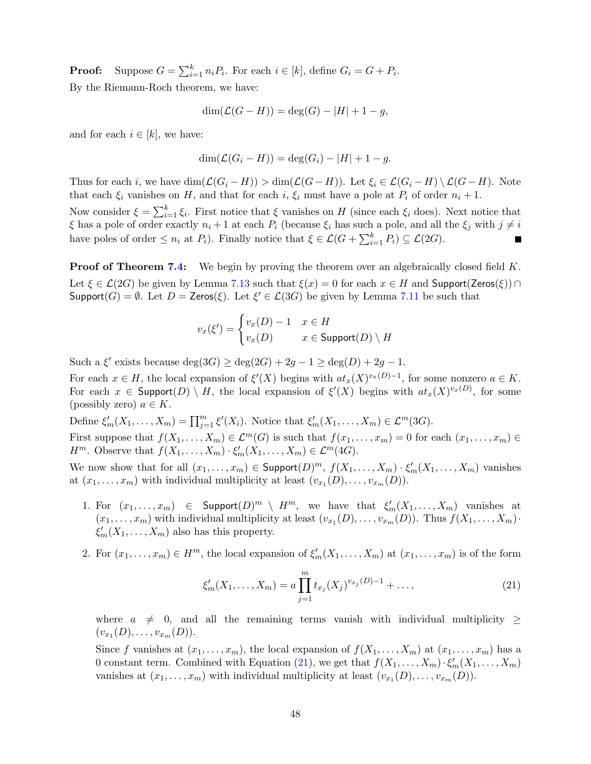**Proof:** Suppose $G = \sum_{i=1}^k n_i P_i$. For each $i \in [k]$, define $G_i = G + P_i$.

By the Riemann-Roch theorem, we have:

$$\dim(\mathcal{L}(G - H)) = \deg(G) - |H| + 1 - g,$$

and for each $i \in [k]$, we have:

$$\dim(\mathcal{L}(G_i - H)) = \deg(G_i) - |H| + 1 - g.$$

Thus for each $i$, we have $\dim(\mathcal{L}(G_i - H)) > \dim(\mathcal{L}(G - H))$. Let $\xi_i \in \mathcal{L}(G_i - H) \setminus \mathcal{L}(G - H)$. Note that each $\xi_i$ vanishes on $H$, and that for each $i$, $\xi_i$ must have a pole at $P_i$ of order $n_i + 1$.

Now consider $\xi = \sum_{i=1}^k \xi_i$. First notice that $\xi$ vanishes on $H$ (since each $\xi_i$ does). Next notice that $\xi$ has a pole of order exactly $n_i + 1$ at each $P_i$ (because $\xi_i$ has such a pole, and all the $\xi_j$ with $j \neq i$ have poles of order $\leq n_i$ at $P_i$). Finally notice that $\xi \in \mathcal{L}(G + \sum_{i=1}^k P_i) \subseteq \mathcal{L}(2G)$. ∎

**Proof of Theorem 7.4:** We begin by proving the theorem over an algebraically closed field $K$. Let $\xi \in \mathcal{L}(2G)$ be given by Lemma 7.13 such that $\xi(x) = 0$ for each $x \in H$ and $\mathsf{Support}(\mathsf{Zeros}(\xi)) \cap \mathsf{Support}(G) = \emptyset$. Let $D = \mathsf{Zeros}(\xi)$. Let $\xi' \in \mathcal{L}(3G)$ be given by Lemma 7.11 be such that

$$v_x(\xi') = \begin{cases} v_x(D) - 1 & x \in H \\ v_x(D) & x \in \mathsf{Support}(D) \setminus H \end{cases}$$

Such a $\xi'$ exists because $\deg(3G) \geq \deg(2G) + 2g - 1 \geq \deg(D) + 2g - 1$.

For each $x \in H$, the local expansion of $\xi'(X)$ begins with $at_x(X)^{v_x(D)-1}$, for some nonzero $a \in K$. For each $x \in \mathsf{Support}(D) \setminus H$, the local expansion of $\xi'(X)$ begins with $at_x(X)^{v_x(D)}$, for some (possibly zero) $a \in K$.

Define $\xi'_m(X_1, \ldots, X_m) = \prod_{j=1}^m \xi'(X_i)$. Notice that $\xi'_m(X_1, \ldots, X_m) \in \mathcal{L}^m(3G)$.

First suppose that $f(X_1, \ldots, X_m) \in \mathcal{L}^m(G)$ is such that $f(x_1, \ldots, x_m) = 0$ for each $(x_1, \ldots, x_m) \in H^m$. Observe that $f(X_1, \ldots, X_m) \cdot \xi'_m(X_1, \ldots, X_m) \in \mathcal{L}^m(4G)$.

We now show that for all $(x_1, \ldots, x_m) \in \mathsf{Support}(D)^m$, $f(X_1, \ldots, X_m) \cdot \xi'_m(X_1, \ldots, X_m)$ vanishes at $(x_1, \ldots, x_m)$ with individual multiplicity at least $(v_{x_1}(D), \ldots, v_{x_m}(D))$.

1. For $(x_1, \ldots, x_m) \in \mathsf{Support}(D)^m \setminus H^m$, we have that $\xi'_m(X_1, \ldots, X_m)$ vanishes at $(x_1, \ldots, x_m)$ with individual multiplicity at least $(v_{x_1}(D), \ldots, v_{x_m}(D))$. Thus $f(X_1, \ldots, X_m) \cdot \xi'_m(X_1, \ldots, X_m)$ also has this property.

2. For $(x_1, \ldots, x_m) \in H^m$, the local expansion of $\xi'_m(X_1, \ldots, X_m)$ at $(x_1, \ldots, x_m)$ is of the form

$$\xi'_m(X_1, \ldots, X_m) = a \prod_{j=1}^m t_{x_j}(X_j)^{v_{x_j}(D)-1} + \ldots, \tag{21}$$

   where $a \neq 0$, and all the remaining terms vanish with individual multiplicity $\geq (v_{x_1}(D), \ldots, v_{x_m}(D))$.

   Since $f$ vanishes at $(x_1, \ldots, x_m)$, the local expansion of $f(X_1, \ldots, X_m)$ at $(x_1, \ldots, x_m)$ has a 0 constant term. Combined with Equation (21), we get that $f(X_1, \ldots, X_m) \cdot \xi'_m(X_1, \ldots, X_m)$ vanishes at $(x_1, \ldots, x_m)$ with individual multiplicity at least $(v_{x_1}(D), \ldots, v_{x_m}(D))$.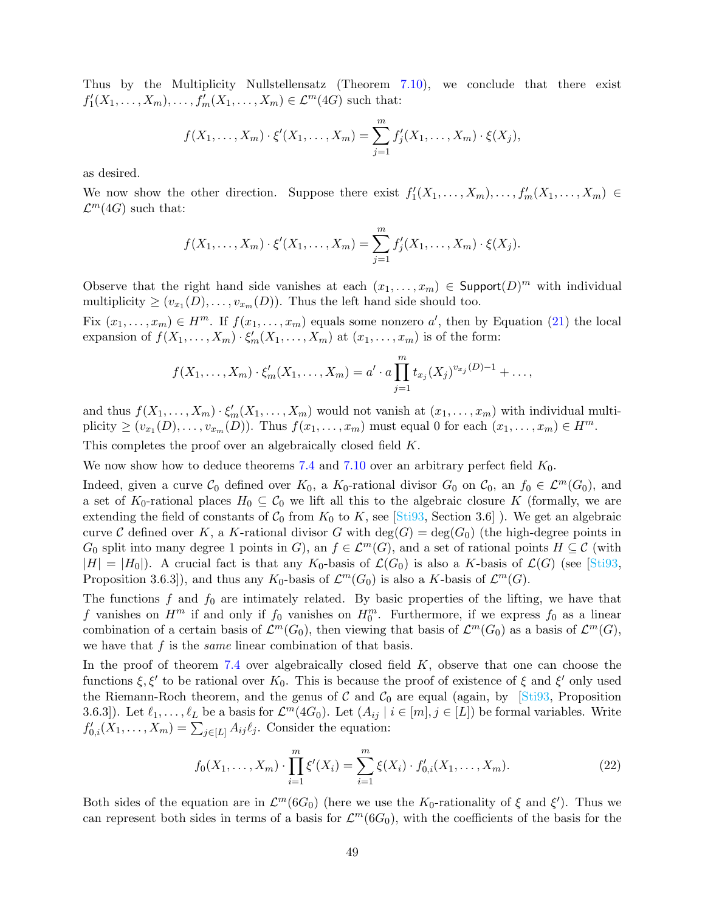Thus by the Multiplicity Nullstellensatz (Theorem 7.10), we conclude that there exist $f'_1(X_1,\dots,X_m),\dots,f'_m(X_1,\dots,X_m) \in \mathcal{L}^m(4G)$ such that:

$$f(X_1,\dots,X_m)\cdot \xi'(X_1,\dots,X_m) = \sum_{j=1}^{m} f'_j(X_1,\dots,X_m)\cdot \xi(X_j),$$

as desired.

We now show the other direction. Suppose there exist $f'_1(X_1,\dots,X_m),\dots,f'_m(X_1,\dots,X_m) \in \mathcal{L}^m(4G)$ such that:

$$f(X_1,\dots,X_m)\cdot \xi'(X_1,\dots,X_m) = \sum_{j=1}^{m} f'_j(X_1,\dots,X_m)\cdot \xi(X_j).$$

Observe that the right hand side vanishes at each $(x_1,\dots,x_m) \in \mathsf{Support}(D)^m$ with individual multiplicity $\geq (v_{x_1}(D),\dots,v_{x_m}(D))$. Thus the left hand side should too.

Fix $(x_1,\dots,x_m) \in H^m$. If $f(x_1,\dots,x_m)$ equals some nonzero $a'$, then by Equation (21) the local expansion of $f(X_1,\dots,X_m)\cdot \xi'_m(X_1,\dots,X_m)$ at $(x_1,\dots,x_m)$ is of the form:

$$f(X_1,\dots,X_m)\cdot \xi'_m(X_1,\dots,X_m) = a'\cdot a \prod_{j=1}^{m} t_{x_j}(X_j)^{v_{x_j}(D)-1} + \dots,$$

and thus $f(X_1,\dots,X_m)\cdot \xi'_m(X_1,\dots,X_m)$ would not vanish at $(x_1,\dots,x_m)$ with individual multiplicity $\geq (v_{x_1}(D),\dots,v_{x_m}(D))$. Thus $f(x_1,\dots,x_m)$ must equal 0 for each $(x_1,\dots,x_m) \in H^m$.

This completes the proof over an algebraically closed field $K$.

We now show how to deduce theorems 7.4 and 7.10 over an arbitrary perfect field $K_0$.

Indeed, given a curve $\mathcal{C}_0$ defined over $K_0$, a $K_0$-rational divisor $G_0$ on $\mathcal{C}_0$, an $f_0 \in \mathcal{L}^m(G_0)$, and a set of $K_0$-rational places $H_0 \subseteq \mathcal{C}_0$ we lift all this to the algebraic closure $K$ (formally, we are extending the field of constants of $\mathcal{C}_0$ from $K_0$ to $K$, see [Sti93, Section 3.6] ). We get an algebraic curve $\mathcal{C}$ defined over $K$, a $K$-rational divisor $G$ with $\deg(G) = \deg(G_0)$ (the high-degree points in $G_0$ split into many degree 1 points in $G$), an $f \in \mathcal{L}^m(G)$, and a set of rational points $H \subseteq \mathcal{C}$ (with $|H| = |H_0|$). A crucial fact is that any $K_0$-basis of $\mathcal{L}(G_0)$ is also a $K$-basis of $\mathcal{L}(G)$ (see [Sti93, Proposition 3.6.3]), and thus any $K_0$-basis of $\mathcal{L}^m(G_0)$ is also a $K$-basis of $\mathcal{L}^m(G)$.

The functions $f$ and $f_0$ are intimately related. By basic properties of the lifting, we have that $f$ vanishes on $H^m$ if and only if $f_0$ vanishes on $H_0^m$. Furthermore, if we express $f_0$ as a linear combination of a certain basis of $\mathcal{L}^m(G_0)$, then viewing that basis of $\mathcal{L}^m(G_0)$ as a basis of $\mathcal{L}^m(G)$, we have that $f$ is the *same* linear combination of that basis.

In the proof of theorem 7.4 over algebraically closed field $K$, observe that one can choose the functions $\xi, \xi'$ to be rational over $K_0$. This is because the proof of existence of $\xi$ and $\xi'$ only used the Riemann-Roch theorem, and the genus of $\mathcal{C}$ and $\mathcal{C}_0$ are equal (again, by [Sti93, Proposition 3.6.3]). Let $\ell_1,\dots,\ell_L$ be a basis for $\mathcal{L}^m(4G_0)$. Let $(A_{ij} \mid i \in [m], j \in [L])$ be formal variables. Write $f'_{0,i}(X_1,\dots,X_m) = \sum_{j\in[L]} A_{ij}\ell_j$. Consider the equation:

$$f_0(X_1,\dots,X_m)\cdot \prod_{i=1}^{m} \xi'(X_i) = \sum_{i=1}^{m} \xi(X_i)\cdot f'_{0,i}(X_1,\dots,X_m). \tag{22}$$

Both sides of the equation are in $\mathcal{L}^m(6G_0)$ (here we use the $K_0$-rationality of $\xi$ and $\xi'$). Thus we can represent both sides in terms of a basis for $\mathcal{L}^m(6G_0)$, with the coefficients of the basis for the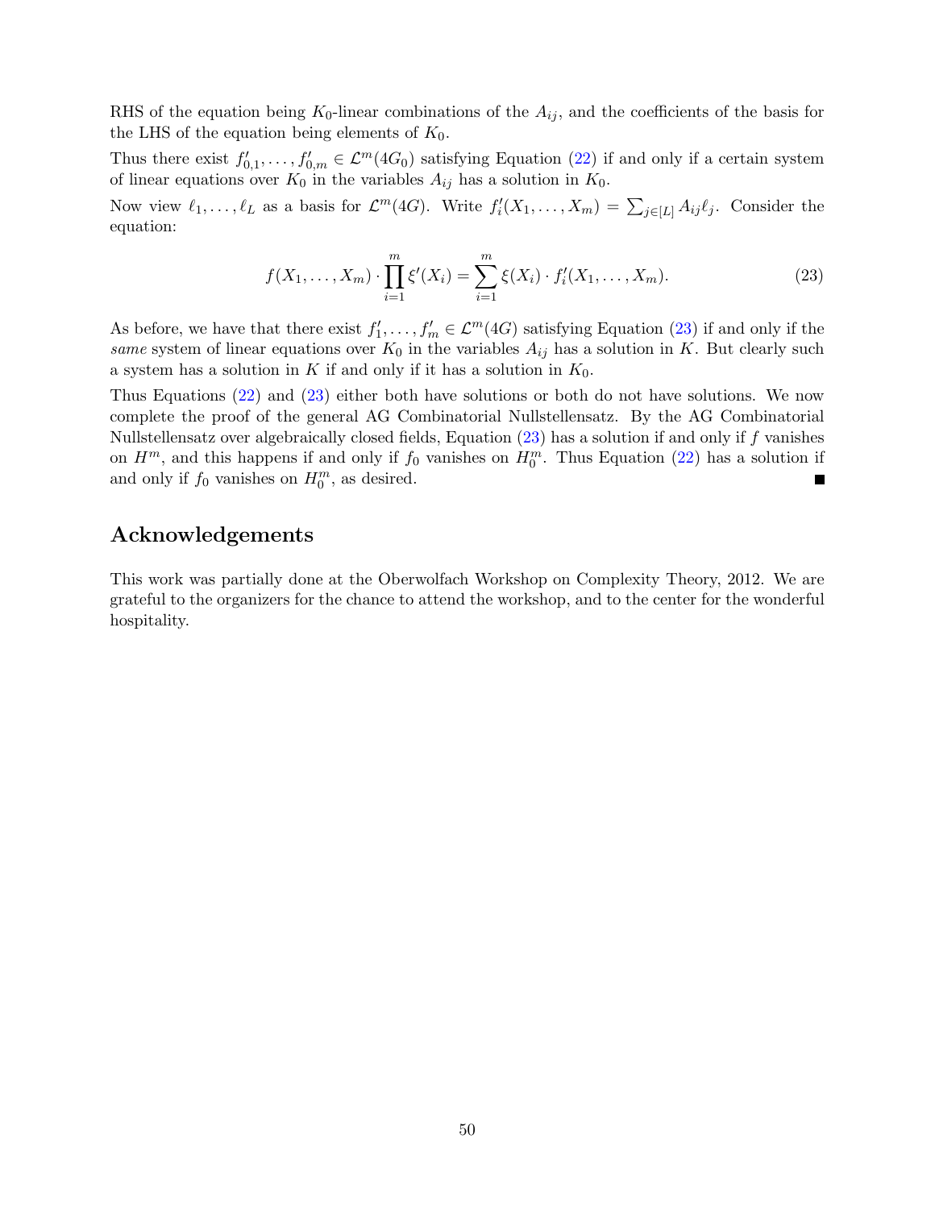RHS of the equation being $K_0$-linear combinations of the $A_{ij}$, and the coefficients of the basis for the LHS of the equation being elements of $K_0$.

Thus there exist $f'_{0,1}, \ldots, f'_{0,m} \in \mathcal{L}^m(4G_0)$ satisfying Equation (22) if and only if a certain system of linear equations over $K_0$ in the variables $A_{ij}$ has a solution in $K_0$.

Now view $\ell_1, \ldots, \ell_L$ as a basis for $\mathcal{L}^m(4G)$. Write $f'_i(X_1, \ldots, X_m) = \sum_{j \in [L]} A_{ij} \ell_j$. Consider the equation:

$$f(X_1, \ldots, X_m) \cdot \prod_{i=1}^{m} \xi'(X_i) = \sum_{i=1}^{m} \xi(X_i) \cdot f'_i(X_1, \ldots, X_m). \tag{23}$$

As before, we have that there exist $f'_1, \ldots, f'_m \in \mathcal{L}^m(4G)$ satisfying Equation (23) if and only if the *same* system of linear equations over $K_0$ in the variables $A_{ij}$ has a solution in $K$. But clearly such a system has a solution in $K$ if and only if it has a solution in $K_0$.

Thus Equations (22) and (23) either both have solutions or both do not have solutions. We now complete the proof of the general AG Combinatorial Nullstellensatz. By the AG Combinatorial Nullstellensatz over algebraically closed fields, Equation (23) has a solution if and only if $f$ vanishes on $H^m$, and this happens if and only if $f_0$ vanishes on $H_0^m$. Thus Equation (22) has a solution if and only if $f_0$ vanishes on $H_0^m$, as desired. ■

## Acknowledgements

This work was partially done at the Oberwolfach Workshop on Complexity Theory, 2012. We are grateful to the organizers for the chance to attend the workshop, and to the center for the wonderful hospitality.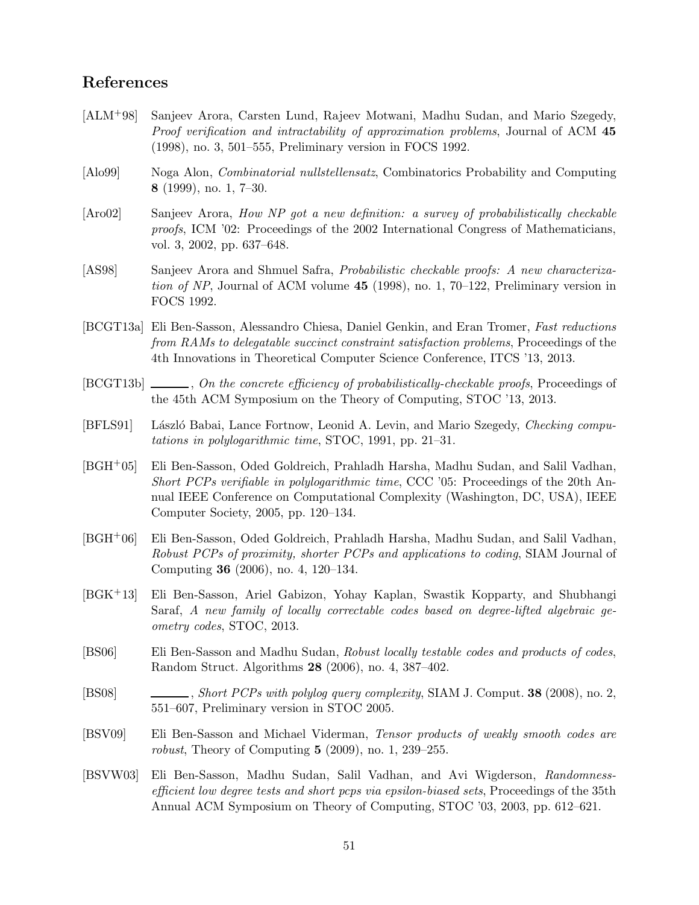## References

[ALM+98] Sanjeev Arora, Carsten Lund, Rajeev Motwani, Madhu Sudan, and Mario Szegedy, *Proof verification and intractability of approximation problems*, Journal of ACM **45** (1998), no. 3, 501–555, Preliminary version in FOCS 1992.

[Alo99] Noga Alon, *Combinatorial nullstellensatz*, Combinatorics Probability and Computing **8** (1999), no. 1, 7–30.

[Aro02] Sanjeev Arora, *How NP got a new definition: a survey of probabilistically checkable proofs*, ICM '02: Proceedings of the 2002 International Congress of Mathematicians, vol. 3, 2002, pp. 637–648.

[AS98] Sanjeev Arora and Shmuel Safra, *Probabilistic checkable proofs: A new characterization of NP*, Journal of ACM volume **45** (1998), no. 1, 70–122, Preliminary version in FOCS 1992.

[BCGT13a] Eli Ben-Sasson, Alessandro Chiesa, Daniel Genkin, and Eran Tromer, *Fast reductions from RAMs to delegatable succinct constraint satisfaction problems*, Proceedings of the 4th Innovations in Theoretical Computer Science Conference, ITCS '13, 2013.

[BCGT13b] ______, *On the concrete efficiency of probabilistically-checkable proofs*, Proceedings of the 45th ACM Symposium on the Theory of Computing, STOC '13, 2013.

[BFLS91] László Babai, Lance Fortnow, Leonid A. Levin, and Mario Szegedy, *Checking computations in polylogarithmic time*, STOC, 1991, pp. 21–31.

[BGH+05] Eli Ben-Sasson, Oded Goldreich, Prahladh Harsha, Madhu Sudan, and Salil Vadhan, *Short PCPs verifiable in polylogarithmic time*, CCC '05: Proceedings of the 20th Annual IEEE Conference on Computational Complexity (Washington, DC, USA), IEEE Computer Society, 2005, pp. 120–134.

[BGH+06] Eli Ben-Sasson, Oded Goldreich, Prahladh Harsha, Madhu Sudan, and Salil Vadhan, *Robust PCPs of proximity, shorter PCPs and applications to coding*, SIAM Journal of Computing **36** (2006), no. 4, 120–134.

[BGK+13] Eli Ben-Sasson, Ariel Gabizon, Yohay Kaplan, Swastik Kopparty, and Shubhangi Saraf, *A new family of locally correctable codes based on degree-lifted algebraic geometry codes*, STOC, 2013.

[BS06] Eli Ben-Sasson and Madhu Sudan, *Robust locally testable codes and products of codes*, Random Struct. Algorithms **28** (2006), no. 4, 387–402.

[BS08] ______, *Short PCPs with polylog query complexity*, SIAM J. Comput. **38** (2008), no. 2, 551–607, Preliminary version in STOC 2005.

[BSV09] Eli Ben-Sasson and Michael Viderman, *Tensor products of weakly smooth codes are robust*, Theory of Computing **5** (2009), no. 1, 239–255.

[BSVW03] Eli Ben-Sasson, Madhu Sudan, Salil Vadhan, and Avi Wigderson, *Randomness-efficient low degree tests and short pcps via epsilon-biased sets*, Proceedings of the 35th Annual ACM Symposium on Theory of Computing, STOC '03, 2003, pp. 612–621.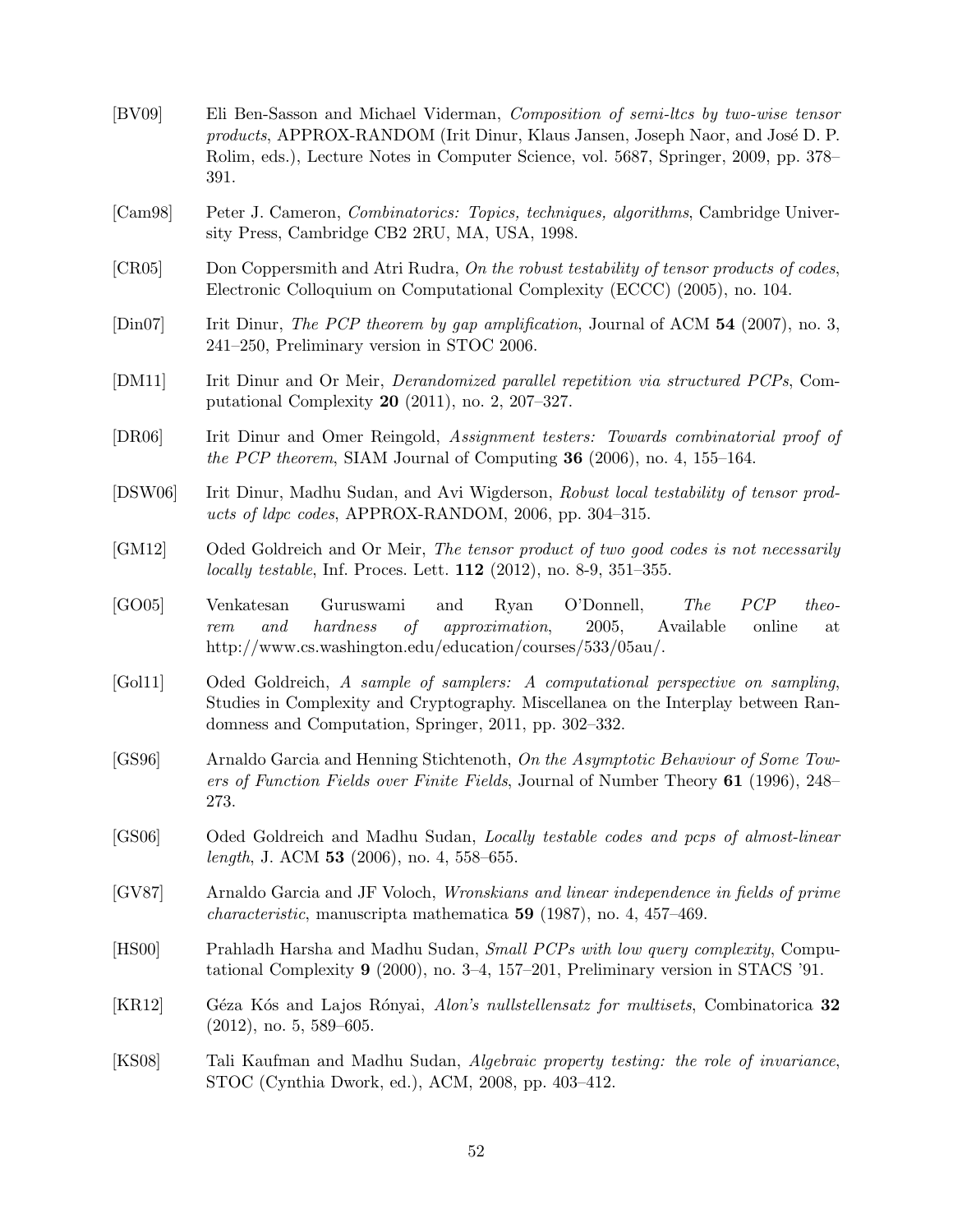[BV09] Eli Ben-Sasson and Michael Viderman, *Composition of semi-ltcs by two-wise tensor products*, APPROX-RANDOM (Irit Dinur, Klaus Jansen, Joseph Naor, and José D. P. Rolim, eds.), Lecture Notes in Computer Science, vol. 5687, Springer, 2009, pp. 378–391.

[Cam98] Peter J. Cameron, *Combinatorics: Topics, techniques, algorithms*, Cambridge University Press, Cambridge CB2 2RU, MA, USA, 1998.

[CR05] Don Coppersmith and Atri Rudra, *On the robust testability of tensor products of codes*, Electronic Colloquium on Computational Complexity (ECCC) (2005), no. 104.

[Din07] Irit Dinur, *The PCP theorem by gap amplification*, Journal of ACM **54** (2007), no. 3, 241–250, Preliminary version in STOC 2006.

[DM11] Irit Dinur and Or Meir, *Derandomized parallel repetition via structured PCPs*, Computational Complexity **20** (2011), no. 2, 207–327.

[DR06] Irit Dinur and Omer Reingold, *Assignment testers: Towards combinatorial proof of the PCP theorem*, SIAM Journal of Computing **36** (2006), no. 4, 155–164.

[DSW06] Irit Dinur, Madhu Sudan, and Avi Wigderson, *Robust local testability of tensor products of ldpc codes*, APPROX-RANDOM, 2006, pp. 304–315.

[GM12] Oded Goldreich and Or Meir, *The tensor product of two good codes is not necessarily locally testable*, Inf. Proces. Lett. **112** (2012), no. 8-9, 351–355.

[GO05] Venkatesan Guruswami and Ryan O'Donnell, *The PCP theorem and hardness of approximation*, 2005, Available online at http://www.cs.washington.edu/education/courses/533/05au/.

[Gol11] Oded Goldreich, *A sample of samplers: A computational perspective on sampling*, Studies in Complexity and Cryptography. Miscellanea on the Interplay between Randomness and Computation, Springer, 2011, pp. 302–332.

[GS96] Arnaldo Garcia and Henning Stichtenoth, *On the Asymptotic Behaviour of Some Towers of Function Fields over Finite Fields*, Journal of Number Theory **61** (1996), 248–273.

[GS06] Oded Goldreich and Madhu Sudan, *Locally testable codes and pcps of almost-linear length*, J. ACM **53** (2006), no. 4, 558–655.

[GV87] Arnaldo Garcia and JF Voloch, *Wronskians and linear independence in fields of prime characteristic*, manuscripta mathematica **59** (1987), no. 4, 457–469.

[HS00] Prahladh Harsha and Madhu Sudan, *Small PCPs with low query complexity*, Computational Complexity **9** (2000), no. 3–4, 157–201, Preliminary version in STACS '91.

[KR12] Géza Kós and Lajos Rónyai, *Alon's nullstellensatz for multisets*, Combinatorica **32** (2012), no. 5, 589–605.

[KS08] Tali Kaufman and Madhu Sudan, *Algebraic property testing: the role of invariance*, STOC (Cynthia Dwork, ed.), ACM, 2008, pp. 403–412.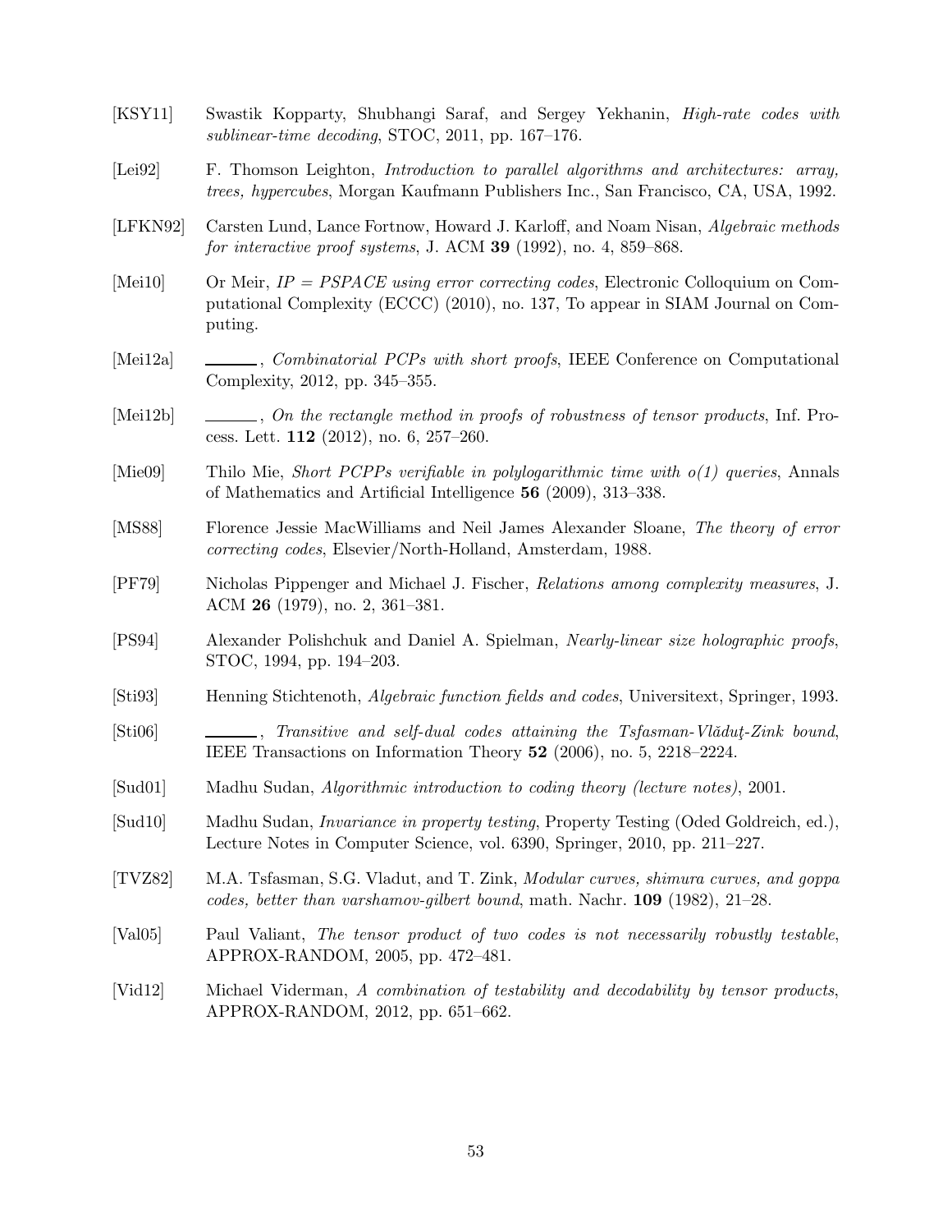[KSY11] Swastik Kopparty, Shubhangi Saraf, and Sergey Yekhanin, *High-rate codes with sublinear-time decoding*, STOC, 2011, pp. 167–176.

[Lei92] F. Thomson Leighton, *Introduction to parallel algorithms and architectures: array, trees, hypercubes*, Morgan Kaufmann Publishers Inc., San Francisco, CA, USA, 1992.

[LFKN92] Carsten Lund, Lance Fortnow, Howard J. Karloff, and Noam Nisan, *Algebraic methods for interactive proof systems*, J. ACM **39** (1992), no. 4, 859–868.

[Mei10] Or Meir, *IP = PSPACE using error correcting codes*, Electronic Colloquium on Computational Complexity (ECCC) (2010), no. 137, To appear in SIAM Journal on Computing.

[Mei12a] ______, *Combinatorial PCPs with short proofs*, IEEE Conference on Computational Complexity, 2012, pp. 345–355.

[Mei12b] ______, *On the rectangle method in proofs of robustness of tensor products*, Inf. Process. Lett. **112** (2012), no. 6, 257–260.

[Mie09] Thilo Mie, *Short PCPPs verifiable in polylogarithmic time with o(1) queries*, Annals of Mathematics and Artificial Intelligence **56** (2009), 313–338.

[MS88] Florence Jessie MacWilliams and Neil James Alexander Sloane, *The theory of error correcting codes*, Elsevier/North-Holland, Amsterdam, 1988.

[PF79] Nicholas Pippenger and Michael J. Fischer, *Relations among complexity measures*, J. ACM **26** (1979), no. 2, 361–381.

[PS94] Alexander Polishchuk and Daniel A. Spielman, *Nearly-linear size holographic proofs*, STOC, 1994, pp. 194–203.

[Sti93] Henning Stichtenoth, *Algebraic function fields and codes*, Universitext, Springer, 1993.

[Sti06] ______, *Transitive and self-dual codes attaining the Tsfasman-Vlăduţ-Zink bound*, IEEE Transactions on Information Theory **52** (2006), no. 5, 2218–2224.

[Sud01] Madhu Sudan, *Algorithmic introduction to coding theory (lecture notes)*, 2001.

[Sud10] Madhu Sudan, *Invariance in property testing*, Property Testing (Oded Goldreich, ed.), Lecture Notes in Computer Science, vol. 6390, Springer, 2010, pp. 211–227.

[TVZ82] M.A. Tsfasman, S.G. Vladut, and T. Zink, *Modular curves, shimura curves, and goppa codes, better than varshamov-gilbert bound*, math. Nachr. **109** (1982), 21–28.

[Val05] Paul Valiant, *The tensor product of two codes is not necessarily robustly testable*, APPROX-RANDOM, 2005, pp. 472–481.

[Vid12] Michael Viderman, *A combination of testability and decodability by tensor products*, APPROX-RANDOM, 2012, pp. 651–662.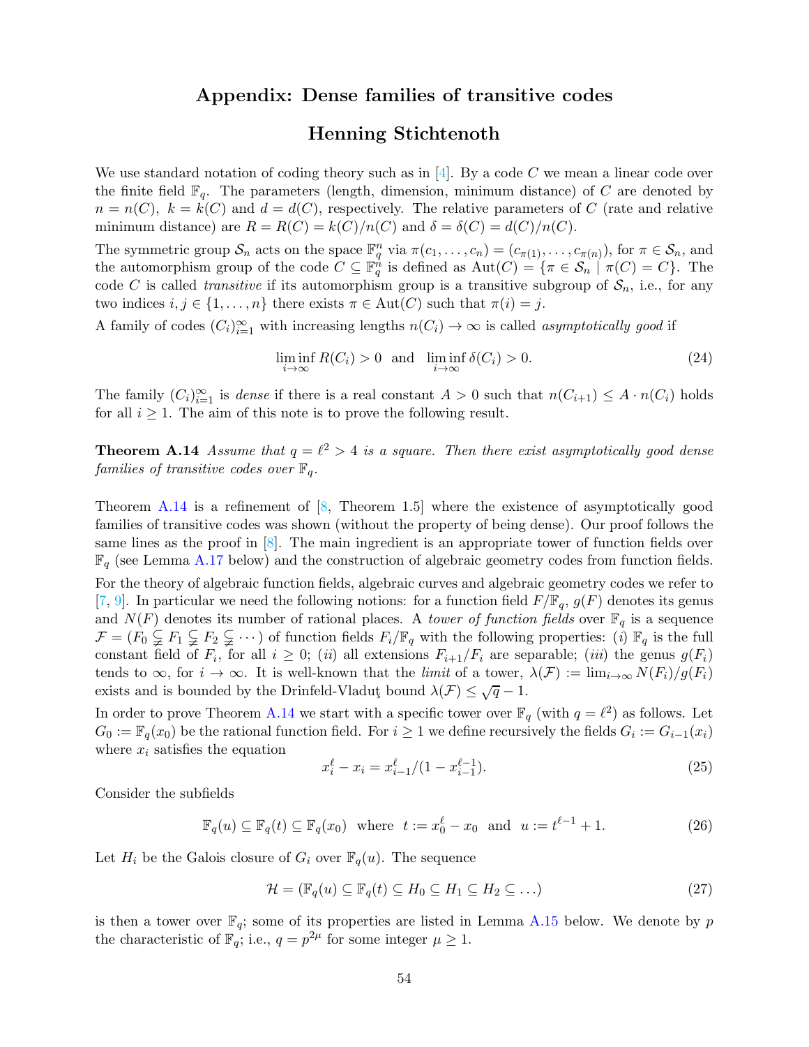# Appendix: Dense families of transitive codes

## Henning Stichtenoth

We use standard notation of coding theory such as in [4]. By a code $C$ we mean a linear code over the finite field $\mathbb{F}_q$. The parameters (length, dimension, minimum distance) of $C$ are denoted by $n = n(C)$, $k = k(C)$ and $d = d(C)$, respectively. The relative parameters of $C$ (rate and relative minimum distance) are $R = R(C) = k(C)/n(C)$ and $\delta = \delta(C) = d(C)/n(C)$.

The symmetric group $\mathcal{S}_n$ acts on the space $\mathbb{F}_q^n$ via $\pi(c_1, \ldots, c_n) = (c_{\pi(1)}, \ldots, c_{\pi(n)})$, for $\pi \in \mathcal{S}_n$, and the automorphism group of the code $C \subseteq \mathbb{F}_q^n$ is defined as $\mathrm{Aut}(C) = \{\pi \in \mathcal{S}_n \mid \pi(C) = C\}$. The code $C$ is called *transitive* if its automorphism group is a transitive subgroup of $\mathcal{S}_n$, i.e., for any two indices $i, j \in \{1, \ldots, n\}$ there exists $\pi \in \mathrm{Aut}(C)$ such that $\pi(i) = j$.

A family of codes $(C_i)_{i=1}^{\infty}$ with increasing lengths $n(C_i) \to \infty$ is called *asymptotically good* if

$$\liminf_{i\to\infty} R(C_i) > 0 \quad \text{and} \quad \liminf_{i\to\infty} \delta(C_i) > 0. \tag{24}$$

The family $(C_i)_{i=1}^{\infty}$ is *dense* if there is a real constant $A > 0$ such that $n(C_{i+1}) \le A \cdot n(C_i)$ holds for all $i \ge 1$. The aim of this note is to prove the following result.

**Theorem A.14** *Assume that $q = \ell^2 > 4$ is a square. Then there exist asymptotically good dense families of transitive codes over $\mathbb{F}_q$.*

Theorem A.14 is a refinement of [8, Theorem 1.5] where the existence of asymptotically good families of transitive codes was shown (without the property of being dense). Our proof follows the same lines as the proof in [8]. The main ingredient is an appropriate tower of function fields over $\mathbb{F}_q$ (see Lemma A.17 below) and the construction of algebraic geometry codes from function fields.

For the theory of algebraic function fields, algebraic curves and algebraic geometry codes we refer to [7, 9]. In particular we need the following notions: for a function field $F/\mathbb{F}_q$, $g(F)$ denotes its genus and $N(F)$ denotes its number of rational places. A *tower of function fields* over $\mathbb{F}_q$ is a sequence $\mathcal{F} = (F_0 \subsetneqq F_1 \subsetneqq F_2 \subsetneqq \cdots)$ of function fields $F_i/\mathbb{F}_q$ with the following properties: (*i*) $\mathbb{F}_q$ is the full constant field of $F_i$, for all $i \ge 0$; (*ii*) all extensions $F_{i+1}/F_i$ are separable; (*iii*) the genus $g(F_i)$ tends to $\infty$, for $i \to \infty$. It is well-known that the *limit* of a tower, $\lambda(\mathcal{F}) := \lim_{i\to\infty} N(F_i)/g(F_i)$ exists and is bounded by the Drinfeld-Vladuţ bound $\lambda(\mathcal{F}) \le \sqrt{q} - 1$.

In order to prove Theorem A.14 we start with a specific tower over $\mathbb{F}_q$ (with $q = \ell^2$) as follows. Let $G_0 := \mathbb{F}_q(x_0)$ be the rational function field. For $i \ge 1$ we define recursively the fields $G_i := G_{i-1}(x_i)$ where $x_i$ satisfies the equation

$$x_i^\ell - x_i = x_{i-1}^\ell/(1 - x_{i-1}^{\ell-1}). \tag{25}$$

Consider the subfields

$$\mathbb{F}_q(u) \subseteq \mathbb{F}_q(t) \subseteq \mathbb{F}_q(x_0) \quad \text{where} \quad t := x_0^\ell - x_0 \quad \text{and} \quad u := t^{\ell-1} + 1. \tag{26}$$

Let $H_i$ be the Galois closure of $G_i$ over $\mathbb{F}_q(u)$. The sequence

$$\mathcal{H} = (\mathbb{F}_q(u) \subseteq \mathbb{F}_q(t) \subseteq H_0 \subseteq H_1 \subseteq H_2 \subseteq \ldots) \tag{27}$$

is then a tower over $\mathbb{F}_q$; some of its properties are listed in Lemma A.15 below. We denote by $p$ the characteristic of $\mathbb{F}_q$; i.e., $q = p^{2\mu}$ for some integer $\mu \ge 1$.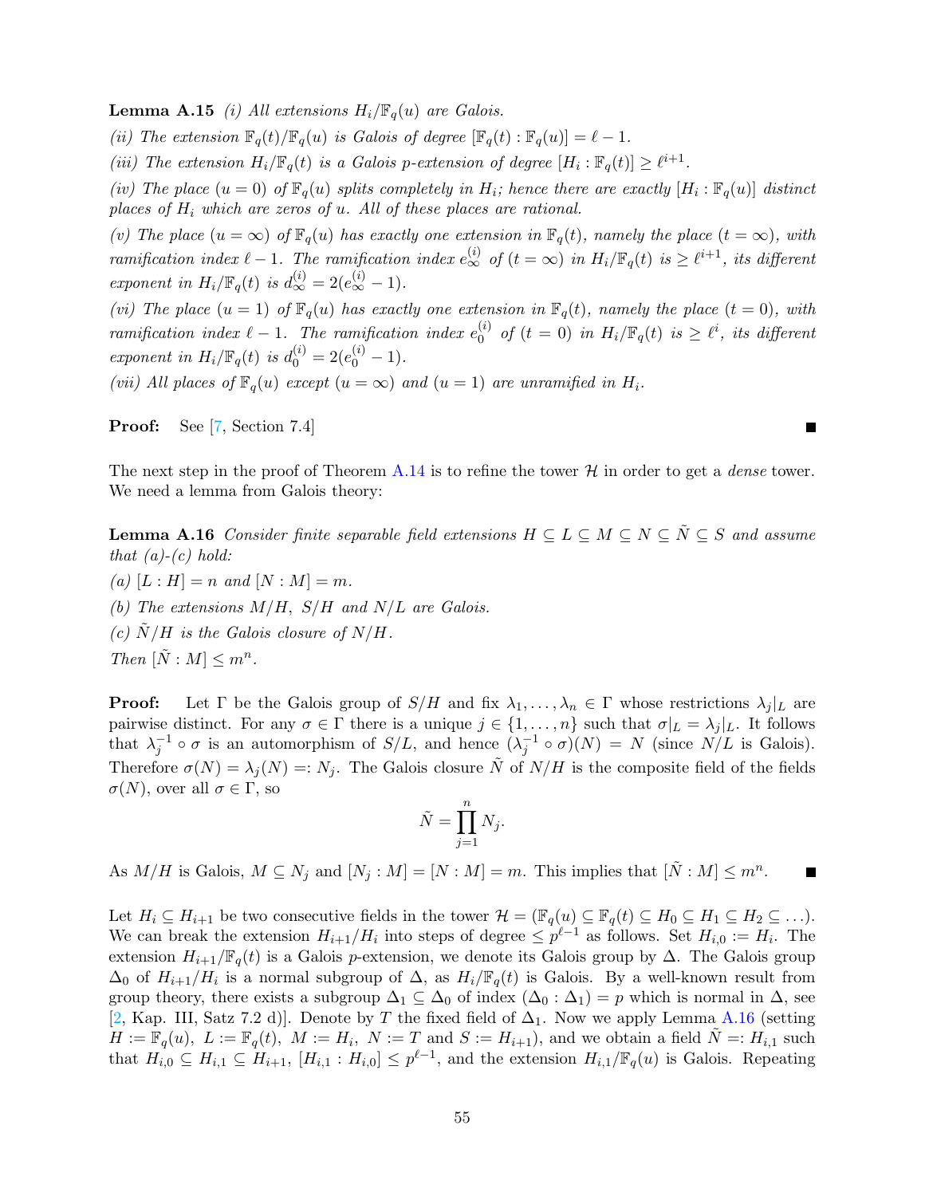**Lemma A.15** *(i) All extensions $H_i/\mathbb{F}_q(u)$ are Galois.*

*(ii) The extension $\mathbb{F}_q(t)/\mathbb{F}_q(u)$ is Galois of degree $[\mathbb{F}_q(t) : \mathbb{F}_q(u)] = \ell - 1$.*

*(iii) The extension $H_i/\mathbb{F}_q(t)$ is a Galois $p$-extension of degree $[H_i : \mathbb{F}_q(t)] \geq \ell^{i+1}$.*

*(iv) The place $(u = 0)$ of $\mathbb{F}_q(u)$ splits completely in $H_i$; hence there are exactly $[H_i : \mathbb{F}_q(u)]$ distinct places of $H_i$ which are zeros of $u$. All of these places are rational.*

*(v) The place $(u = \infty)$ of $\mathbb{F}_q(u)$ has exactly one extension in $\mathbb{F}_q(t)$, namely the place $(t = \infty)$, with ramification index $\ell - 1$. The ramification index $e_\infty^{(i)}$ of $(t = \infty)$ in $H_i/\mathbb{F}_q(t)$ is $\geq \ell^{i+1}$, its different exponent in $H_i/\mathbb{F}_q(t)$ is $d_\infty^{(i)} = 2(e_\infty^{(i)} - 1)$.*

*(vi) The place $(u = 1)$ of $\mathbb{F}_q(u)$ has exactly one extension in $\mathbb{F}_q(t)$, namely the place $(t = 0)$, with ramification index $\ell - 1$. The ramification index $e_0^{(i)}$ of $(t = 0)$ in $H_i/\mathbb{F}_q(t)$ is $\geq \ell^i$, its different exponent in $H_i/\mathbb{F}_q(t)$ is $d_0^{(i)} = 2(e_0^{(i)} - 1)$.*

*(vii) All places of $\mathbb{F}_q(u)$ except $(u = \infty)$ and $(u = 1)$ are unramified in $H_i$.*

**Proof:** See [7, Section 7.4] ■

The next step in the proof of Theorem A.14 is to refine the tower $\mathcal{H}$ in order to get a *dense* tower. We need a lemma from Galois theory:

**Lemma A.16** *Consider finite separable field extensions $H \subseteq L \subseteq M \subseteq N \subseteq \tilde{N} \subseteq S$ and assume that (a)-(c) hold:*

*(a) $[L : H] = n$ and $[N : M] = m$.*

*(b) The extensions $M/H$, $S/H$ and $N/L$ are Galois.*

*(c) $\tilde{N}/H$ is the Galois closure of $N/H$.*

*Then $[\tilde{N} : M] \leq m^n$.*

**Proof:** Let $\Gamma$ be the Galois group of $S/H$ and fix $\lambda_1, \ldots, \lambda_n \in \Gamma$ whose restrictions $\lambda_j|_L$ are pairwise distinct. For any $\sigma \in \Gamma$ there is a unique $j \in \{1, \ldots, n\}$ such that $\sigma|_L = \lambda_j|_L$. It follows that $\lambda_j^{-1} \circ \sigma$ is an automorphism of $S/L$, and hence $(\lambda_j^{-1} \circ \sigma)(N) = N$ (since $N/L$ is Galois). Therefore $\sigma(N) = \lambda_j(N) =: N_j$. The Galois closure $\tilde{N}$ of $N/H$ is the composite field of the fields $\sigma(N)$, over all $\sigma \in \Gamma$, so

$$\tilde{N} = \prod_{j=1}^{n} N_j.$$

As $M/H$ is Galois, $M \subseteq N_j$ and $[N_j : M] = [N : M] = m$. This implies that $[\tilde{N} : M] \leq m^n$. ■

Let $H_i \subseteq H_{i+1}$ be two consecutive fields in the tower $\mathcal{H} = (\mathbb{F}_q(u) \subseteq \mathbb{F}_q(t) \subseteq H_0 \subseteq H_1 \subseteq H_2 \subseteq \ldots)$. We can break the extension $H_{i+1}/H_i$ into steps of degree $\leq p^{\ell-1}$ as follows. Set $H_{i,0} := H_i$. The extension $H_{i+1}/\mathbb{F}_q(t)$ is a Galois $p$-extension, we denote its Galois group by $\Delta$. The Galois group $\Delta_0$ of $H_{i+1}/H_i$ is a normal subgroup of $\Delta$, as $H_i/\mathbb{F}_q(t)$ is Galois. By a well-known result from group theory, there exists a subgroup $\Delta_1 \subseteq \Delta_0$ of index $(\Delta_0 : \Delta_1) = p$ which is normal in $\Delta$, see [2, Kap. III, Satz 7.2 d)]. Denote by $T$ the fixed field of $\Delta_1$. Now we apply Lemma A.16 (setting $H := \mathbb{F}_q(u)$, $L := \mathbb{F}_q(t)$, $M := H_i$, $N := T$ and $S := H_{i+1}$), and we obtain a field $\tilde{N} =: H_{i,1}$ such that $H_{i,0} \subseteq H_{i,1} \subseteq H_{i+1}$, $[H_{i,1} : H_{i,0}] \leq p^{\ell-1}$, and the extension $H_{i,1}/\mathbb{F}_q(u)$ is Galois. Repeating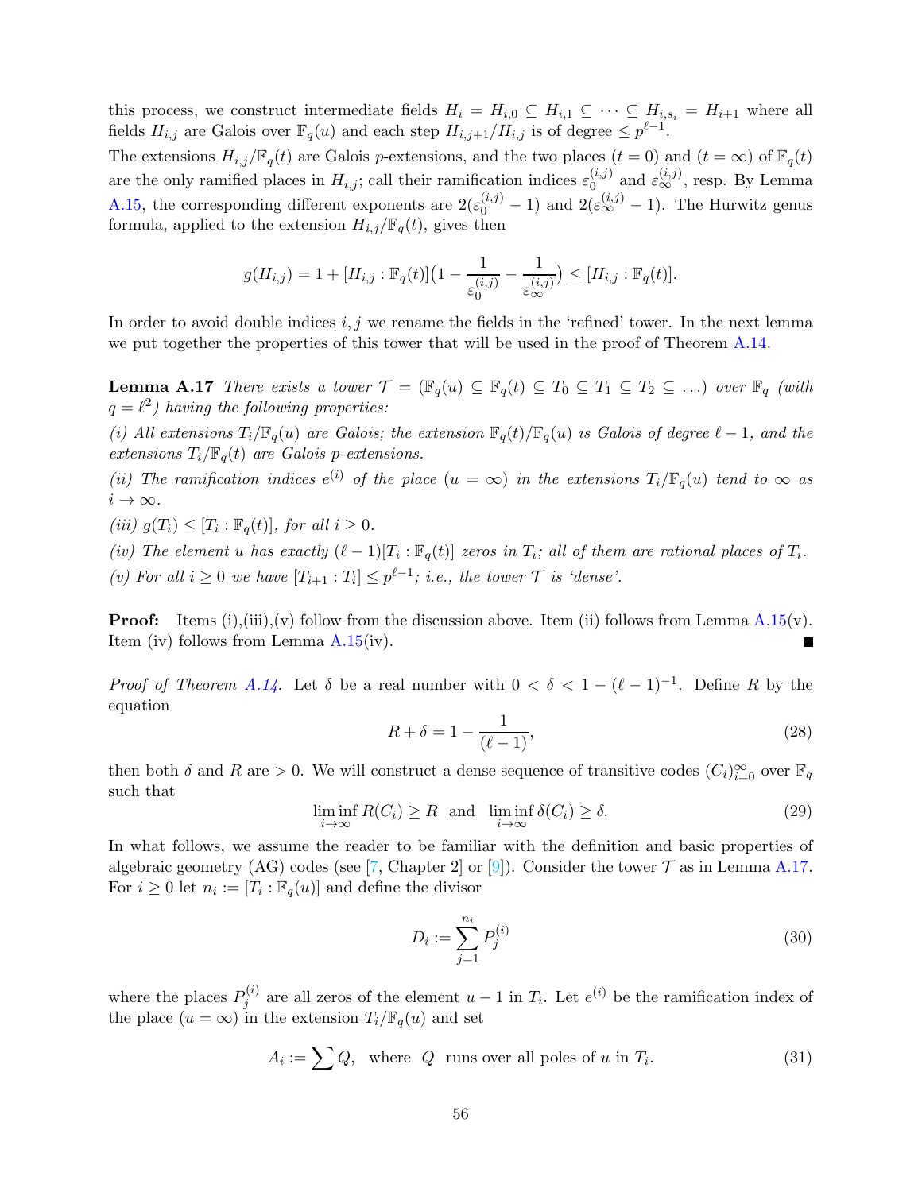this process, we construct intermediate fields $H_i = H_{i,0} \subseteq H_{i,1} \subseteq \cdots \subseteq H_{i,s_i} = H_{i+1}$ where all fields $H_{i,j}$ are Galois over $\mathbb{F}_q(u)$ and each step $H_{i,j+1}/H_{i,j}$ is of degree $\leq p^{\ell-1}$.

The extensions $H_{i,j}/\mathbb{F}_q(t)$ are Galois $p$-extensions, and the two places $(t = 0)$ and $(t = \infty)$ of $\mathbb{F}_q(t)$ are the only ramified places in $H_{i,j}$; call their ramification indices $\varepsilon_0^{(i,j)}$ and $\varepsilon_\infty^{(i,j)}$, resp. By Lemma A.15, the corresponding different exponents are $2(\varepsilon_0^{(i,j)} - 1)$ and $2(\varepsilon_\infty^{(i,j)} - 1)$. The Hurwitz genus formula, applied to the extension $H_{i,j}/\mathbb{F}_q(t)$, gives then

$$g(H_{i,j}) = 1 + [H_{i,j} : \mathbb{F}_q(t)]\big(1 - \frac{1}{\varepsilon_0^{(i,j)}} - \frac{1}{\varepsilon_\infty^{(i,j)}}\big) \leq [H_{i,j} : \mathbb{F}_q(t)].$$

In order to avoid double indices $i, j$ we rename the fields in the 'refined' tower. In the next lemma we put together the properties of this tower that will be used in the proof of Theorem A.14.

**Lemma A.17** *There exists a tower $\mathcal{T} = (\mathbb{F}_q(u) \subseteq \mathbb{F}_q(t) \subseteq T_0 \subseteq T_1 \subseteq T_2 \subseteq \ldots)$ over $\mathbb{F}_q$ (with $q = \ell^2$) having the following properties:*

*(i) All extensions $T_i/\mathbb{F}_q(u)$ are Galois; the extension $\mathbb{F}_q(t)/\mathbb{F}_q(u)$ is Galois of degree $\ell - 1$, and the extensions $T_i/\mathbb{F}_q(t)$ are Galois $p$-extensions.*

*(ii) The ramification indices $e^{(i)}$ of the place $(u = \infty)$ in the extensions $T_i/\mathbb{F}_q(u)$ tend to $\infty$ as $i \to \infty$.*

*(iii) $g(T_i) \leq [T_i : \mathbb{F}_q(t)]$, for all $i \geq 0$.*

*(iv) The element $u$ has exactly $(\ell - 1)[T_i : \mathbb{F}_q(t)]$ zeros in $T_i$; all of them are rational places of $T_i$.*

*(v) For all $i \geq 0$ we have $[T_{i+1} : T_i] \leq p^{\ell-1}$; i.e., the tower $\mathcal{T}$ is 'dense'.*

**Proof:** Items (i),(iii),(v) follow from the discussion above. Item (ii) follows from Lemma A.15(v). Item (iv) follows from Lemma A.15(iv). ∎

*Proof of Theorem A.14.* Let $\delta$ be a real number with $0 < \delta < 1 - (\ell - 1)^{-1}$. Define $R$ by the equation

$$R + \delta = 1 - \frac{1}{(\ell - 1)}, \tag{28}$$

then both $\delta$ and $R$ are $> 0$. We will construct a dense sequence of transitive codes $(C_i)_{i=0}^\infty$ over $\mathbb{F}_q$ such that

$$\liminf_{i\to\infty} R(C_i) \geq R \quad \text{and} \quad \liminf_{i\to\infty} \delta(C_i) \geq \delta. \tag{29}$$

In what follows, we assume the reader to be familiar with the definition and basic properties of algebraic geometry (AG) codes (see [7, Chapter 2] or [9]). Consider the tower $\mathcal{T}$ as in Lemma A.17. For $i \geq 0$ let $n_i := [T_i : \mathbb{F}_q(u)]$ and define the divisor

$$D_i := \sum_{j=1}^{n_i} P_j^{(i)} \tag{30}$$

where the places $P_j^{(i)}$ are all zeros of the element $u - 1$ in $T_i$. Let $e^{(i)}$ be the ramification index of the place $(u = \infty)$ in the extension $T_i/\mathbb{F}_q(u)$ and set

$$A_i := \sum Q, \quad \text{where} \quad Q \quad \text{runs over all poles of } u \text{ in } T_i. \tag{31}$$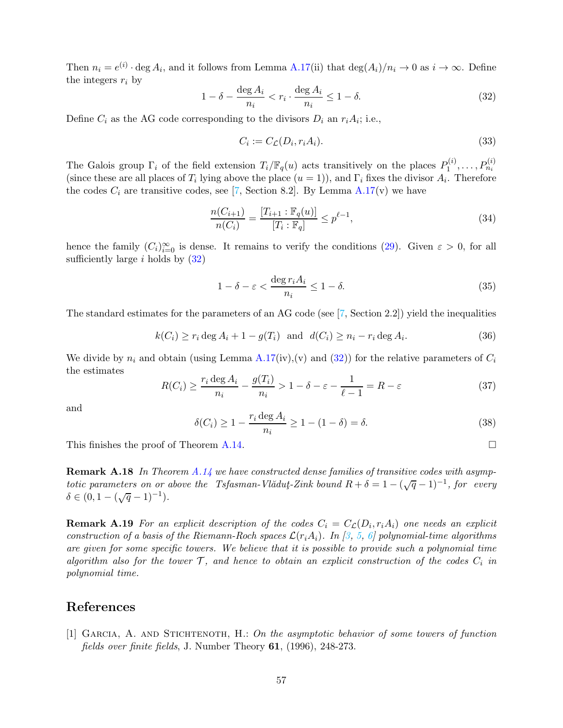Then $n_i = e^{(i)} \cdot \deg A_i$, and it follows from Lemma A.17(ii) that $\deg(A_i)/n_i \to 0$ as $i \to \infty$. Define the integers $r_i$ by

$$1 - \delta - \frac{\deg A_i}{n_i} < r_i \cdot \frac{\deg A_i}{n_i} \leq 1 - \delta. \tag{32}$$

Define $C_i$ as the AG code corresponding to the divisors $D_i$ an $r_i A_i$; i.e.,

$$C_i := C_{\mathcal{L}}(D_i, r_i A_i). \tag{33}$$

The Galois group $\Gamma_i$ of the field extension $T_i/\mathbb{F}_q(u)$ acts transitively on the places $P_1^{(i)}, \ldots, P_{n_i}^{(i)}$ (since these are all places of $T_i$ lying above the place $(u = 1)$), and $\Gamma_i$ fixes the divisor $A_i$. Therefore the codes $C_i$ are transitive codes, see [7, Section 8.2]. By Lemma A.17(v) we have

$$\frac{n(C_{i+1})}{n(C_i)} = \frac{[T_{i+1} : \mathbb{F}_q(u)]}{[T_i : \mathbb{F}_q]} \leq p^{\ell - 1}, \tag{34}$$

hence the family $(C_i)_{i=0}^{\infty}$ is dense. It remains to verify the conditions (29). Given $\varepsilon > 0$, for all sufficiently large $i$ holds by (32)

$$1 - \delta - \varepsilon < \frac{\deg r_i A_i}{n_i} \leq 1 - \delta. \tag{35}$$

The standard estimates for the parameters of an AG code (see [7, Section 2.2]) yield the inequalities

$$k(C_i) \geq r_i \deg A_i + 1 - g(T_i) \quad \text{and} \quad d(C_i) \geq n_i - r_i \deg A_i. \tag{36}$$

We divide by $n_i$ and obtain (using Lemma A.17(iv),(v) and (32)) for the relative parameters of $C_i$ the estimates

$$R(C_i) \geq \frac{r_i \deg A_i}{n_i} - \frac{g(T_i)}{n_i} > 1 - \delta - \varepsilon - \frac{1}{\ell - 1} = R - \varepsilon \tag{37}$$

and

$$\delta(C_i) \geq 1 - \frac{r_i \deg A_i}{n_i} \geq 1 - (1 - \delta) = \delta. \tag{38}$$

This finishes the proof of Theorem A.14. □

**Remark A.18** *In Theorem A.14 we have constructed dense families of transitive codes with asymptotic parameters on or above the Tsfasman-Vlăduţ-Zink bound* $R + \delta = 1 - (\sqrt{q} - 1)^{-1}$*, for every* $\delta \in (0, 1 - (\sqrt{q} - 1)^{-1})$.

**Remark A.19** *For an explicit description of the codes* $C_i = C_{\mathcal{L}}(D_i, r_i A_i)$ *one needs an explicit construction of a basis of the Riemann-Roch spaces* $\mathcal{L}(r_i A_i)$*. In [3, 5, 6] polynomial-time algorithms are given for some specific towers. We believe that it is possible to provide such a polynomial time algorithm also for the tower* $\mathcal{T}$*, and hence to obtain an explicit construction of the codes* $C_i$ *in polynomial time.*

# References

[1] Garcia, A. and Stichtenoth, H.: *On the asymptotic behavior of some towers of function fields over finite fields*, J. Number Theory **61**, (1996), 248-273.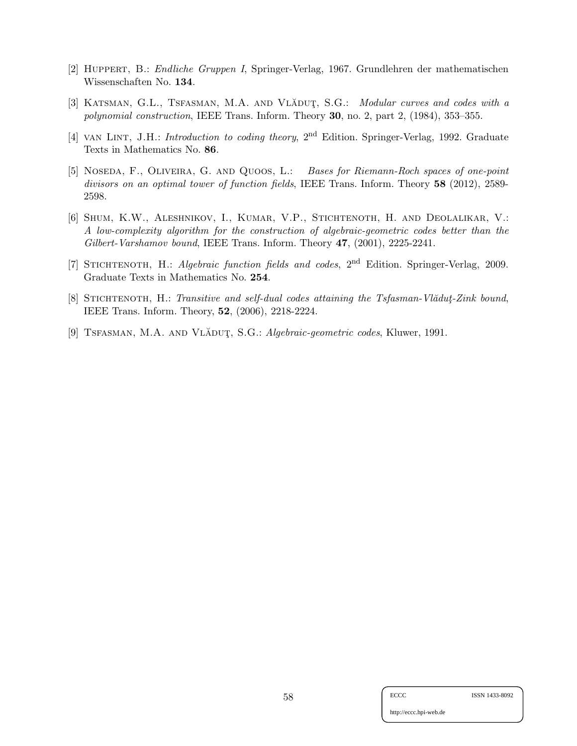[2] Huppert, B.: *Endliche Gruppen I*, Springer-Verlag, 1967. Grundlehren der mathematischen Wissenschaften No. **134**.

[3] Katsman, G.L., Tsfasman, M.A. and Vlăduţ, S.G.: *Modular curves and codes with a polynomial construction*, IEEE Trans. Inform. Theory **30**, no. 2, part 2, (1984), 353–355.

[4] van Lint, J.H.: *Introduction to coding theory*, 2nd Edition. Springer-Verlag, 1992. Graduate Texts in Mathematics No. **86**.

[5] Noseda, F., Oliveira, G. and Quoos, L.: *Bases for Riemann-Roch spaces of one-point divisors on an optimal tower of function fields*, IEEE Trans. Inform. Theory **58** (2012), 2589-2598.

[6] Shum, K.W., Aleshnikov, I., Kumar, V.P., Stichtenoth, H. and Deolalikar, V.: *A low-complexity algorithm for the construction of algebraic-geometric codes better than the Gilbert-Varshamov bound*, IEEE Trans. Inform. Theory **47**, (2001), 2225-2241.

[7] Stichtenoth, H.: *Algebraic function fields and codes*, 2nd Edition. Springer-Verlag, 2009. Graduate Texts in Mathematics No. **254**.

[8] Stichtenoth, H.: *Transitive and self-dual codes attaining the Tsfasman-Vlăduţ-Zink bound*, IEEE Trans. Inform. Theory, **52**, (2006), 2218-2224.

[9] Tsfasman, M.A. and Vlăduţ, S.G.: *Algebraic-geometric codes*, Kluwer, 1991.

ECCC ISSN 1433-8092

http://eccc.hpi-web.de